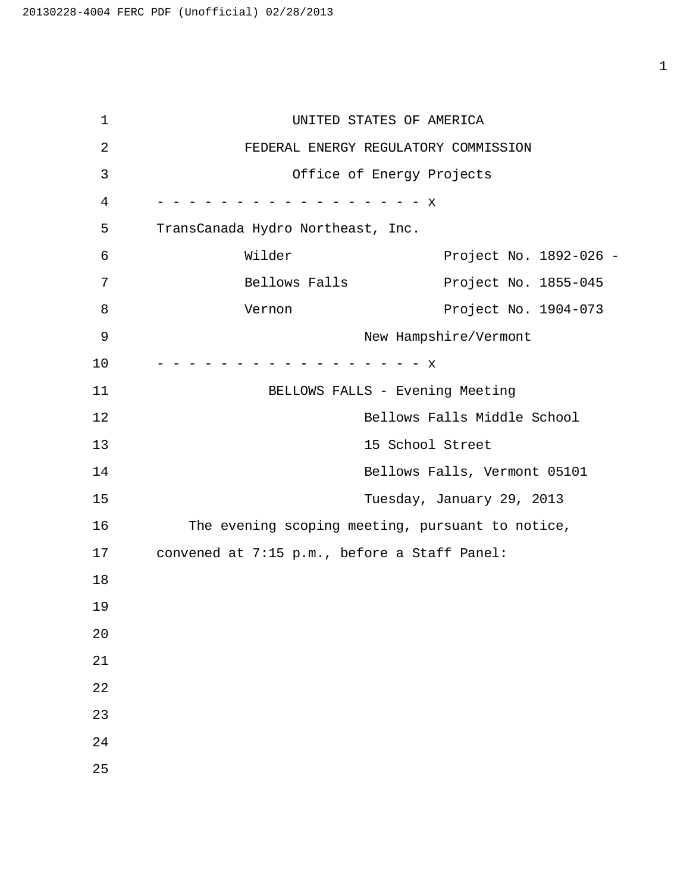UNITED STATES OF AMERICA

FEDERAL ENERGY REGULATORY COMMISSION

Office of Energy Projects

- - - - - - - - - - - - - - - - - - - x

TransCanada Hydro Northeast, Inc.

| | |
|---|---|
| Wilder | Project No. 1892-026 - |
| Bellows Falls | Project No. 1855-045 |
| Vernon | Project No. 1904-073 |

New Hampshire/Vermont

- - - - - - - - - - - - - - - - - - - x

BELLOWS FALLS - Evening Meeting

Bellows Falls Middle School
15 School Street
Bellows Falls, Vermont 05101
Tuesday, January 29, 2013

The evening scoping meeting, pursuant to notice, convened at 7:15 p.m., before a Staff Panel: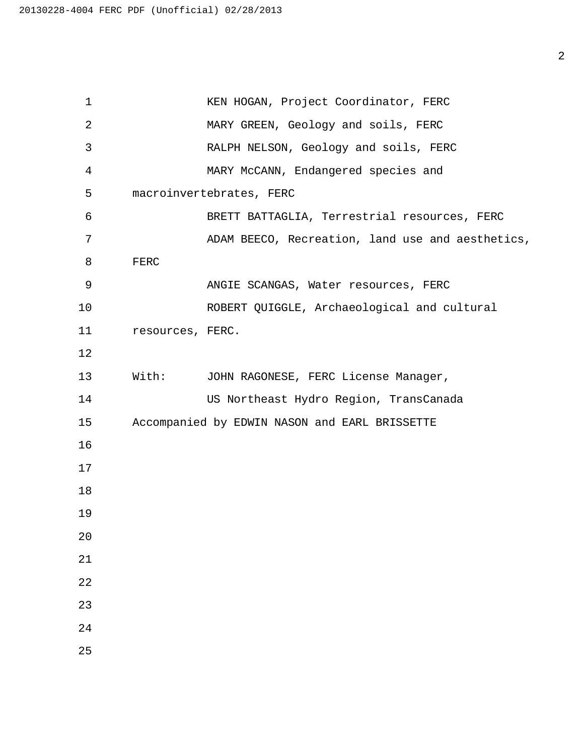KEN HOGAN, Project Coordinator, FERC

MARY GREEN, Geology and soils, FERC

RALPH NELSON, Geology and soils, FERC

MARY McCANN, Endangered species and macroinvertebrates, FERC

BRETT BATTAGLIA, Terrestrial resources, FERC

ADAM BEECO, Recreation, land use and aesthetics, FERC

ANGIE SCANGAS, Water resources, FERC

ROBERT QUIGGLE, Archaeological and cultural resources, FERC.

With: JOHN RAGONESE, FERC License Manager, US Northeast Hydro Region, TransCanada

Accompanied by EDWIN NASON and EARL BRISSETTE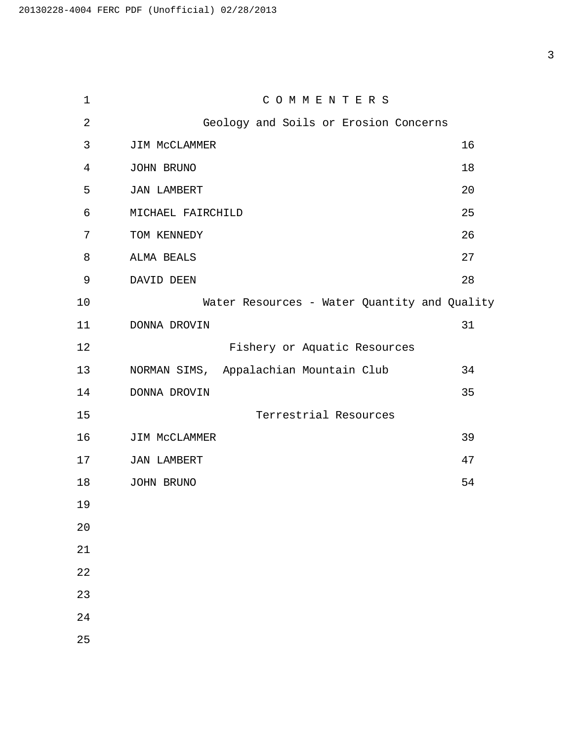# C O M M E N T E R S

## Geology and Soils or Erosion Concerns

| | |
|---|---|
| JIM McCLAMMER | 16 |
| JOHN BRUNO | 18 |
| JAN LAMBERT | 20 |
| MICHAEL FAIRCHILD | 25 |
| TOM KENNEDY | 26 |
| ALMA BEALS | 27 |
| DAVID DEEN | 28 |

## Water Resources - Water Quantity and Quality

| | |
|---|---|
| DONNA DROVIN | 31 |

## Fishery or Aquatic Resources

| | |
|---|---|
| NORMAN SIMS, Appalachian Mountain Club | 34 |
| DONNA DROVIN | 35 |

## Terrestrial Resources

| | |
|---|---|
| JIM McCLAMMER | 39 |
| JAN LAMBERT | 47 |
| JOHN BRUNO | 54 |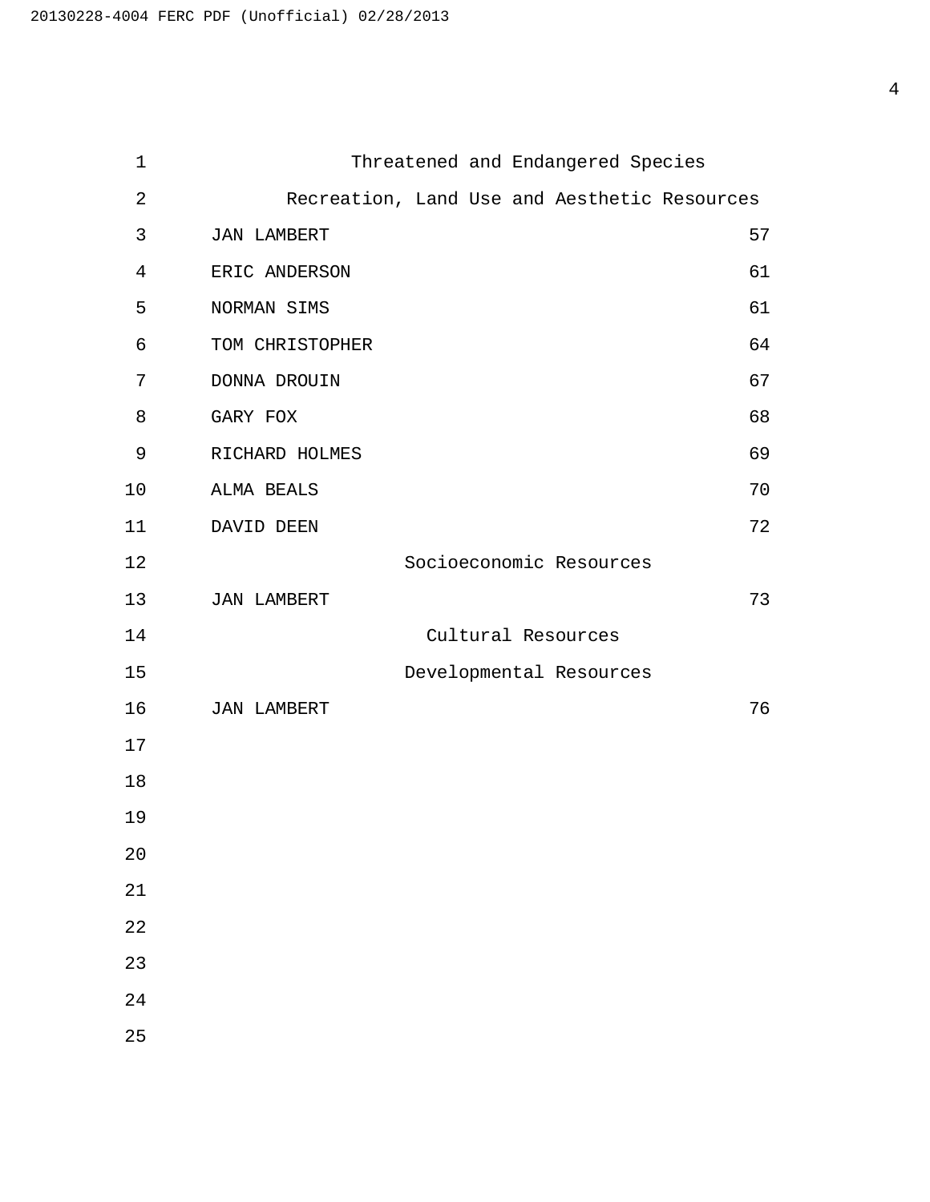Threatened and Endangered Species

Recreation, Land Use and Aesthetic Resources

| | |
|---|---|
| JAN LAMBERT | 57 |
| ERIC ANDERSON | 61 |
| NORMAN SIMS | 61 |
| TOM CHRISTOPHER | 64 |
| DONNA DROUIN | 67 |
| GARY FOX | 68 |
| RICHARD HOLMES | 69 |
| ALMA BEALS | 70 |
| DAVID DEEN | 72 |

Socioeconomic Resources

| | |
|---|---|
| JAN LAMBERT | 73 |

Cultural Resources

Developmental Resources

| | |
|---|---|
| JAN LAMBERT | 76 |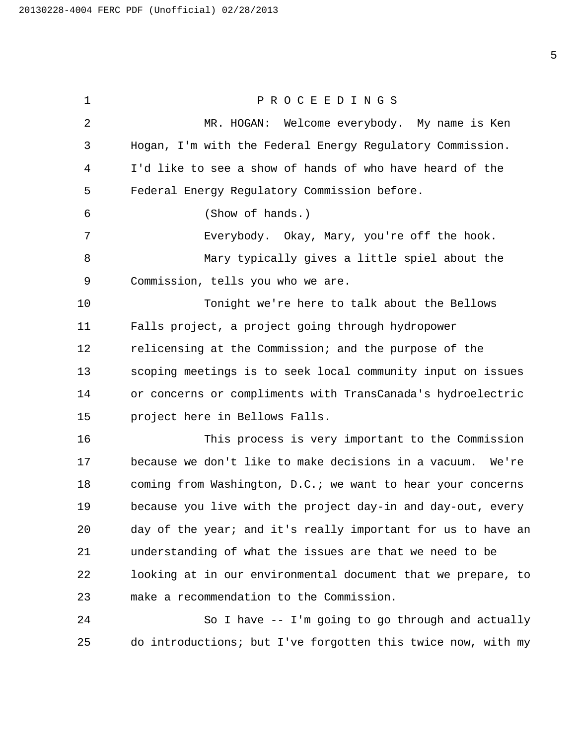P R O C E E D I N G S

MR. HOGAN: Welcome everybody. My name is Ken Hogan, I'm with the Federal Energy Regulatory Commission. I'd like to see a show of hands of who have heard of the Federal Energy Regulatory Commission before.

(Show of hands.)

Everybody. Okay, Mary, you're off the hook.

Mary typically gives a little spiel about the Commission, tells you who we are.

Tonight we're here to talk about the Bellows Falls project, a project going through hydropower relicensing at the Commission; and the purpose of the scoping meetings is to seek local community input on issues or concerns or compliments with TransCanada's hydroelectric project here in Bellows Falls.

This process is very important to the Commission because we don't like to make decisions in a vacuum. We're coming from Washington, D.C.; we want to hear your concerns because you live with the project day-in and day-out, every day of the year; and it's really important for us to have an understanding of what the issues are that we need to be looking at in our environmental document that we prepare, to make a recommendation to the Commission.

So I have -- I'm going to go through and actually do introductions; but I've forgotten this twice now, with my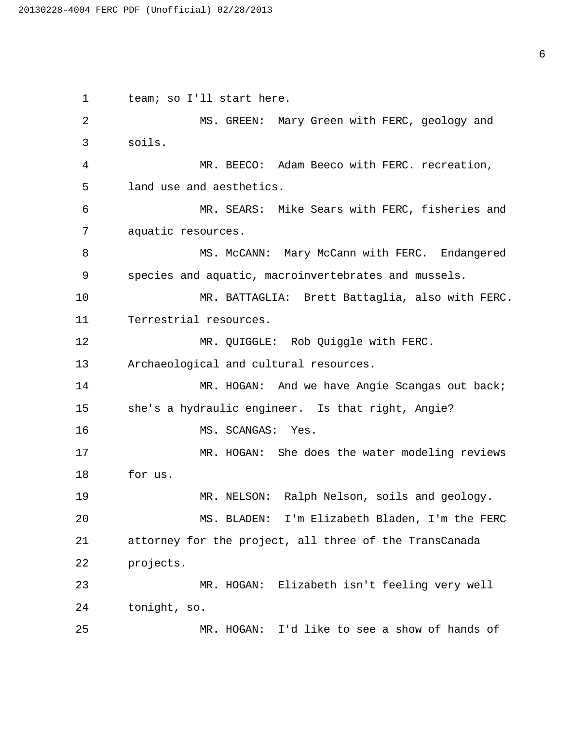team; so I'll start here.

MS. GREEN: Mary Green with FERC, geology and soils.

MR. BEECO: Adam Beeco with FERC. recreation, land use and aesthetics.

MR. SEARS: Mike Sears with FERC, fisheries and aquatic resources.

MS. McCANN: Mary McCann with FERC. Endangered species and aquatic, macroinvertebrates and mussels.

MR. BATTAGLIA: Brett Battaglia, also with FERC. Terrestrial resources.

MR. QUIGGLE: Rob Quiggle with FERC. Archaeological and cultural resources.

MR. HOGAN: And we have Angie Scangas out back; she's a hydraulic engineer. Is that right, Angie?

MS. SCANGAS: Yes.

MR. HOGAN: She does the water modeling reviews for us.

MR. NELSON: Ralph Nelson, soils and geology.

MS. BLADEN: I'm Elizabeth Bladen, I'm the FERC attorney for the project, all three of the TransCanada projects.

MR. HOGAN: Elizabeth isn't feeling very well tonight, so.

MR. HOGAN: I'd like to see a show of hands of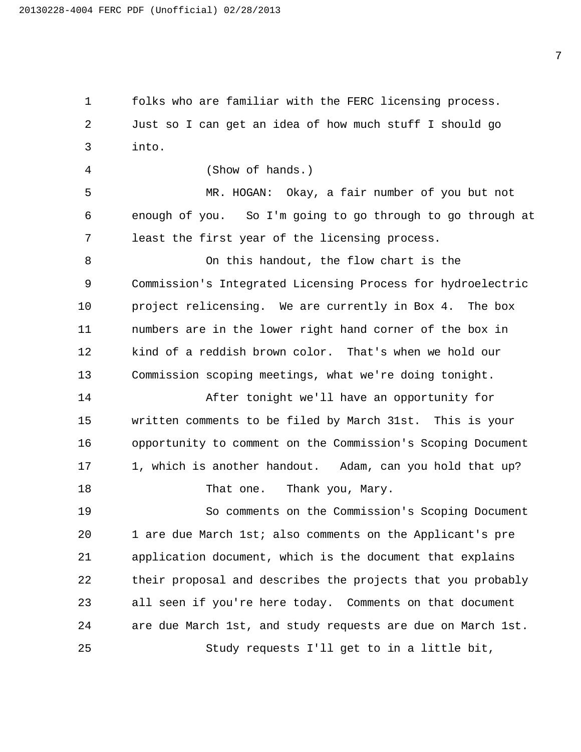folks who are familiar with the FERC licensing process. Just so I can get an idea of how much stuff I should go into.

(Show of hands.)

MR. HOGAN: Okay, a fair number of you but not enough of you. So I'm going to go through to go through at least the first year of the licensing process.

On this handout, the flow chart is the Commission's Integrated Licensing Process for hydroelectric project relicensing. We are currently in Box 4. The box numbers are in the lower right hand corner of the box in kind of a reddish brown color. That's when we hold our Commission scoping meetings, what we're doing tonight.

After tonight we'll have an opportunity for written comments to be filed by March 31st. This is your opportunity to comment on the Commission's Scoping Document 1, which is another handout. Adam, can you hold that up?

That one. Thank you, Mary.

So comments on the Commission's Scoping Document 1 are due March 1st; also comments on the Applicant's pre application document, which is the document that explains their proposal and describes the projects that you probably all seen if you're here today. Comments on that document are due March 1st, and study requests are due on March 1st.

Study requests I'll get to in a little bit,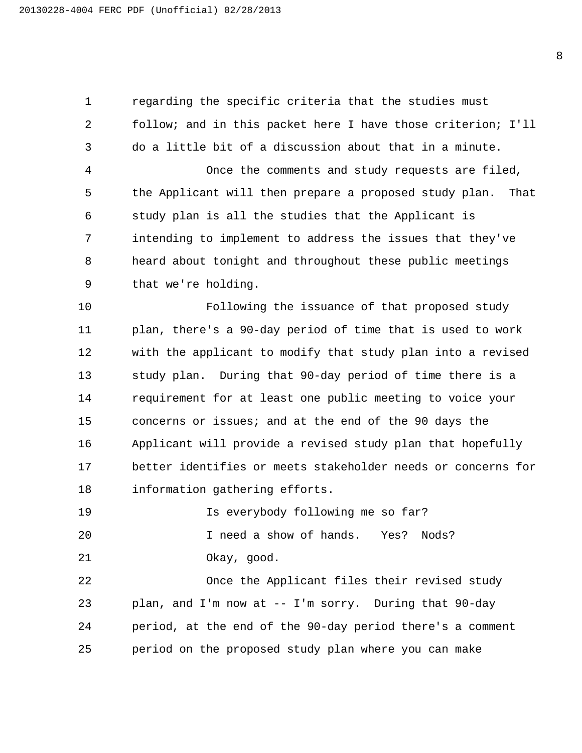regarding the specific criteria that the studies must follow; and in this packet here I have those criterion; I'll do a little bit of a discussion about that in a minute.

Once the comments and study requests are filed, the Applicant will then prepare a proposed study plan. That study plan is all the studies that the Applicant is intending to implement to address the issues that they've heard about tonight and throughout these public meetings that we're holding.

Following the issuance of that proposed study plan, there's a 90-day period of time that is used to work with the applicant to modify that study plan into a revised study plan. During that 90-day period of time there is a requirement for at least one public meeting to voice your concerns or issues; and at the end of the 90 days the Applicant will provide a revised study plan that hopefully better identifies or meets stakeholder needs or concerns for information gathering efforts.

Is everybody following me so far?

I need a show of hands. Yes? Nods?

Okay, good.

Once the Applicant files their revised study plan, and I'm now at -- I'm sorry. During that 90-day period, at the end of the 90-day period there's a comment period on the proposed study plan where you can make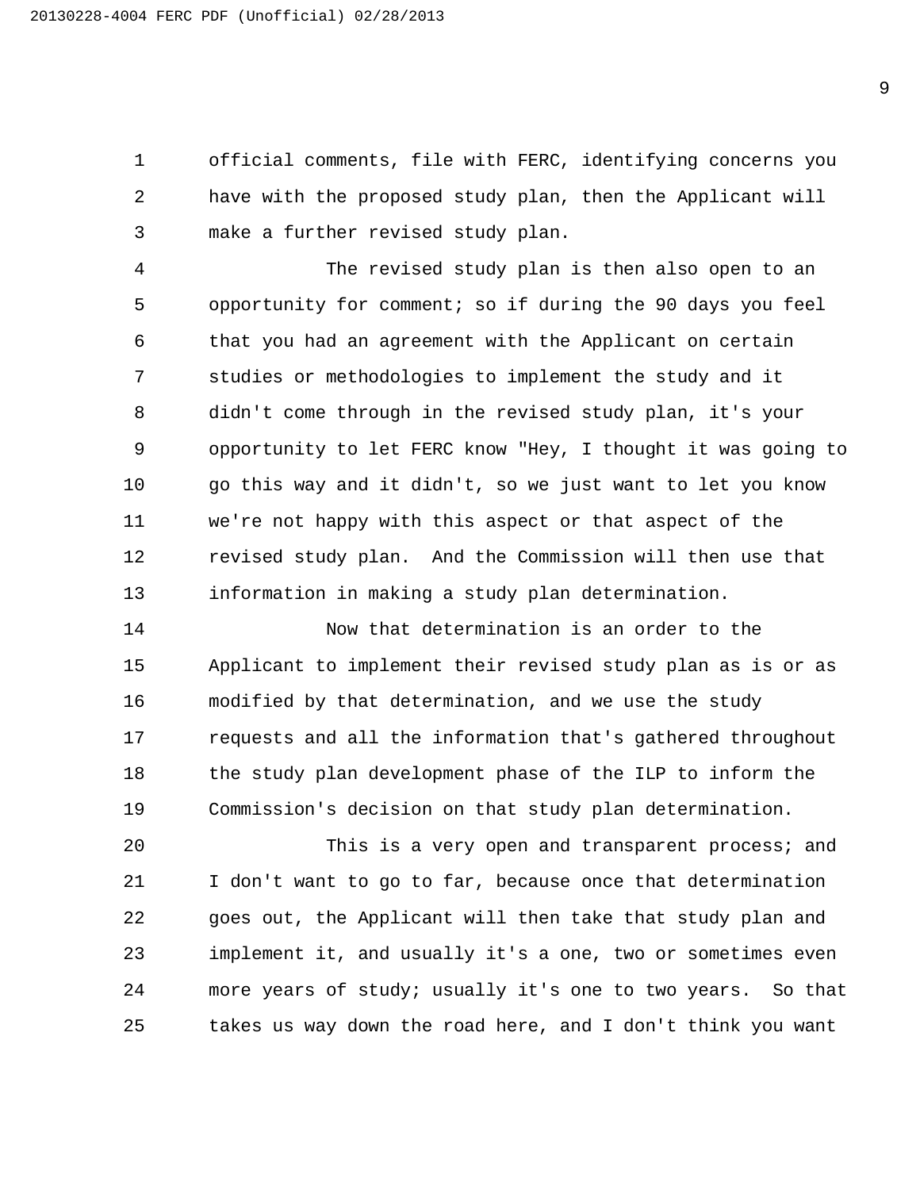official comments, file with FERC, identifying concerns you have with the proposed study plan, then the Applicant will make a further revised study plan.

The revised study plan is then also open to an opportunity for comment; so if during the 90 days you feel that you had an agreement with the Applicant on certain studies or methodologies to implement the study and it didn't come through in the revised study plan, it's your opportunity to let FERC know "Hey, I thought it was going to go this way and it didn't, so we just want to let you know we're not happy with this aspect or that aspect of the revised study plan. And the Commission will then use that information in making a study plan determination.

Now that determination is an order to the Applicant to implement their revised study plan as is or as modified by that determination, and we use the study requests and all the information that's gathered throughout the study plan development phase of the ILP to inform the Commission's decision on that study plan determination.

This is a very open and transparent process; and I don't want to go to far, because once that determination goes out, the Applicant will then take that study plan and implement it, and usually it's a one, two or sometimes even more years of study; usually it's one to two years. So that takes us way down the road here, and I don't think you want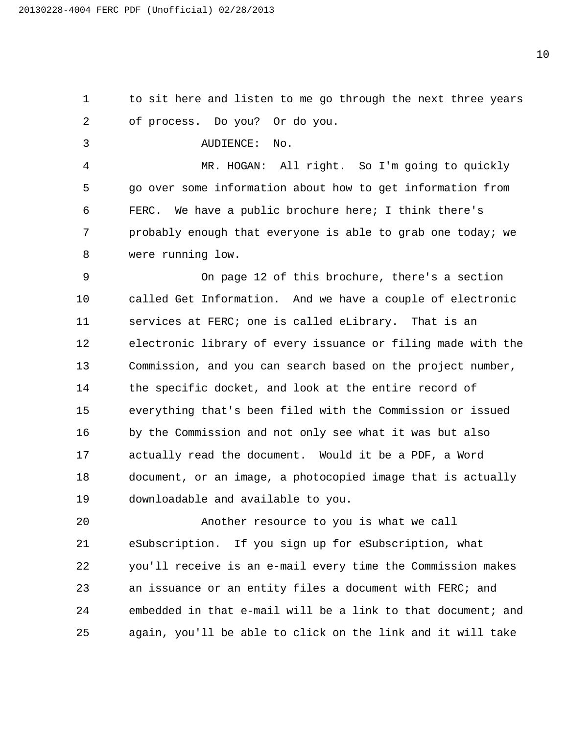to sit here and listen to me go through the next three years of process. Do you? Or do you.

AUDIENCE: No.

MR. HOGAN: All right. So I'm going to quickly go over some information about how to get information from FERC. We have a public brochure here; I think there's probably enough that everyone is able to grab one today; we were running low.

On page 12 of this brochure, there's a section called Get Information. And we have a couple of electronic services at FERC; one is called eLibrary. That is an electronic library of every issuance or filing made with the Commission, and you can search based on the project number, the specific docket, and look at the entire record of everything that's been filed with the Commission or issued by the Commission and not only see what it was but also actually read the document. Would it be a PDF, a Word document, or an image, a photocopied image that is actually downloadable and available to you.

Another resource to you is what we call eSubscription. If you sign up for eSubscription, what you'll receive is an e-mail every time the Commission makes an issuance or an entity files a document with FERC; and embedded in that e-mail will be a link to that document; and again, you'll be able to click on the link and it will take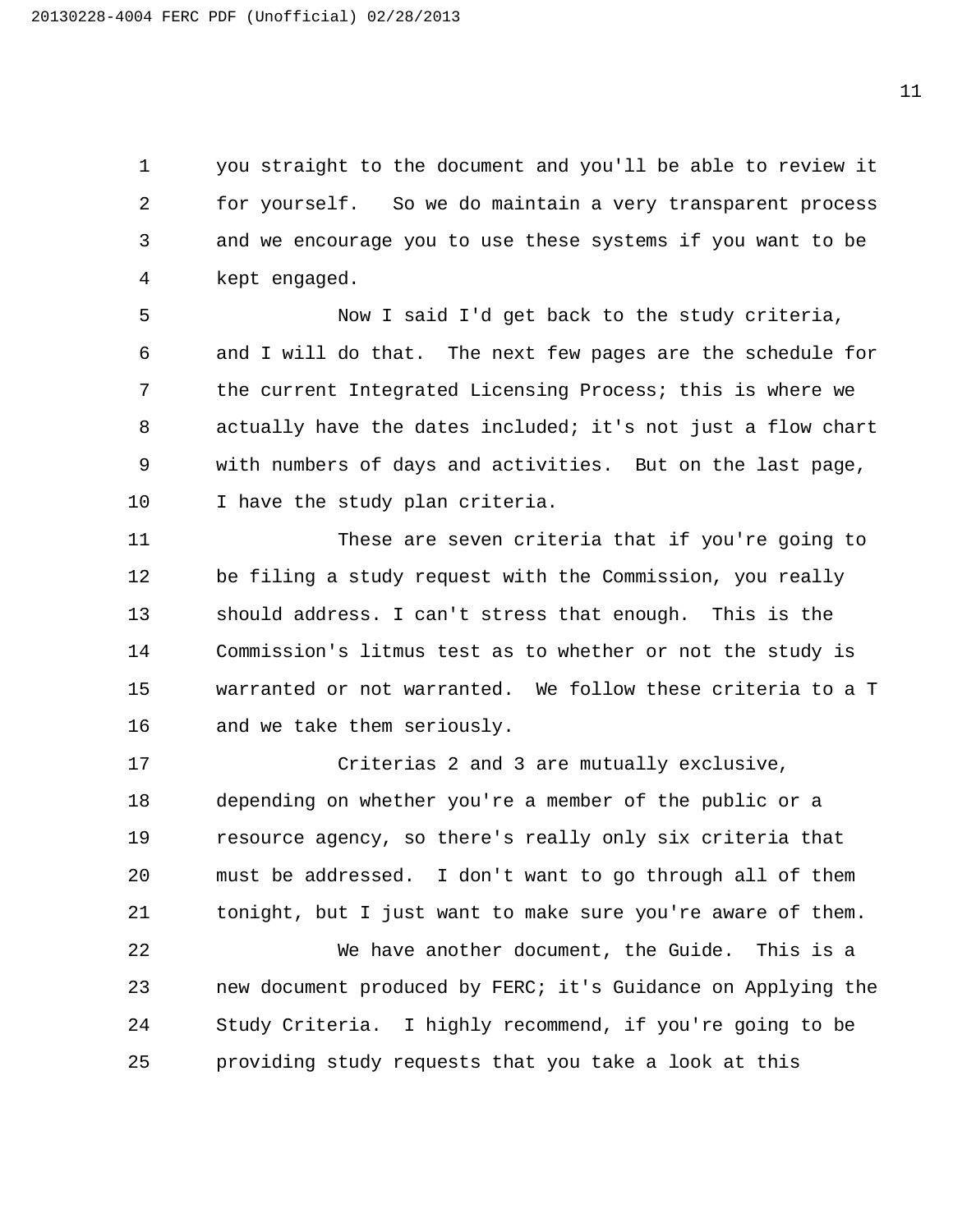you straight to the document and you'll be able to review it for yourself. So we do maintain a very transparent process and we encourage you to use these systems if you want to be kept engaged.

Now I said I'd get back to the study criteria, and I will do that. The next few pages are the schedule for the current Integrated Licensing Process; this is where we actually have the dates included; it's not just a flow chart with numbers of days and activities. But on the last page, I have the study plan criteria.

These are seven criteria that if you're going to be filing a study request with the Commission, you really should address. I can't stress that enough. This is the Commission's litmus test as to whether or not the study is warranted or not warranted. We follow these criteria to a T and we take them seriously.

Criterias 2 and 3 are mutually exclusive, depending on whether you're a member of the public or a resource agency, so there's really only six criteria that must be addressed. I don't want to go through all of them tonight, but I just want to make sure you're aware of them.

We have another document, the Guide. This is a new document produced by FERC; it's Guidance on Applying the Study Criteria. I highly recommend, if you're going to be providing study requests that you take a look at this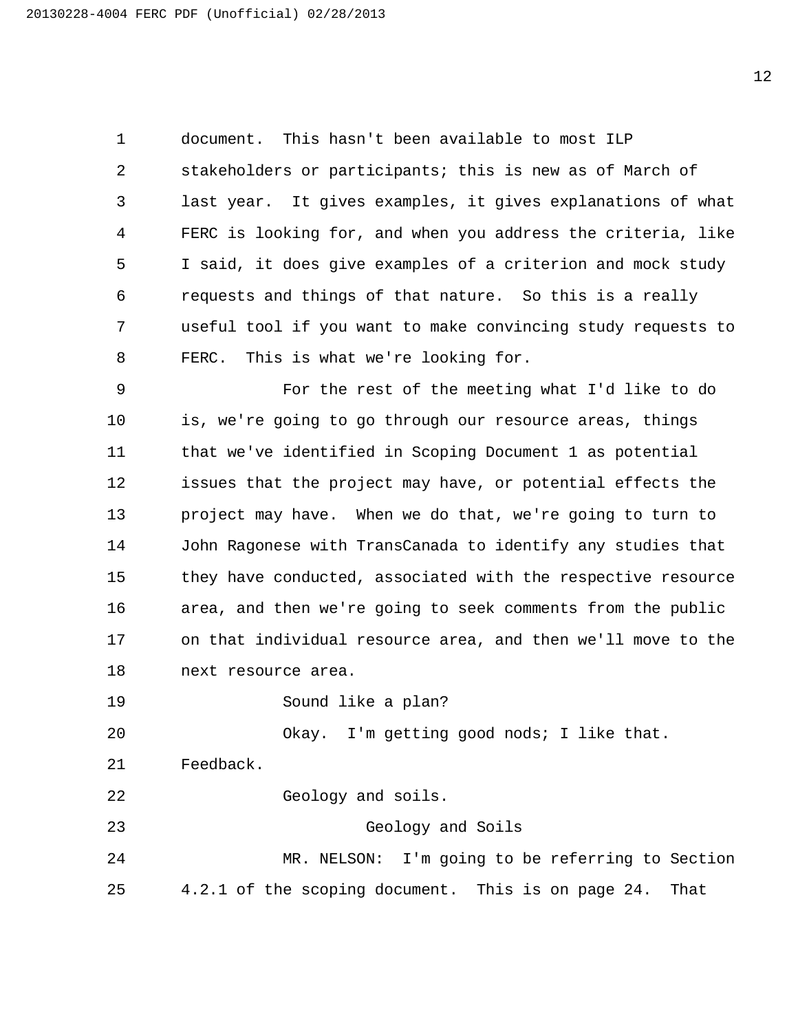document. This hasn't been available to most ILP stakeholders or participants; this is new as of March of last year. It gives examples, it gives explanations of what FERC is looking for, and when you address the criteria, like I said, it does give examples of a criterion and mock study requests and things of that nature. So this is a really useful tool if you want to make convincing study requests to FERC. This is what we're looking for.

For the rest of the meeting what I'd like to do is, we're going to go through our resource areas, things that we've identified in Scoping Document 1 as potential issues that the project may have, or potential effects the project may have. When we do that, we're going to turn to John Ragonese with TransCanada to identify any studies that they have conducted, associated with the respective resource area, and then we're going to seek comments from the public on that individual resource area, and then we'll move to the next resource area.

Sound like a plan?

Okay. I'm getting good nods; I like that. Feedback.

Geology and soils.

## Geology and Soils

MR. NELSON: I'm going to be referring to Section 4.2.1 of the scoping document. This is on page 24. That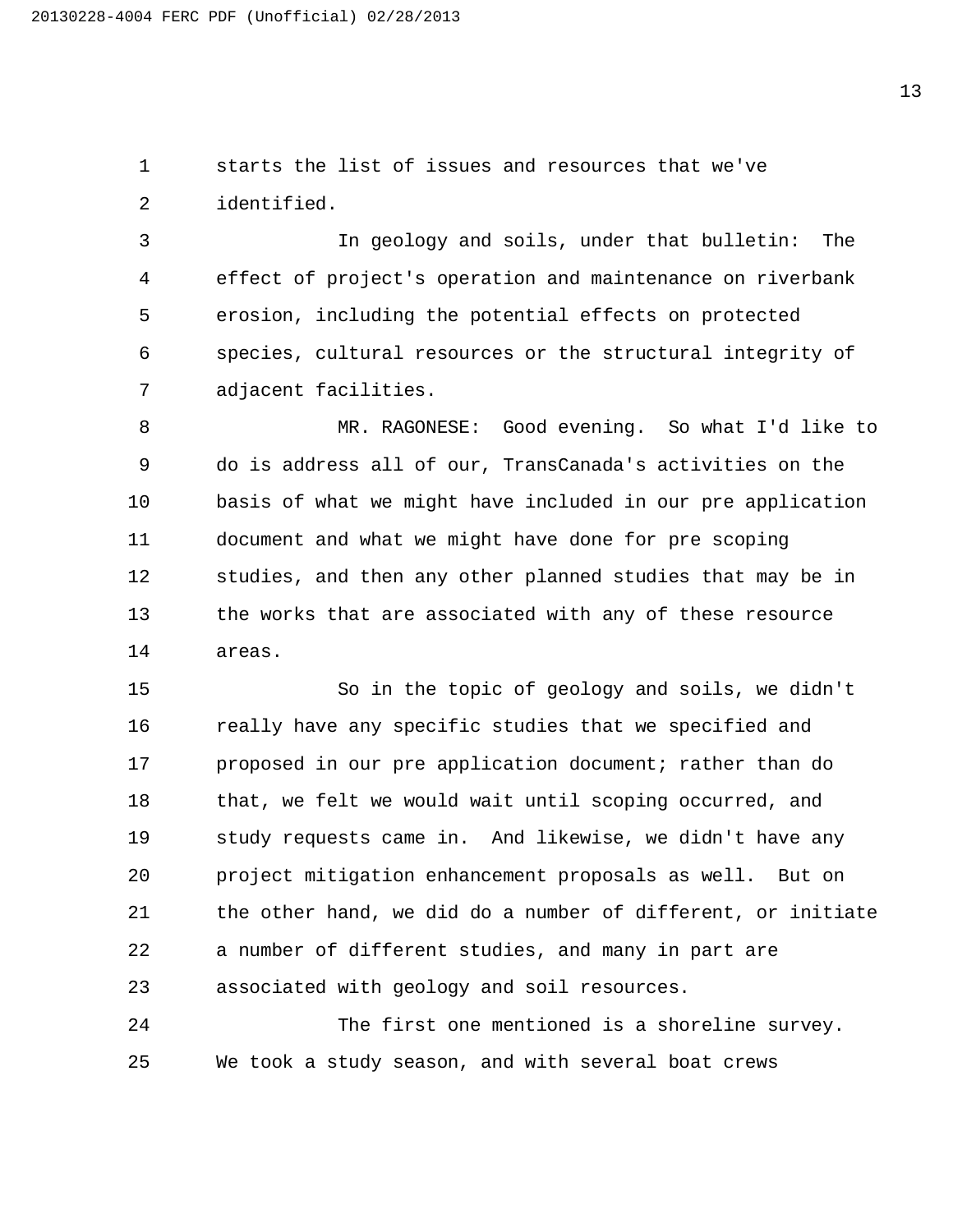starts the list of issues and resources that we've identified.

In geology and soils, under that bulletin: The effect of project's operation and maintenance on riverbank erosion, including the potential effects on protected species, cultural resources or the structural integrity of adjacent facilities.

MR. RAGONESE: Good evening. So what I'd like to do is address all of our, TransCanada's activities on the basis of what we might have included in our pre application document and what we might have done for pre scoping studies, and then any other planned studies that may be in the works that are associated with any of these resource areas.

So in the topic of geology and soils, we didn't really have any specific studies that we specified and proposed in our pre application document; rather than do that, we felt we would wait until scoping occurred, and study requests came in. And likewise, we didn't have any project mitigation enhancement proposals as well. But on the other hand, we did do a number of different, or initiate a number of different studies, and many in part are associated with geology and soil resources.

The first one mentioned is a shoreline survey. We took a study season, and with several boat crews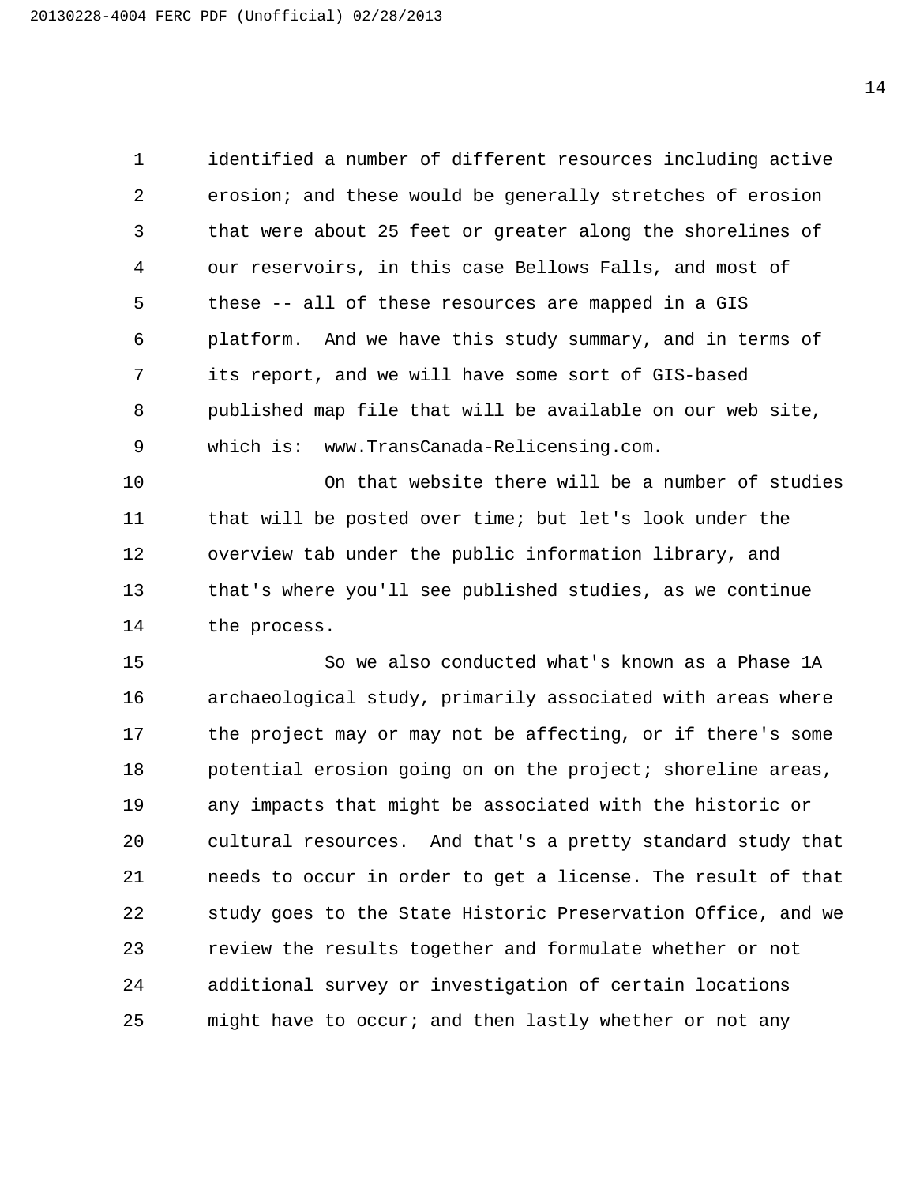identified a number of different resources including active erosion; and these would be generally stretches of erosion that were about 25 feet or greater along the shorelines of our reservoirs, in this case Bellows Falls, and most of these -- all of these resources are mapped in a GIS platform. And we have this study summary, and in terms of its report, and we will have some sort of GIS-based published map file that will be available on our web site, which is: www.TransCanada-Relicensing.com.

On that website there will be a number of studies that will be posted over time; but let's look under the overview tab under the public information library, and that's where you'll see published studies, as we continue the process.

So we also conducted what's known as a Phase 1A archaeological study, primarily associated with areas where the project may or may not be affecting, or if there's some potential erosion going on on the project; shoreline areas, any impacts that might be associated with the historic or cultural resources. And that's a pretty standard study that needs to occur in order to get a license. The result of that study goes to the State Historic Preservation Office, and we review the results together and formulate whether or not additional survey or investigation of certain locations might have to occur; and then lastly whether or not any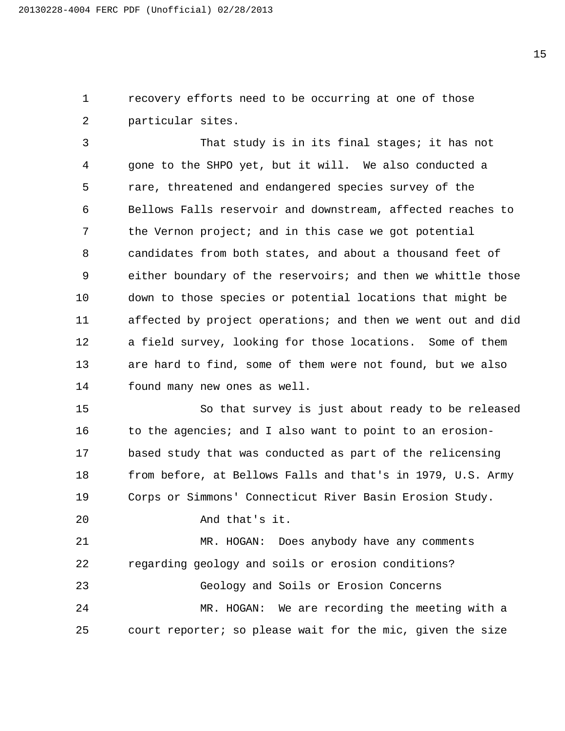recovery efforts need to be occurring at one of those particular sites.

That study is in its final stages; it has not gone to the SHPO yet, but it will. We also conducted a rare, threatened and endangered species survey of the Bellows Falls reservoir and downstream, affected reaches to the Vernon project; and in this case we got potential candidates from both states, and about a thousand feet of either boundary of the reservoirs; and then we whittle those down to those species or potential locations that might be affected by project operations; and then we went out and did a field survey, looking for those locations. Some of them are hard to find, some of them were not found, but we also found many new ones as well.

So that survey is just about ready to be released to the agencies; and I also want to point to an erosion-based study that was conducted as part of the relicensing from before, at Bellows Falls and that's in 1979, U.S. Army Corps or Simmons' Connecticut River Basin Erosion Study.

And that's it.

MR. HOGAN: Does anybody have any comments regarding geology and soils or erosion conditions?

Geology and Soils or Erosion Concerns

MR. HOGAN: We are recording the meeting with a court reporter; so please wait for the mic, given the size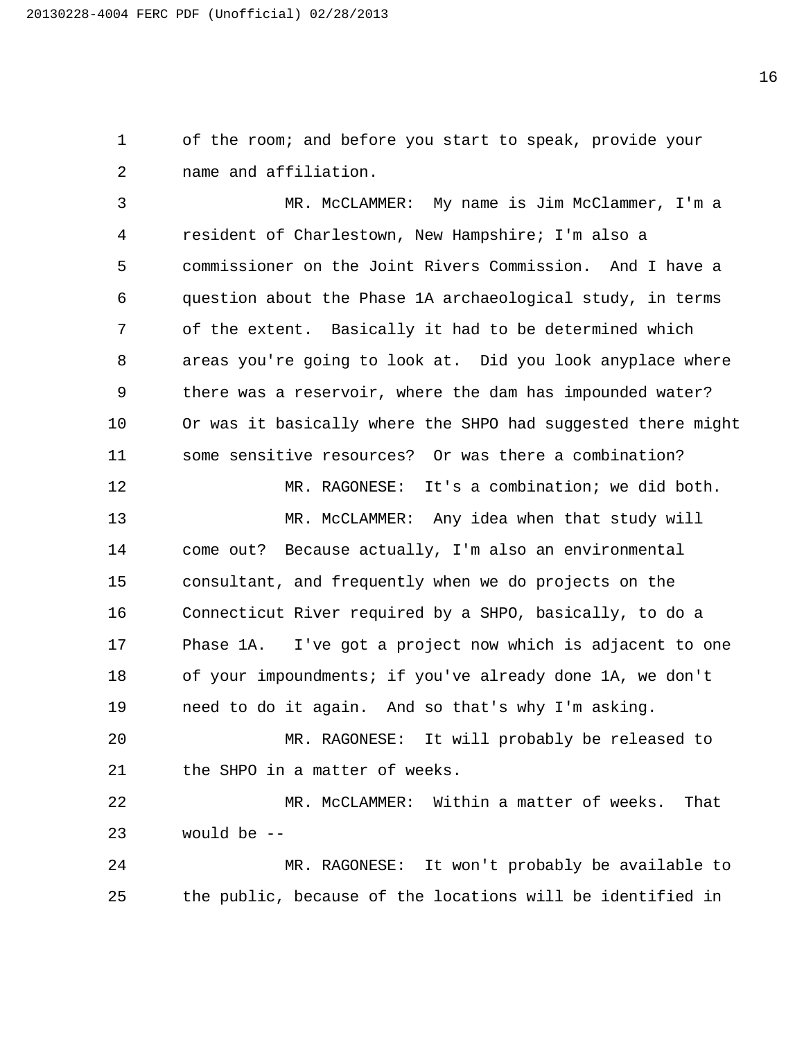of the room; and before you start to speak, provide your name and affiliation.

MR. McCLAMMER: My name is Jim McClammer, I'm a resident of Charlestown, New Hampshire; I'm also a commissioner on the Joint Rivers Commission. And I have a question about the Phase 1A archaeological study, in terms of the extent. Basically it had to be determined which areas you're going to look at. Did you look anyplace where there was a reservoir, where the dam has impounded water? Or was it basically where the SHPO had suggested there might some sensitive resources? Or was there a combination?

MR. RAGONESE: It's a combination; we did both.

MR. McCLAMMER: Any idea when that study will come out? Because actually, I'm also an environmental consultant, and frequently when we do projects on the Connecticut River required by a SHPO, basically, to do a Phase 1A. I've got a project now which is adjacent to one of your impoundments; if you've already done 1A, we don't need to do it again. And so that's why I'm asking.

MR. RAGONESE: It will probably be released to the SHPO in a matter of weeks.

MR. McCLAMMER: Within a matter of weeks. That would be --

MR. RAGONESE: It won't probably be available to the public, because of the locations will be identified in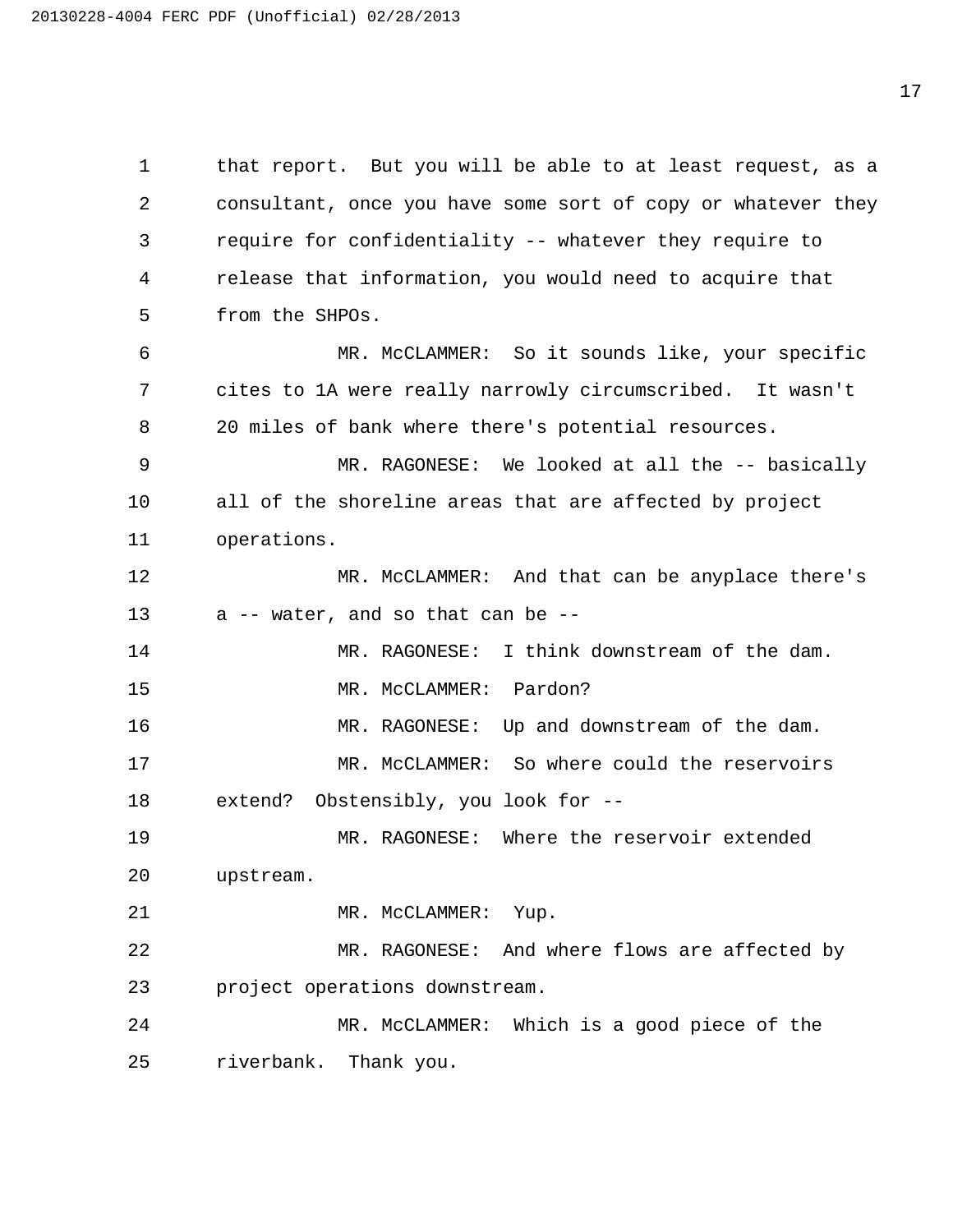that report. But you will be able to at least request, as a consultant, once you have some sort of copy or whatever they require for confidentiality -- whatever they require to release that information, you would need to acquire that from the SHPOs.

MR. McCLAMMER: So it sounds like, your specific cites to 1A were really narrowly circumscribed. It wasn't 20 miles of bank where there's potential resources.

MR. RAGONESE: We looked at all the -- basically all of the shoreline areas that are affected by project operations.

MR. McCLAMMER: And that can be anyplace there's a -- water, and so that can be --

MR. RAGONESE: I think downstream of the dam.

MR. McCLAMMER: Pardon?

MR. RAGONESE: Up and downstream of the dam.

MR. McCLAMMER: So where could the reservoirs extend? Obstensibly, you look for --

MR. RAGONESE: Where the reservoir extended upstream.

MR. McCLAMMER: Yup.

MR. RAGONESE: And where flows are affected by project operations downstream.

MR. McCLAMMER: Which is a good piece of the riverbank. Thank you.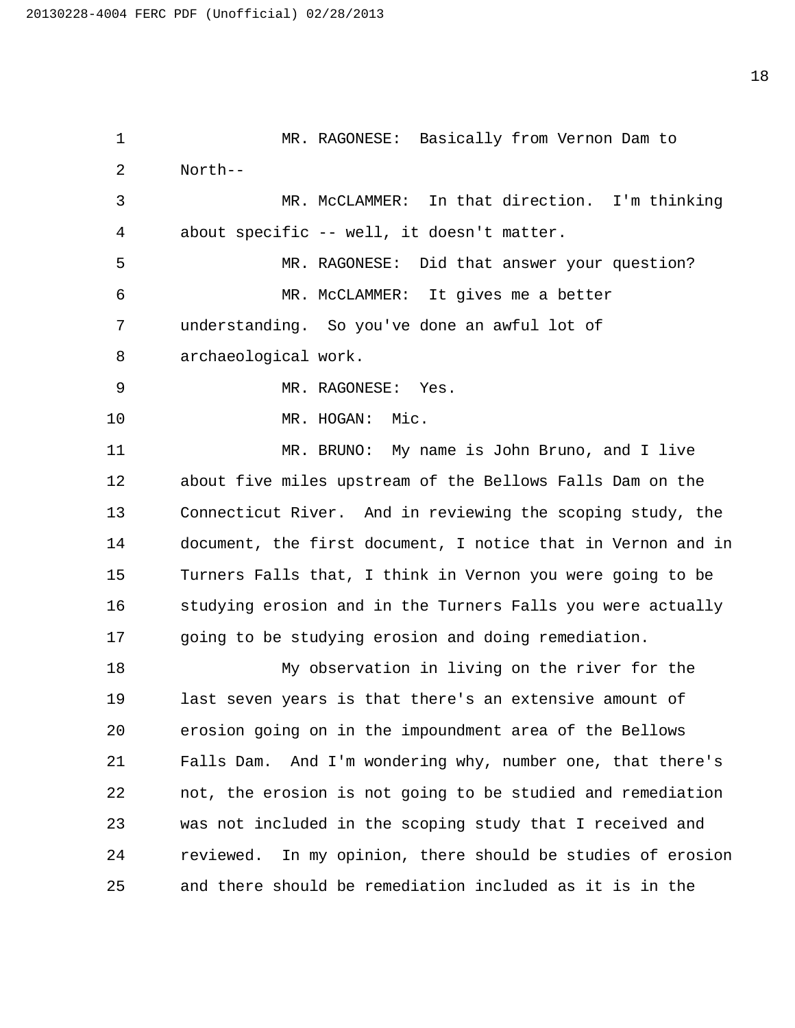MR. RAGONESE: Basically from Vernon Dam to North--

MR. McCLAMMER: In that direction. I'm thinking about specific -- well, it doesn't matter.

MR. RAGONESE: Did that answer your question?

MR. McCLAMMER: It gives me a better understanding. So you've done an awful lot of archaeological work.

MR. RAGONESE: Yes.

MR. HOGAN: Mic.

MR. BRUNO: My name is John Bruno, and I live about five miles upstream of the Bellows Falls Dam on the Connecticut River. And in reviewing the scoping study, the document, the first document, I notice that in Vernon and in Turners Falls that, I think in Vernon you were going to be studying erosion and in the Turners Falls you were actually going to be studying erosion and doing remediation.

My observation in living on the river for the last seven years is that there's an extensive amount of erosion going on in the impoundment area of the Bellows Falls Dam. And I'm wondering why, number one, that there's not, the erosion is not going to be studied and remediation was not included in the scoping study that I received and reviewed. In my opinion, there should be studies of erosion and there should be remediation included as it is in the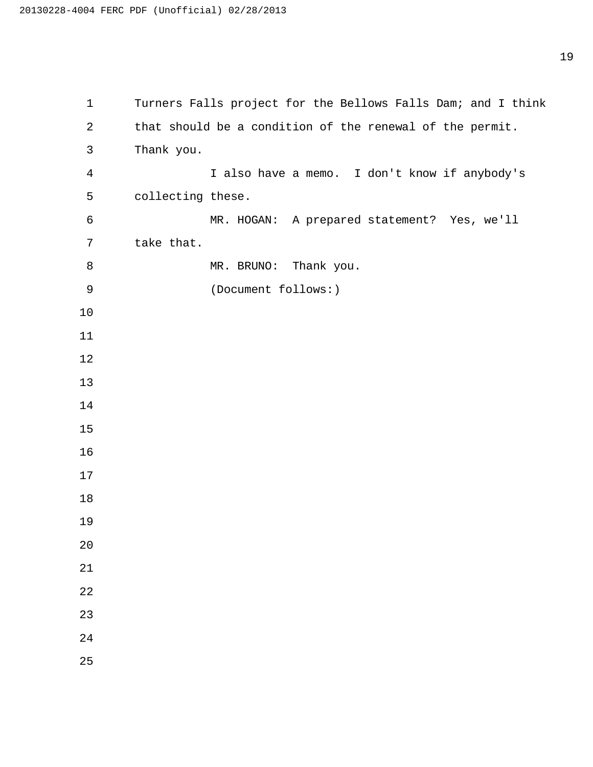Turners Falls project for the Bellows Falls Dam; and I think that should be a condition of the renewal of the permit. Thank you.

I also have a memo. I don't know if anybody's collecting these.

MR. HOGAN: A prepared statement? Yes, we'll take that.

MR. BRUNO: Thank you.

(Document follows:)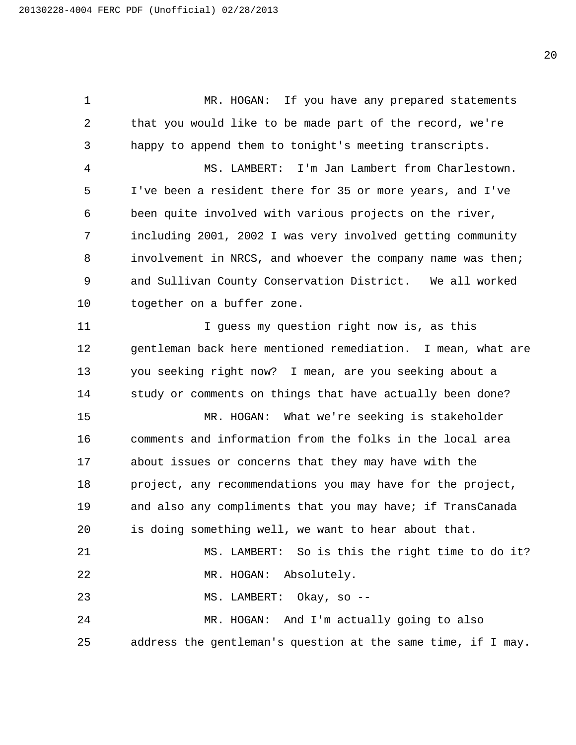MR. HOGAN: If you have any prepared statements that you would like to be made part of the record, we're happy to append them to tonight's meeting transcripts.

MS. LAMBERT: I'm Jan Lambert from Charlestown. I've been a resident there for 35 or more years, and I've been quite involved with various projects on the river, including 2001, 2002 I was very involved getting community involvement in NRCS, and whoever the company name was then; and Sullivan County Conservation District. We all worked together on a buffer zone.

I guess my question right now is, as this gentleman back here mentioned remediation. I mean, what are you seeking right now? I mean, are you seeking about a study or comments on things that have actually been done?

MR. HOGAN: What we're seeking is stakeholder comments and information from the folks in the local area about issues or concerns that they may have with the project, any recommendations you may have for the project, and also any compliments that you may have; if TransCanada is doing something well, we want to hear about that.

MS. LAMBERT: So is this the right time to do it?

MR. HOGAN: Absolutely.

MS. LAMBERT: Okay, so --

MR. HOGAN: And I'm actually going to also address the gentleman's question at the same time, if I may.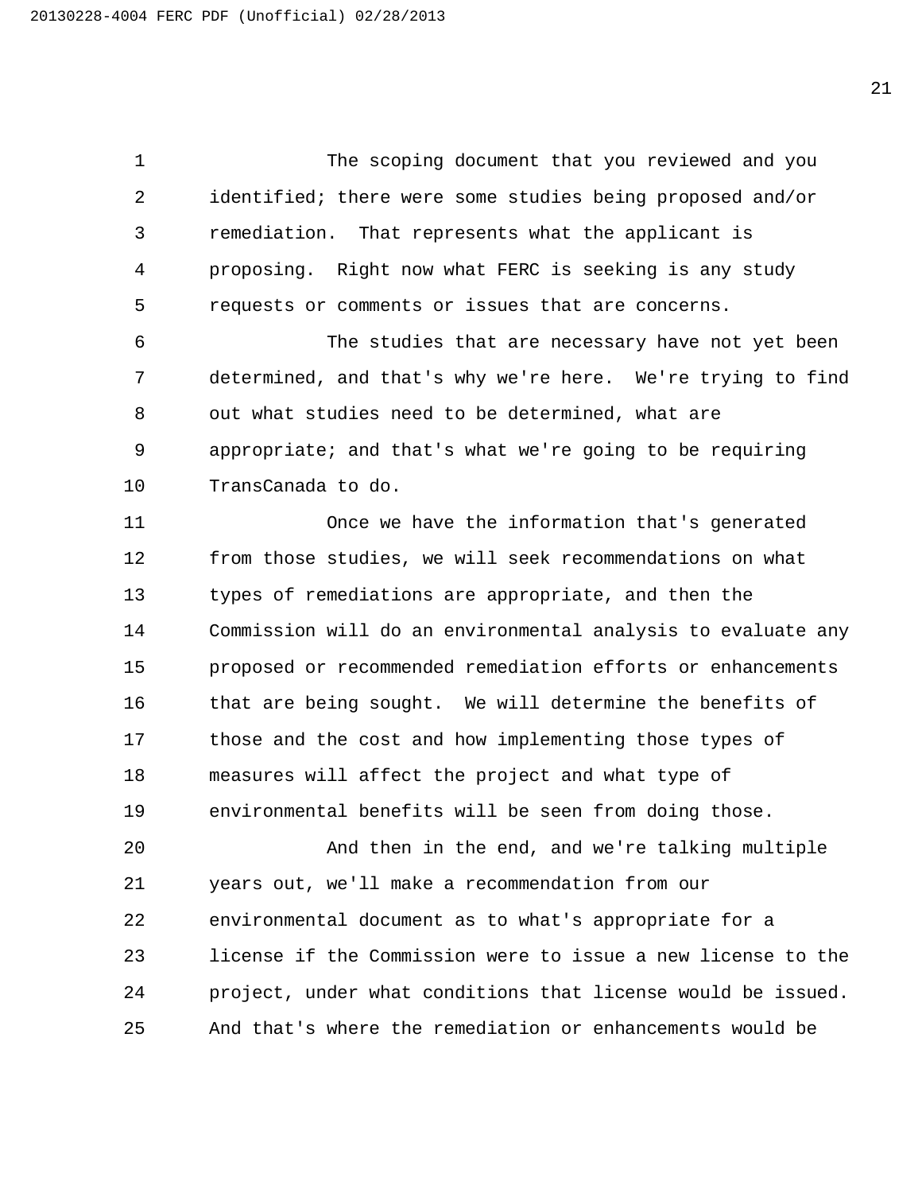The scoping document that you reviewed and you identified; there were some studies being proposed and/or remediation. That represents what the applicant is proposing. Right now what FERC is seeking is any study requests or comments or issues that are concerns.

The studies that are necessary have not yet been determined, and that's why we're here. We're trying to find out what studies need to be determined, what are appropriate; and that's what we're going to be requiring TransCanada to do.

Once we have the information that's generated from those studies, we will seek recommendations on what types of remediations are appropriate, and then the Commission will do an environmental analysis to evaluate any proposed or recommended remediation efforts or enhancements that are being sought. We will determine the benefits of those and the cost and how implementing those types of measures will affect the project and what type of environmental benefits will be seen from doing those.

And then in the end, and we're talking multiple years out, we'll make a recommendation from our environmental document as to what's appropriate for a license if the Commission were to issue a new license to the project, under what conditions that license would be issued. And that's where the remediation or enhancements would be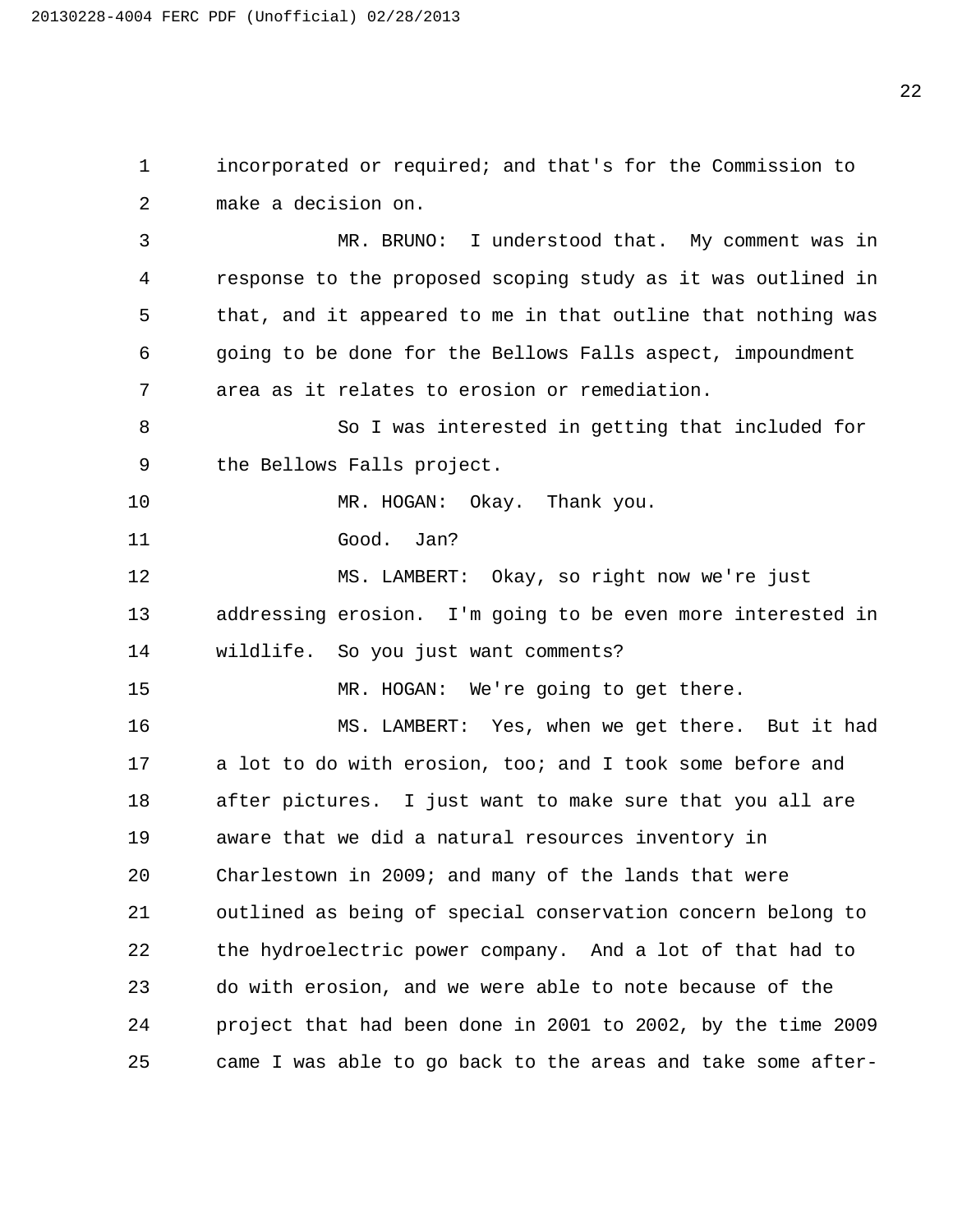incorporated or required; and that's for the Commission to make a decision on.

MR. BRUNO: I understood that. My comment was in response to the proposed scoping study as it was outlined in that, and it appeared to me in that outline that nothing was going to be done for the Bellows Falls aspect, impoundment area as it relates to erosion or remediation.

So I was interested in getting that included for the Bellows Falls project.

MR. HOGAN: Okay. Thank you.

Good. Jan?

MS. LAMBERT: Okay, so right now we're just addressing erosion. I'm going to be even more interested in wildlife. So you just want comments?

MR. HOGAN: We're going to get there.

MS. LAMBERT: Yes, when we get there. But it had a lot to do with erosion, too; and I took some before and after pictures. I just want to make sure that you all are aware that we did a natural resources inventory in Charlestown in 2009; and many of the lands that were outlined as being of special conservation concern belong to the hydroelectric power company. And a lot of that had to do with erosion, and we were able to note because of the project that had been done in 2001 to 2002, by the time 2009 came I was able to go back to the areas and take some after-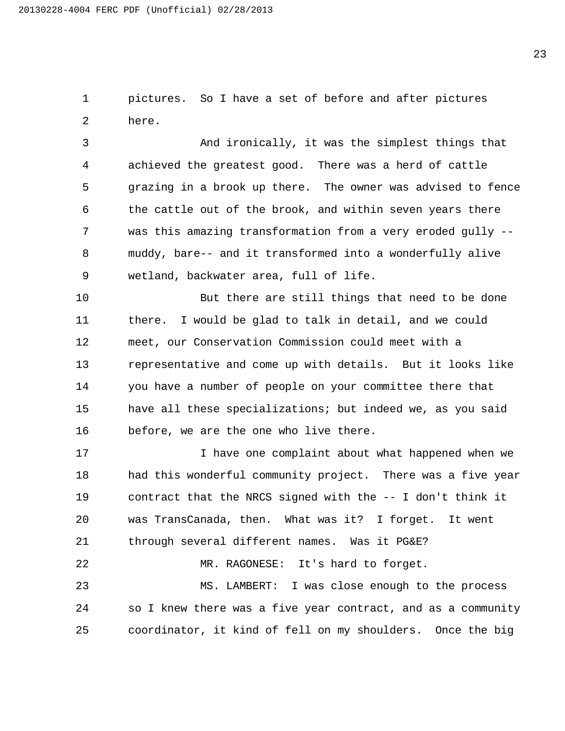pictures. So I have a set of before and after pictures here.

And ironically, it was the simplest things that achieved the greatest good. There was a herd of cattle grazing in a brook up there. The owner was advised to fence the cattle out of the brook, and within seven years there was this amazing transformation from a very eroded gully -- muddy, bare-- and it transformed into a wonderfully alive wetland, backwater area, full of life.

But there are still things that need to be done there. I would be glad to talk in detail, and we could meet, our Conservation Commission could meet with a representative and come up with details. But it looks like you have a number of people on your committee there that have all these specializations; but indeed we, as you said before, we are the one who live there.

I have one complaint about what happened when we had this wonderful community project. There was a five year contract that the NRCS signed with the -- I don't think it was TransCanada, then. What was it? I forget. It went through several different names. Was it PG&E?

MR. RAGONESE: It's hard to forget.

MS. LAMBERT: I was close enough to the process so I knew there was a five year contract, and as a community coordinator, it kind of fell on my shoulders. Once the big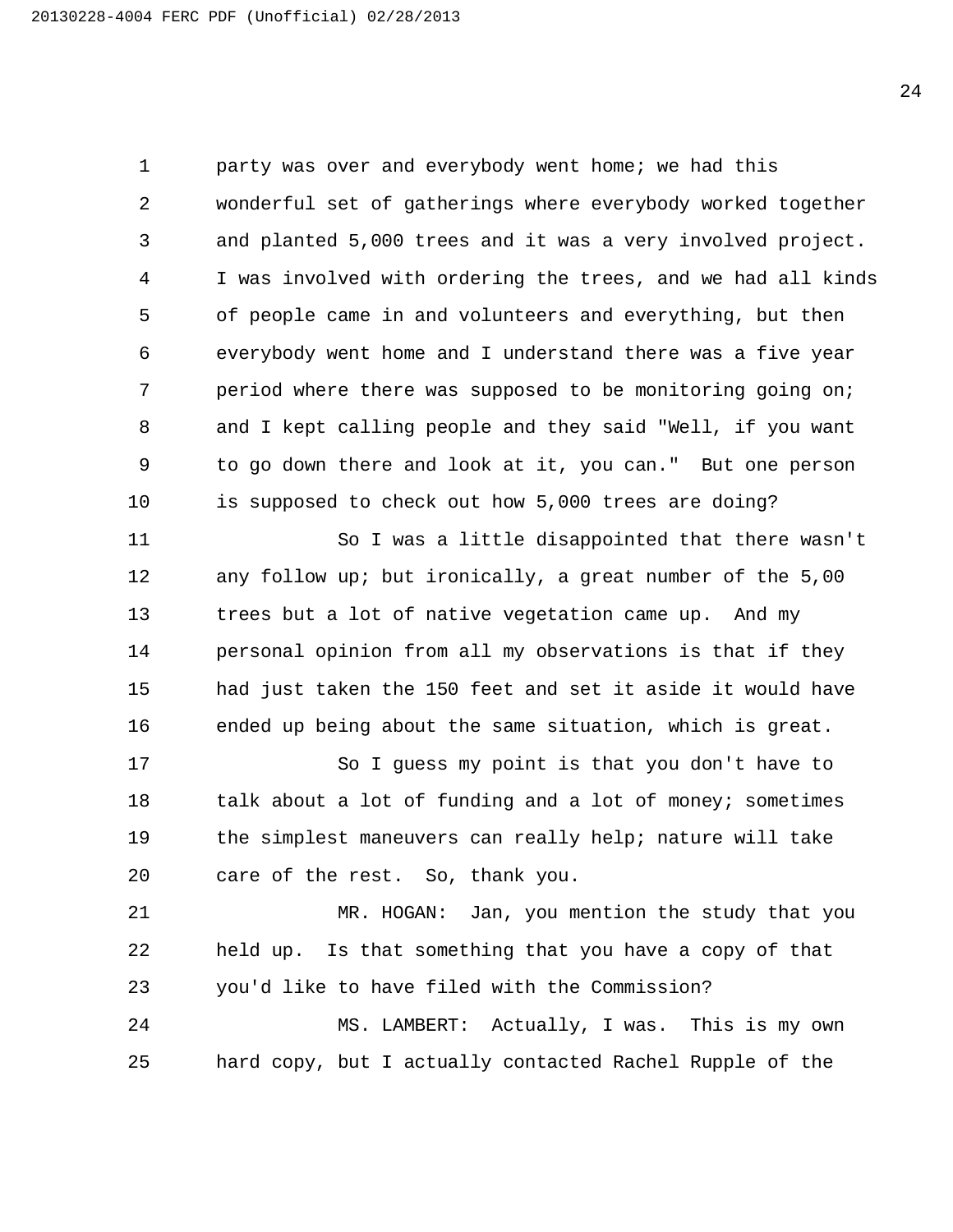party was over and everybody went home; we had this wonderful set of gatherings where everybody worked together and planted 5,000 trees and it was a very involved project. I was involved with ordering the trees, and we had all kinds of people came in and volunteers and everything, but then everybody went home and I understand there was a five year period where there was supposed to be monitoring going on; and I kept calling people and they said "Well, if you want to go down there and look at it, you can." But one person is supposed to check out how 5,000 trees are doing?

So I was a little disappointed that there wasn't any follow up; but ironically, a great number of the 5,00 trees but a lot of native vegetation came up. And my personal opinion from all my observations is that if they had just taken the 150 feet and set it aside it would have ended up being about the same situation, which is great.

So I guess my point is that you don't have to talk about a lot of funding and a lot of money; sometimes the simplest maneuvers can really help; nature will take care of the rest. So, thank you.

MR. HOGAN: Jan, you mention the study that you held up. Is that something that you have a copy of that you'd like to have filed with the Commission?

MS. LAMBERT: Actually, I was. This is my own hard copy, but I actually contacted Rachel Rupple of the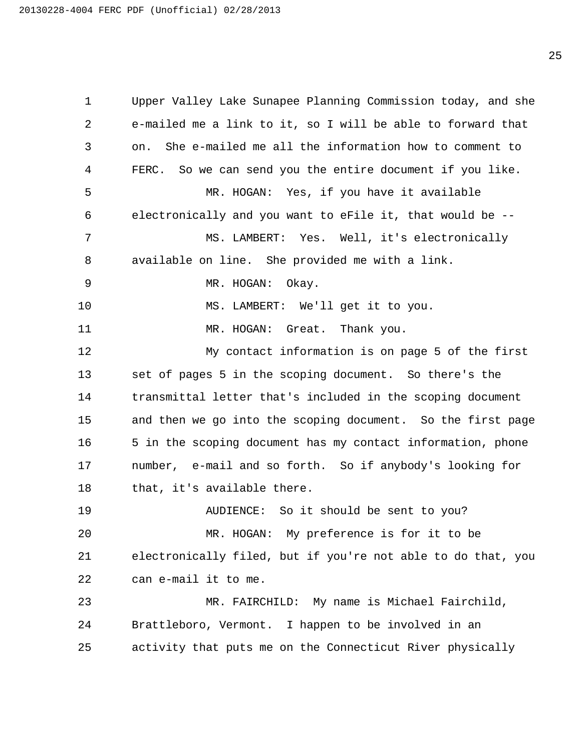Upper Valley Lake Sunapee Planning Commission today, and she e-mailed me a link to it, so I will be able to forward that on. She e-mailed me all the information how to comment to FERC. So we can send you the entire document if you like.

MR. HOGAN: Yes, if you have it available electronically and you want to eFile it, that would be --

MS. LAMBERT: Yes. Well, it's electronically available on line. She provided me with a link.

MR. HOGAN: Okay.

MS. LAMBERT: We'll get it to you.

MR. HOGAN: Great. Thank you.

My contact information is on page 5 of the first set of pages 5 in the scoping document. So there's the transmittal letter that's included in the scoping document and then we go into the scoping document. So the first page 5 in the scoping document has my contact information, phone number, e-mail and so forth. So if anybody's looking for that, it's available there.

AUDIENCE: So it should be sent to you?

MR. HOGAN: My preference is for it to be electronically filed, but if you're not able to do that, you can e-mail it to me.

MR. FAIRCHILD: My name is Michael Fairchild, Brattleboro, Vermont. I happen to be involved in an activity that puts me on the Connecticut River physically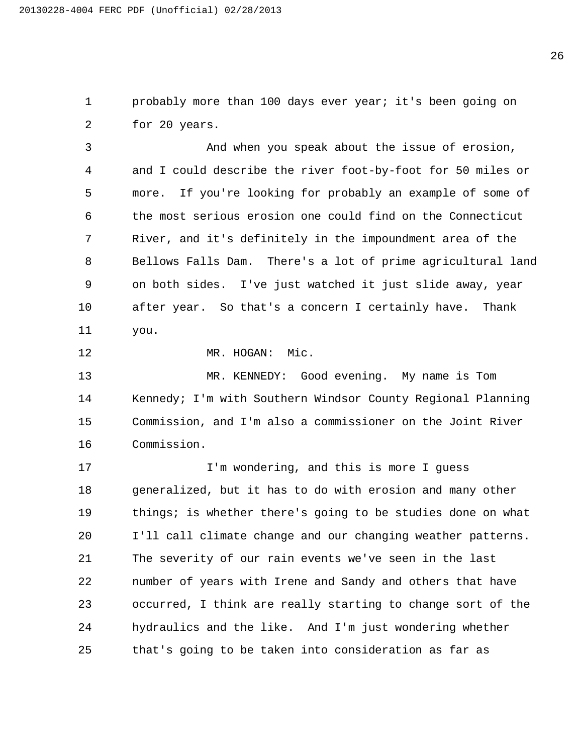probably more than 100 days ever year; it's been going on for 20 years.

And when you speak about the issue of erosion, and I could describe the river foot-by-foot for 50 miles or more. If you're looking for probably an example of some of the most serious erosion one could find on the Connecticut River, and it's definitely in the impoundment area of the Bellows Falls Dam. There's a lot of prime agricultural land on both sides. I've just watched it just slide away, year after year. So that's a concern I certainly have. Thank you.

MR. HOGAN: Mic.

MR. KENNEDY: Good evening. My name is Tom Kennedy; I'm with Southern Windsor County Regional Planning Commission, and I'm also a commissioner on the Joint River Commission.

I'm wondering, and this is more I guess generalized, but it has to do with erosion and many other things; is whether there's going to be studies done on what I'll call climate change and our changing weather patterns. The severity of our rain events we've seen in the last number of years with Irene and Sandy and others that have occurred, I think are really starting to change sort of the hydraulics and the like. And I'm just wondering whether that's going to be taken into consideration as far as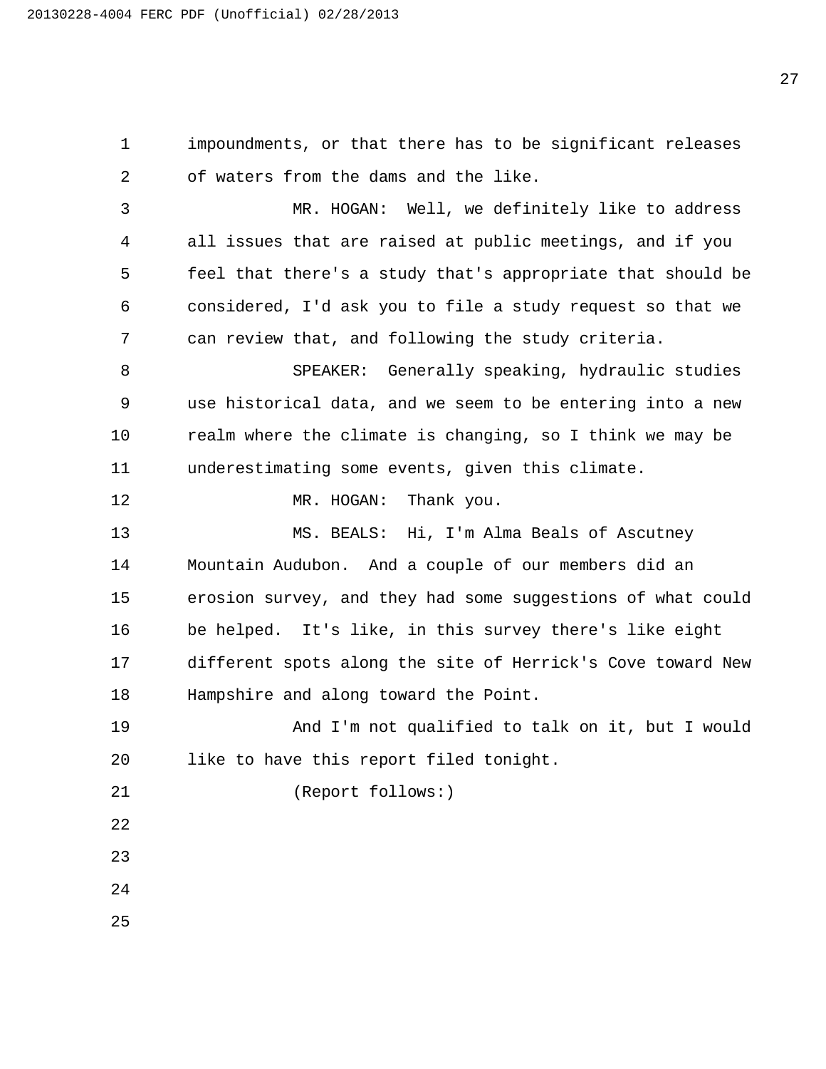impoundments, or that there has to be significant releases of waters from the dams and the like.

MR. HOGAN: Well, we definitely like to address all issues that are raised at public meetings, and if you feel that there's a study that's appropriate that should be considered, I'd ask you to file a study request so that we can review that, and following the study criteria.

SPEAKER: Generally speaking, hydraulic studies use historical data, and we seem to be entering into a new realm where the climate is changing, so I think we may be underestimating some events, given this climate.

MR. HOGAN: Thank you.

MS. BEALS: Hi, I'm Alma Beals of Ascutney Mountain Audubon. And a couple of our members did an erosion survey, and they had some suggestions of what could be helped. It's like, in this survey there's like eight different spots along the site of Herrick's Cove toward New Hampshire and along toward the Point.

And I'm not qualified to talk on it, but I would like to have this report filed tonight.

(Report follows:)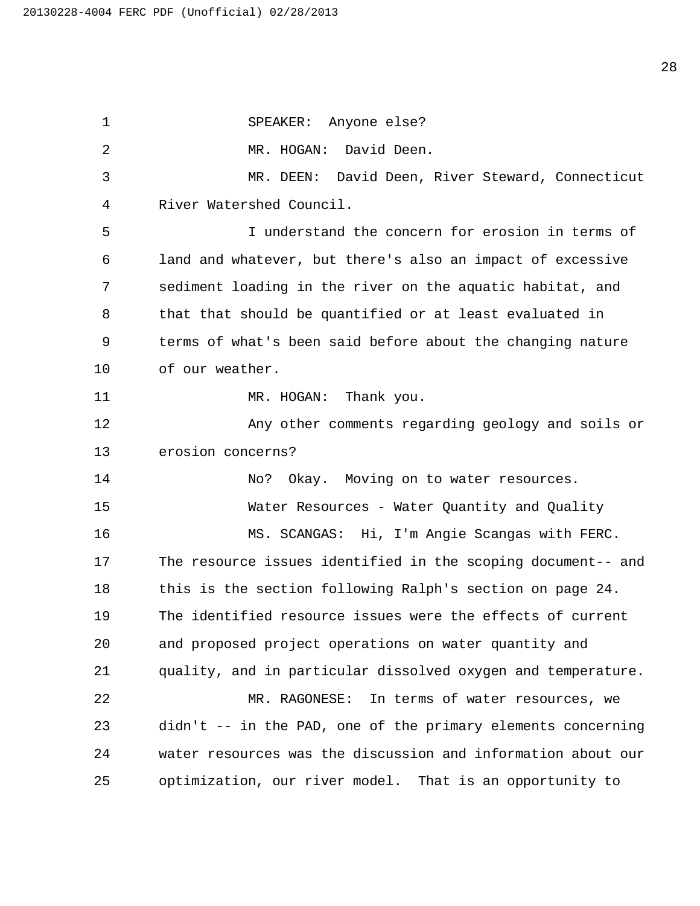SPEAKER: Anyone else?

MR. HOGAN: David Deen.

MR. DEEN: David Deen, River Steward, Connecticut River Watershed Council.

I understand the concern for erosion in terms of land and whatever, but there's also an impact of excessive sediment loading in the river on the aquatic habitat, and that that should be quantified or at least evaluated in terms of what's been said before about the changing nature of our weather.

MR. HOGAN: Thank you.

Any other comments regarding geology and soils or erosion concerns?

No? Okay. Moving on to water resources.

Water Resources - Water Quantity and Quality

MS. SCANGAS: Hi, I'm Angie Scangas with FERC. The resource issues identified in the scoping document-- and this is the section following Ralph's section on page 24. The identified resource issues were the effects of current and proposed project operations on water quantity and quality, and in particular dissolved oxygen and temperature.

MR. RAGONESE: In terms of water resources, we didn't -- in the PAD, one of the primary elements concerning water resources was the discussion and information about our optimization, our river model. That is an opportunity to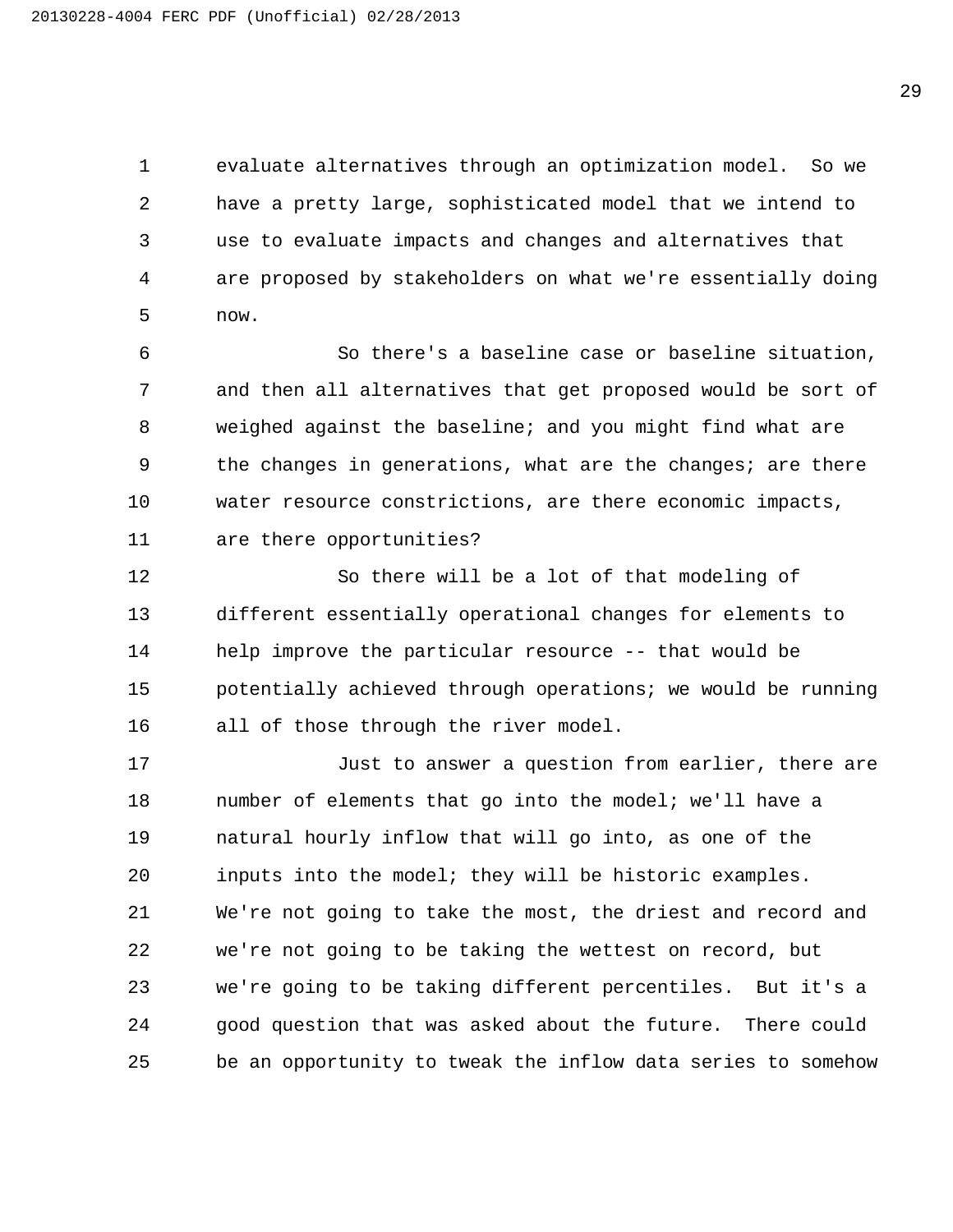evaluate alternatives through an optimization model. So we have a pretty large, sophisticated model that we intend to use to evaluate impacts and changes and alternatives that are proposed by stakeholders on what we're essentially doing now.

So there's a baseline case or baseline situation, and then all alternatives that get proposed would be sort of weighed against the baseline; and you might find what are the changes in generations, what are the changes; are there water resource constrictions, are there economic impacts, are there opportunities?

So there will be a lot of that modeling of different essentially operational changes for elements to help improve the particular resource -- that would be potentially achieved through operations; we would be running all of those through the river model.

Just to answer a question from earlier, there are number of elements that go into the model; we'll have a natural hourly inflow that will go into, as one of the inputs into the model; they will be historic examples. We're not going to take the most, the driest and record and we're not going to be taking the wettest on record, but we're going to be taking different percentiles. But it's a good question that was asked about the future. There could be an opportunity to tweak the inflow data series to somehow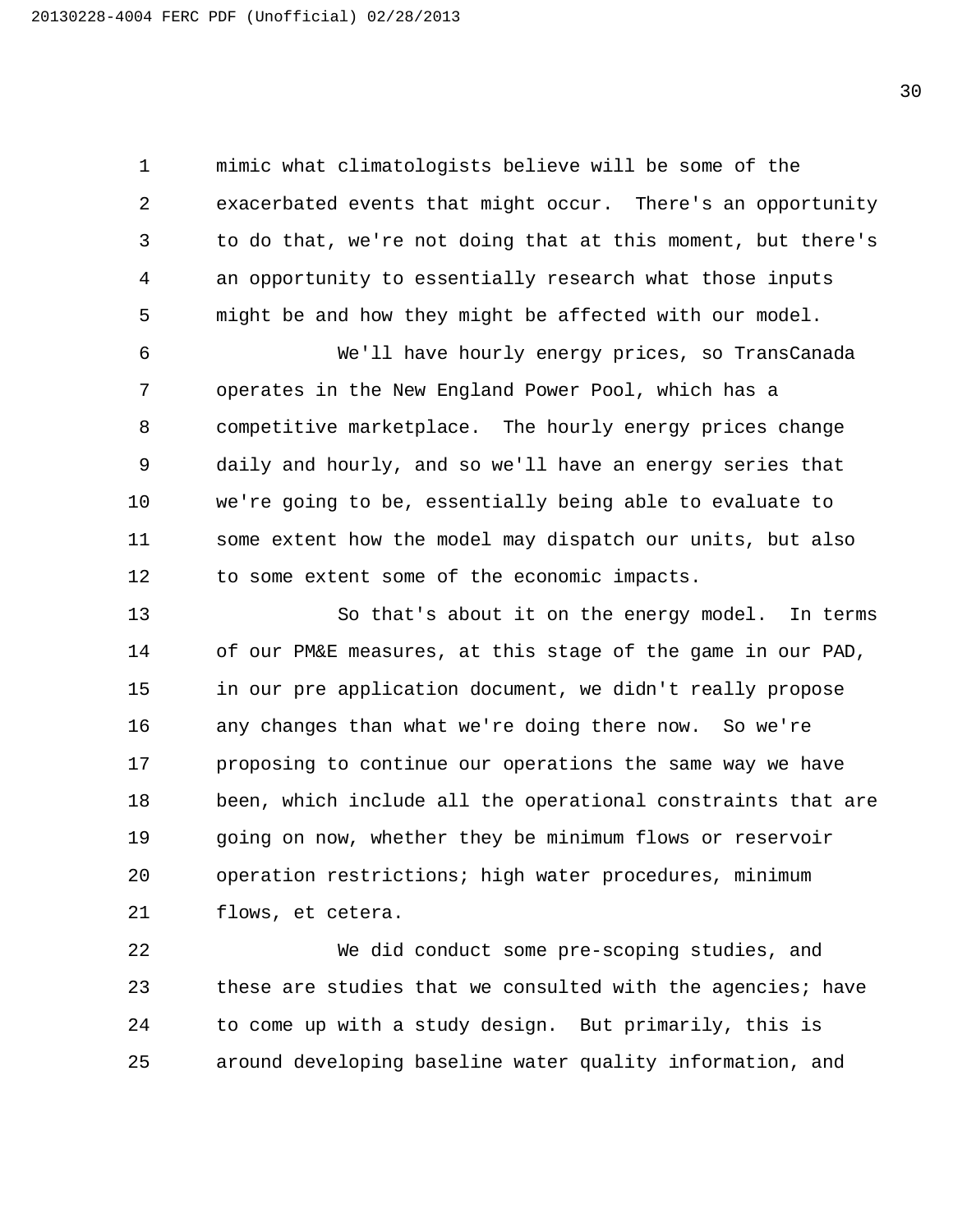mimic what climatologists believe will be some of the exacerbated events that might occur. There's an opportunity to do that, we're not doing that at this moment, but there's an opportunity to essentially research what those inputs might be and how they might be affected with our model.

We'll have hourly energy prices, so TransCanada operates in the New England Power Pool, which has a competitive marketplace. The hourly energy prices change daily and hourly, and so we'll have an energy series that we're going to be, essentially being able to evaluate to some extent how the model may dispatch our units, but also to some extent some of the economic impacts.

So that's about it on the energy model. In terms of our PM&E measures, at this stage of the game in our PAD, in our pre application document, we didn't really propose any changes than what we're doing there now. So we're proposing to continue our operations the same way we have been, which include all the operational constraints that are going on now, whether they be minimum flows or reservoir operation restrictions; high water procedures, minimum flows, et cetera.

We did conduct some pre-scoping studies, and these are studies that we consulted with the agencies; have to come up with a study design. But primarily, this is around developing baseline water quality information, and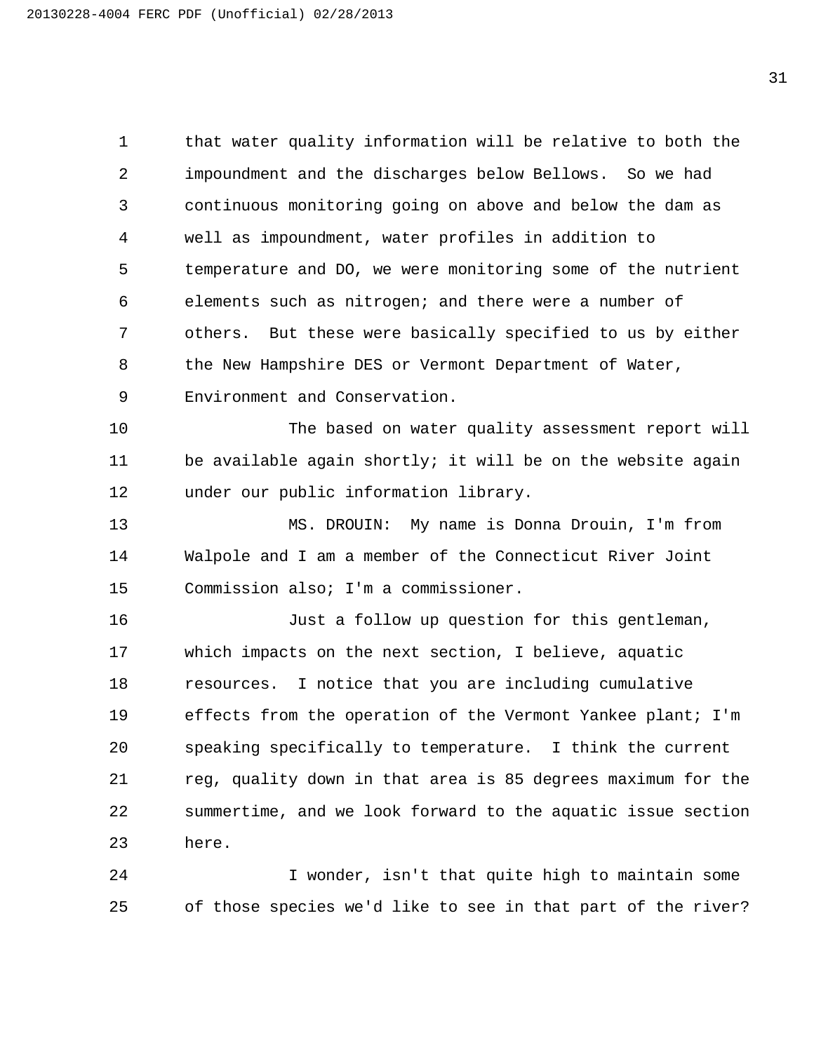that water quality information will be relative to both the impoundment and the discharges below Bellows. So we had continuous monitoring going on above and below the dam as well as impoundment, water profiles in addition to temperature and DO, we were monitoring some of the nutrient elements such as nitrogen; and there were a number of others. But these were basically specified to us by either the New Hampshire DES or Vermont Department of Water, Environment and Conservation.

The based on water quality assessment report will be available again shortly; it will be on the website again under our public information library.

MS. DROUIN: My name is Donna Drouin, I'm from Walpole and I am a member of the Connecticut River Joint Commission also; I'm a commissioner.

Just a follow up question for this gentleman, which impacts on the next section, I believe, aquatic resources. I notice that you are including cumulative effects from the operation of the Vermont Yankee plant; I'm speaking specifically to temperature. I think the current reg, quality down in that area is 85 degrees maximum for the summertime, and we look forward to the aquatic issue section here.

I wonder, isn't that quite high to maintain some of those species we'd like to see in that part of the river?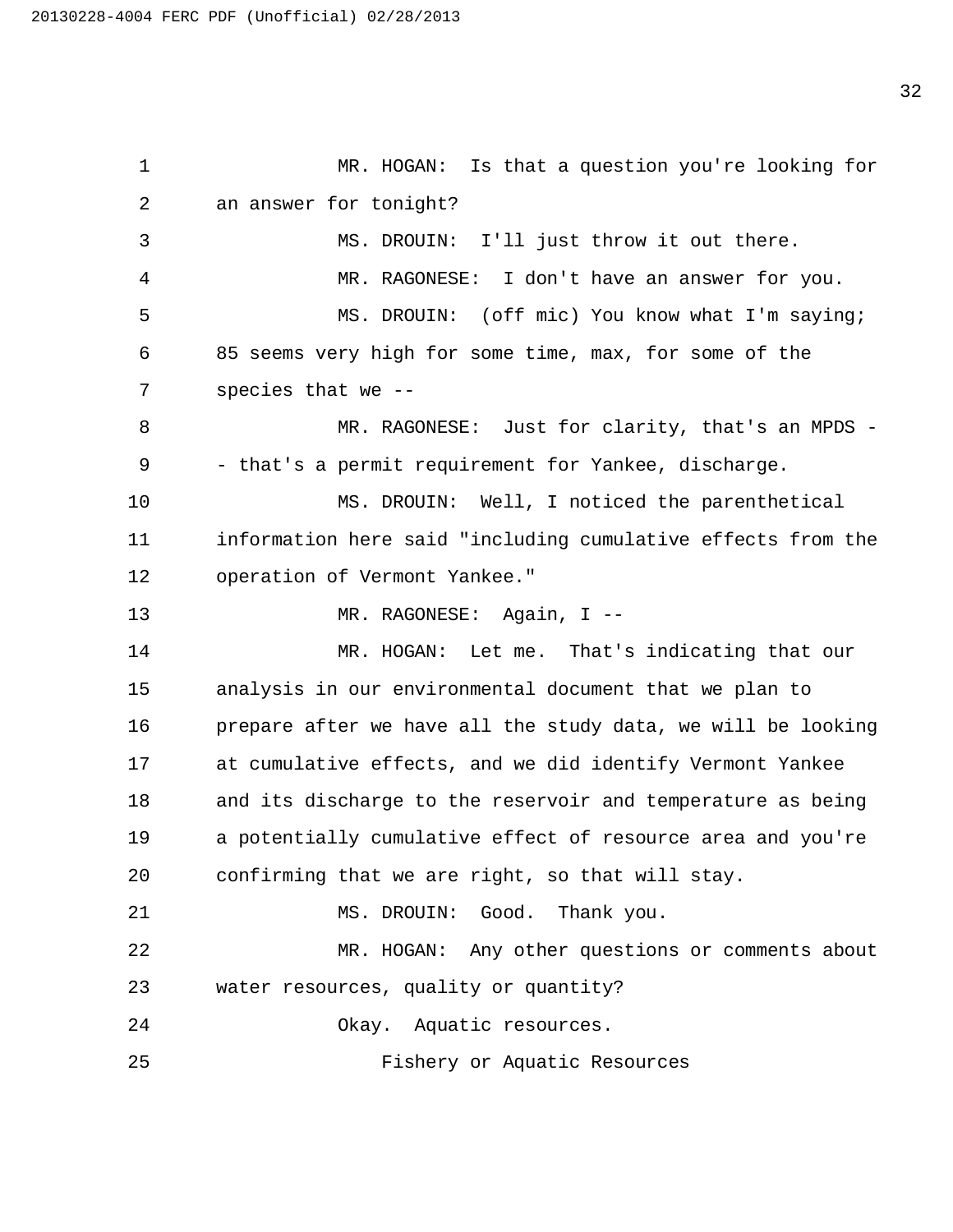MR. HOGAN: Is that a question you're looking for an answer for tonight?

MS. DROUIN: I'll just throw it out there.

MR. RAGONESE: I don't have an answer for you.

MS. DROUIN: (off mic) You know what I'm saying; 85 seems very high for some time, max, for some of the species that we --

MR. RAGONESE: Just for clarity, that's an MPDS -- that's a permit requirement for Yankee, discharge.

MS. DROUIN: Well, I noticed the parenthetical information here said "including cumulative effects from the operation of Vermont Yankee."

MR. RAGONESE: Again, I --

MR. HOGAN: Let me. That's indicating that our analysis in our environmental document that we plan to prepare after we have all the study data, we will be looking at cumulative effects, and we did identify Vermont Yankee and its discharge to the reservoir and temperature as being a potentially cumulative effect of resource area and you're confirming that we are right, so that will stay.

MS. DROUIN: Good. Thank you.

MR. HOGAN: Any other questions or comments about water resources, quality or quantity?

Okay. Aquatic resources.

Fishery or Aquatic Resources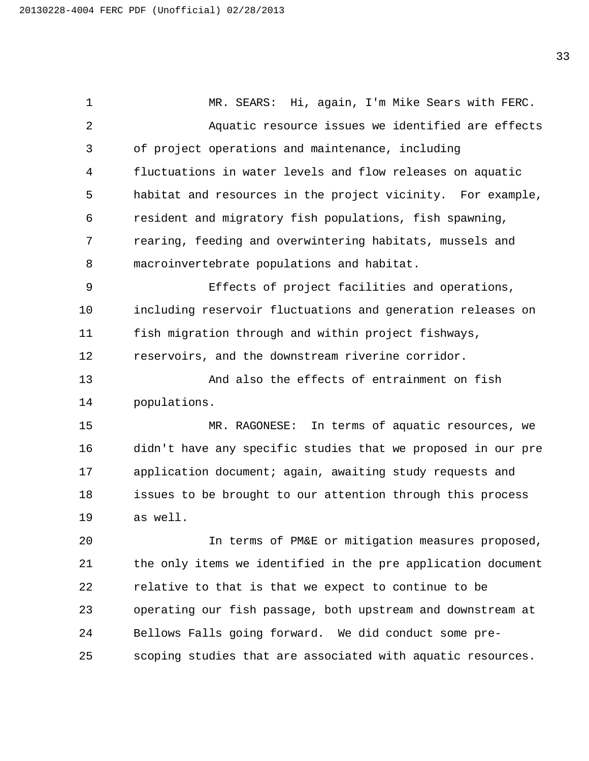MR. SEARS: Hi, again, I'm Mike Sears with FERC.

Aquatic resource issues we identified are effects of project operations and maintenance, including fluctuations in water levels and flow releases on aquatic habitat and resources in the project vicinity. For example, resident and migratory fish populations, fish spawning, rearing, feeding and overwintering habitats, mussels and macroinvertebrate populations and habitat.

Effects of project facilities and operations, including reservoir fluctuations and generation releases on fish migration through and within project fishways, reservoirs, and the downstream riverine corridor.

And also the effects of entrainment on fish populations.

MR. RAGONESE: In terms of aquatic resources, we didn't have any specific studies that we proposed in our pre application document; again, awaiting study requests and issues to be brought to our attention through this process as well.

In terms of PM&E or mitigation measures proposed, the only items we identified in the pre application document relative to that is that we expect to continue to be operating our fish passage, both upstream and downstream at Bellows Falls going forward. We did conduct some pre-scoping studies that are associated with aquatic resources.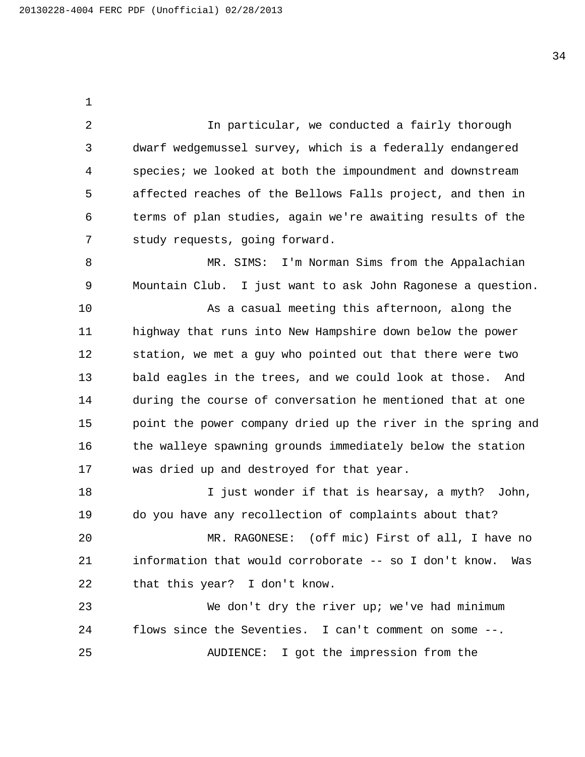In particular, we conducted a fairly thorough dwarf wedgemussel survey, which is a federally endangered species; we looked at both the impoundment and downstream affected reaches of the Bellows Falls project, and then in terms of plan studies, again we're awaiting results of the study requests, going forward.

MR. SIMS: I'm Norman Sims from the Appalachian Mountain Club. I just want to ask John Ragonese a question.

As a casual meeting this afternoon, along the highway that runs into New Hampshire down below the power station, we met a guy who pointed out that there were two bald eagles in the trees, and we could look at those. And during the course of conversation he mentioned that at one point the power company dried up the river in the spring and the walleye spawning grounds immediately below the station was dried up and destroyed for that year.

I just wonder if that is hearsay, a myth? John, do you have any recollection of complaints about that?

MR. RAGONESE: (off mic) First of all, I have no information that would corroborate -- so I don't know. Was that this year? I don't know.

We don't dry the river up; we've had minimum flows since the Seventies. I can't comment on some --.

AUDIENCE: I got the impression from the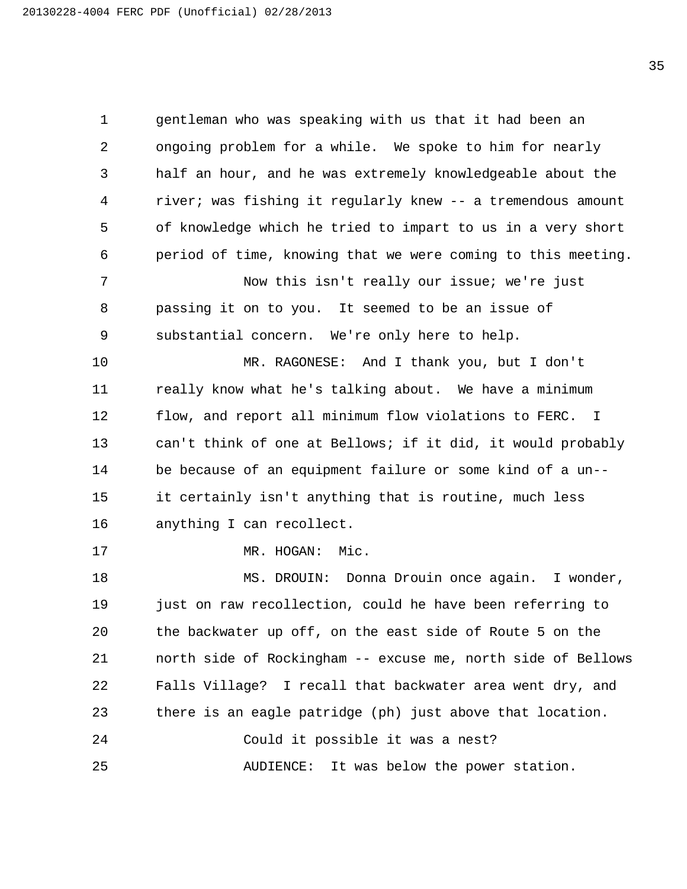gentleman who was speaking with us that it had been an ongoing problem for a while. We spoke to him for nearly half an hour, and he was extremely knowledgeable about the river; was fishing it regularly knew -- a tremendous amount of knowledge which he tried to impart to us in a very short period of time, knowing that we were coming to this meeting.

Now this isn't really our issue; we're just passing it on to you. It seemed to be an issue of substantial concern. We're only here to help.

MR. RAGONESE: And I thank you, but I don't really know what he's talking about. We have a minimum flow, and report all minimum flow violations to FERC. I can't think of one at Bellows; if it did, it would probably be because of an equipment failure or some kind of a un-- it certainly isn't anything that is routine, much less anything I can recollect.

MR. HOGAN: Mic.

MS. DROUIN: Donna Drouin once again. I wonder, just on raw recollection, could he have been referring to the backwater up off, on the east side of Route 5 on the north side of Rockingham -- excuse me, north side of Bellows Falls Village? I recall that backwater area went dry, and there is an eagle patridge (ph) just above that location.

Could it possible it was a nest?

AUDIENCE: It was below the power station.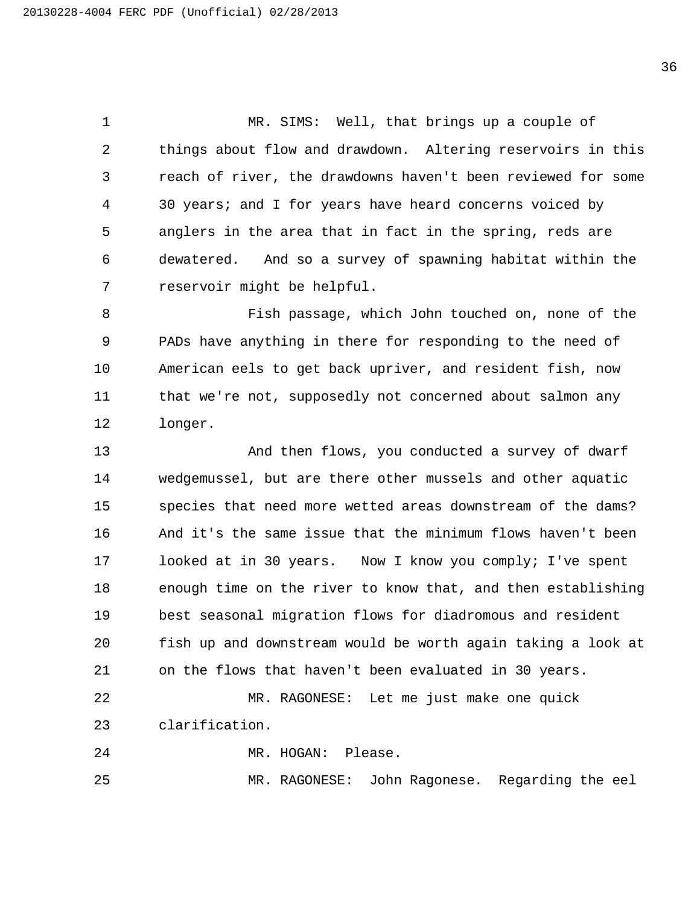MR. SIMS: Well, that brings up a couple of things about flow and drawdown. Altering reservoirs in this reach of river, the drawdowns haven't been reviewed for some 30 years; and I for years have heard concerns voiced by anglers in the area that in fact in the spring, reds are dewatered. And so a survey of spawning habitat within the reservoir might be helpful.

Fish passage, which John touched on, none of the PADs have anything in there for responding to the need of American eels to get back upriver, and resident fish, now that we're not, supposedly not concerned about salmon any longer.

And then flows, you conducted a survey of dwarf wedgemussel, but are there other mussels and other aquatic species that need more wetted areas downstream of the dams? And it's the same issue that the minimum flows haven't been looked at in 30 years. Now I know you comply; I've spent enough time on the river to know that, and then establishing best seasonal migration flows for diadromous and resident fish up and downstream would be worth again taking a look at on the flows that haven't been evaluated in 30 years.

MR. RAGONESE: Let me just make one quick clarification.

MR. HOGAN: Please.

MR. RAGONESE: John Ragonese. Regarding the eel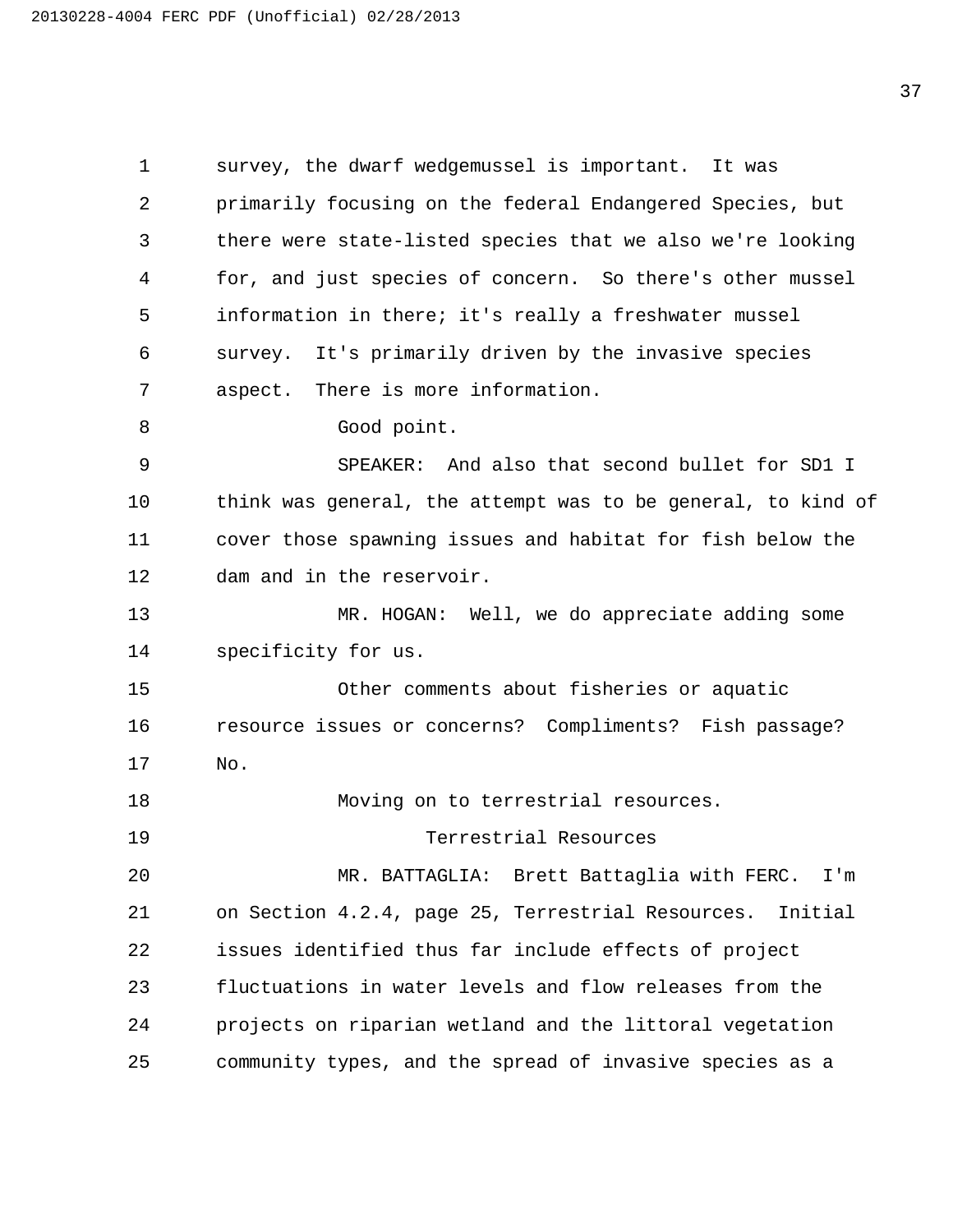survey, the dwarf wedgemussel is important. It was primarily focusing on the federal Endangered Species, but there were state-listed species that we also we're looking for, and just species of concern. So there's other mussel information in there; it's really a freshwater mussel survey. It's primarily driven by the invasive species aspect. There is more information.

Good point.

SPEAKER: And also that second bullet for SD1 I think was general, the attempt was to be general, to kind of cover those spawning issues and habitat for fish below the dam and in the reservoir.

MR. HOGAN: Well, we do appreciate adding some specificity for us.

Other comments about fisheries or aquatic resource issues or concerns? Compliments? Fish passage? No.

Moving on to terrestrial resources.

Terrestrial Resources

MR. BATTAGLIA: Brett Battaglia with FERC. I'm on Section 4.2.4, page 25, Terrestrial Resources. Initial issues identified thus far include effects of project fluctuations in water levels and flow releases from the projects on riparian wetland and the littoral vegetation community types, and the spread of invasive species as a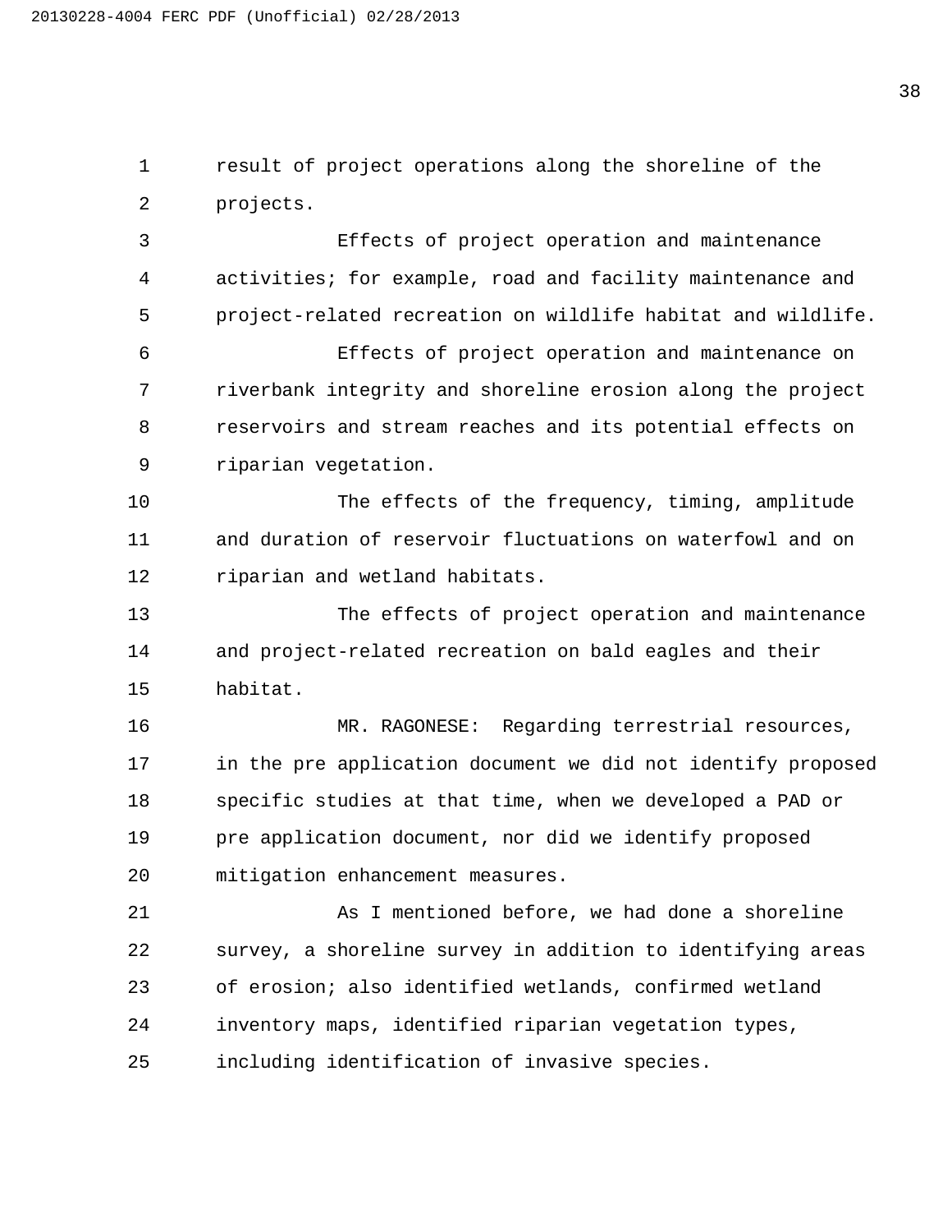result of project operations along the shoreline of the projects.

Effects of project operation and maintenance activities; for example, road and facility maintenance and project-related recreation on wildlife habitat and wildlife.

Effects of project operation and maintenance on riverbank integrity and shoreline erosion along the project reservoirs and stream reaches and its potential effects on riparian vegetation.

The effects of the frequency, timing, amplitude and duration of reservoir fluctuations on waterfowl and on riparian and wetland habitats.

The effects of project operation and maintenance and project-related recreation on bald eagles and their habitat.

MR. RAGONESE: Regarding terrestrial resources, in the pre application document we did not identify proposed specific studies at that time, when we developed a PAD or pre application document, nor did we identify proposed mitigation enhancement measures.

As I mentioned before, we had done a shoreline survey, a shoreline survey in addition to identifying areas of erosion; also identified wetlands, confirmed wetland inventory maps, identified riparian vegetation types, including identification of invasive species.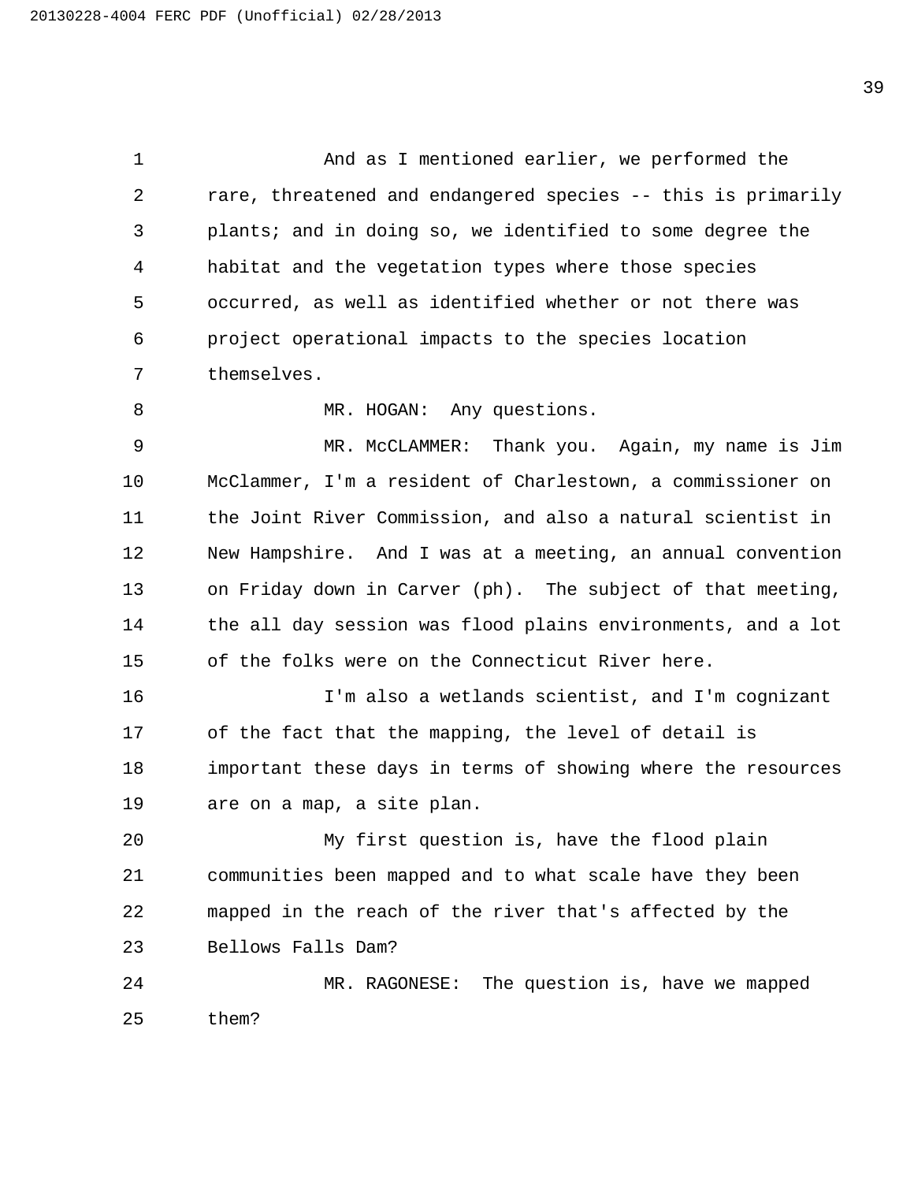And as I mentioned earlier, we performed the rare, threatened and endangered species -- this is primarily plants; and in doing so, we identified to some degree the habitat and the vegetation types where those species occurred, as well as identified whether or not there was project operational impacts to the species location themselves.

MR. HOGAN: Any questions.

MR. McCLAMMER: Thank you. Again, my name is Jim McClammer, I'm a resident of Charlestown, a commissioner on the Joint River Commission, and also a natural scientist in New Hampshire. And I was at a meeting, an annual convention on Friday down in Carver (ph). The subject of that meeting, the all day session was flood plains environments, and a lot of the folks were on the Connecticut River here.

I'm also a wetlands scientist, and I'm cognizant of the fact that the mapping, the level of detail is important these days in terms of showing where the resources are on a map, a site plan.

My first question is, have the flood plain communities been mapped and to what scale have they been mapped in the reach of the river that's affected by the Bellows Falls Dam?

MR. RAGONESE: The question is, have we mapped them?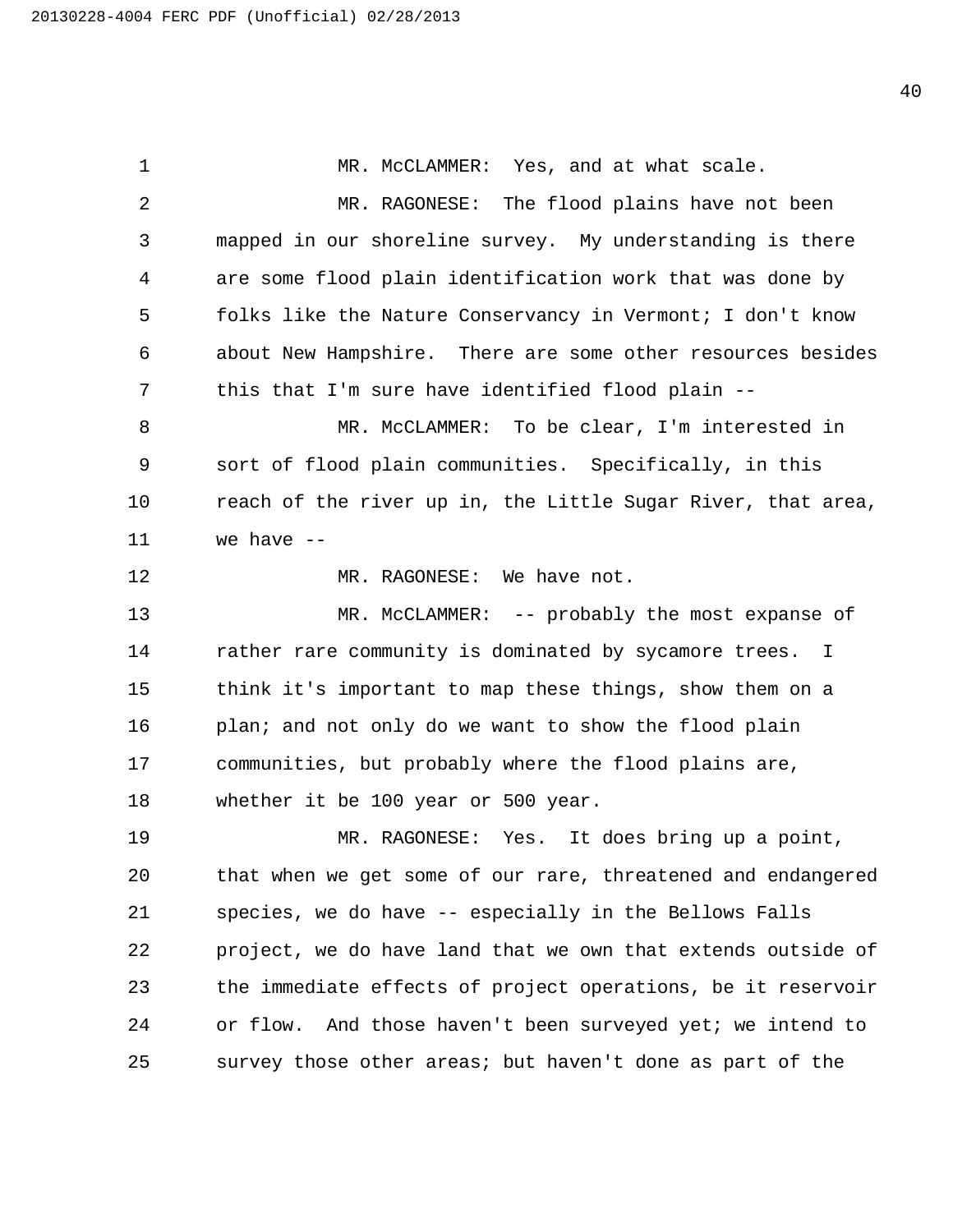MR. McCLAMMER: Yes, and at what scale.

MR. RAGONESE: The flood plains have not been mapped in our shoreline survey. My understanding is there are some flood plain identification work that was done by folks like the Nature Conservancy in Vermont; I don't know about New Hampshire. There are some other resources besides this that I'm sure have identified flood plain --

MR. McCLAMMER: To be clear, I'm interested in sort of flood plain communities. Specifically, in this reach of the river up in, the Little Sugar River, that area, we have --

MR. RAGONESE: We have not.

MR. McCLAMMER: -- probably the most expanse of rather rare community is dominated by sycamore trees. I think it's important to map these things, show them on a plan; and not only do we want to show the flood plain communities, but probably where the flood plains are, whether it be 100 year or 500 year.

MR. RAGONESE: Yes. It does bring up a point, that when we get some of our rare, threatened and endangered species, we do have -- especially in the Bellows Falls project, we do have land that we own that extends outside of the immediate effects of project operations, be it reservoir or flow. And those haven't been surveyed yet; we intend to survey those other areas; but haven't done as part of the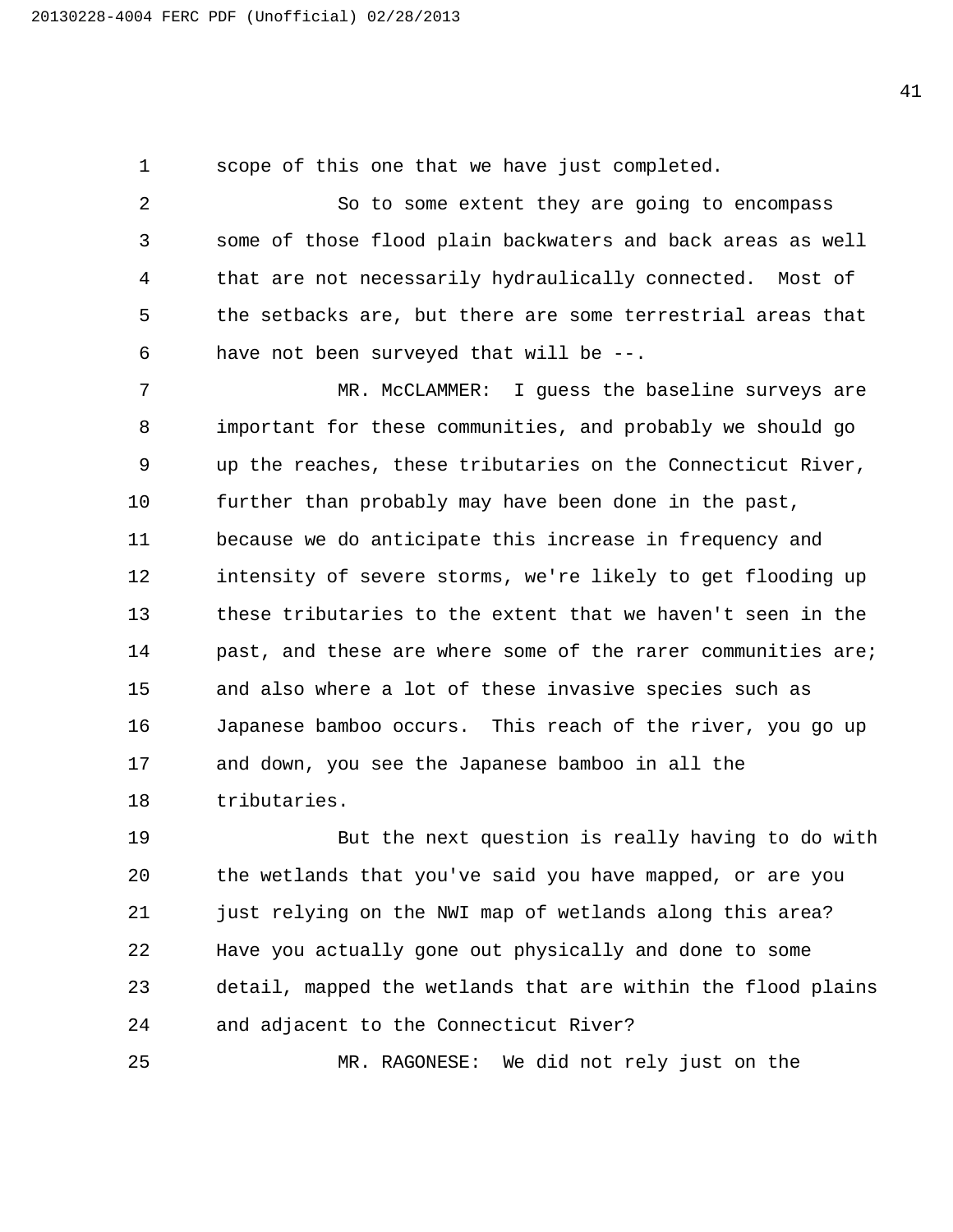scope of this one that we have just completed.

So to some extent they are going to encompass some of those flood plain backwaters and back areas as well that are not necessarily hydraulically connected. Most of the setbacks are, but there are some terrestrial areas that have not been surveyed that will be --.

MR. McCLAMMER: I guess the baseline surveys are important for these communities, and probably we should go up the reaches, these tributaries on the Connecticut River, further than probably may have been done in the past, because we do anticipate this increase in frequency and intensity of severe storms, we're likely to get flooding up these tributaries to the extent that we haven't seen in the past, and these are where some of the rarer communities are; and also where a lot of these invasive species such as Japanese bamboo occurs. This reach of the river, you go up and down, you see the Japanese bamboo in all the tributaries.

But the next question is really having to do with the wetlands that you've said you have mapped, or are you just relying on the NWI map of wetlands along this area? Have you actually gone out physically and done to some detail, mapped the wetlands that are within the flood plains and adjacent to the Connecticut River?

MR. RAGONESE: We did not rely just on the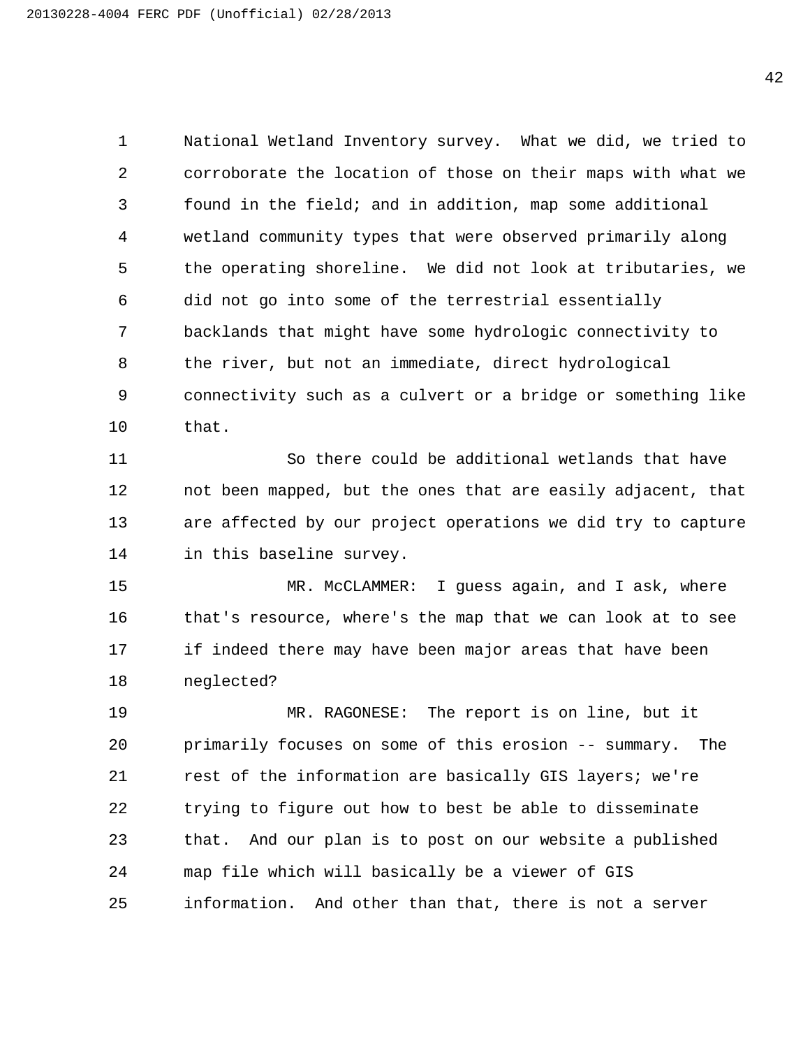National Wetland Inventory survey. What we did, we tried to corroborate the location of those on their maps with what we found in the field; and in addition, map some additional wetland community types that were observed primarily along the operating shoreline. We did not look at tributaries, we did not go into some of the terrestrial essentially backlands that might have some hydrologic connectivity to the river, but not an immediate, direct hydrological connectivity such as a culvert or a bridge or something like that.

So there could be additional wetlands that have not been mapped, but the ones that are easily adjacent, that are affected by our project operations we did try to capture in this baseline survey.

MR. McCLAMMER: I guess again, and I ask, where that's resource, where's the map that we can look at to see if indeed there may have been major areas that have been neglected?

MR. RAGONESE: The report is on line, but it primarily focuses on some of this erosion -- summary. The rest of the information are basically GIS layers; we're trying to figure out how to best be able to disseminate that. And our plan is to post on our website a published map file which will basically be a viewer of GIS information. And other than that, there is not a server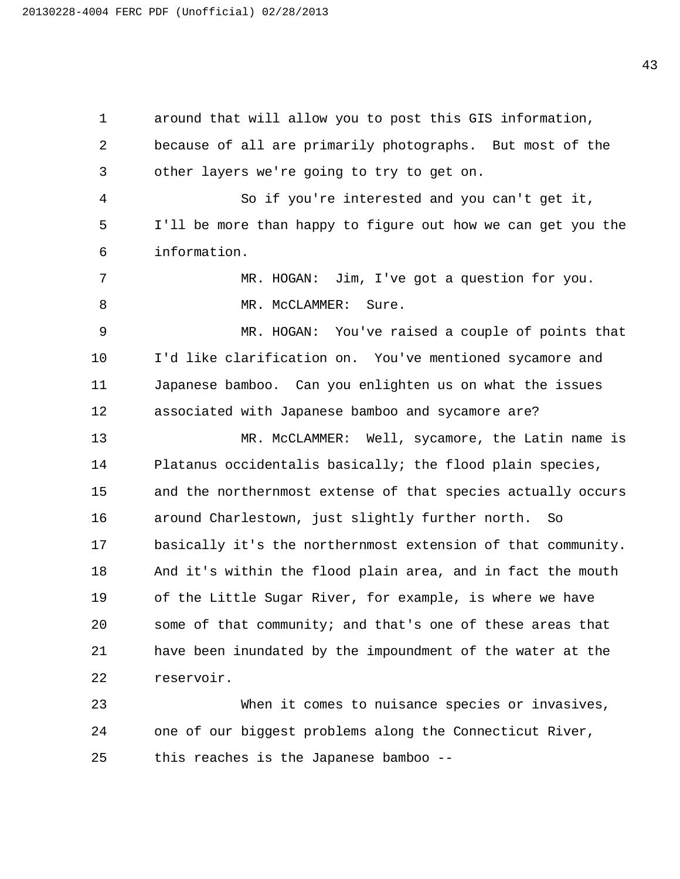around that will allow you to post this GIS information, because of all are primarily photographs. But most of the other layers we're going to try to get on.

So if you're interested and you can't get it, I'll be more than happy to figure out how we can get you the information.

MR. HOGAN: Jim, I've got a question for you.

MR. McCLAMMER: Sure.

MR. HOGAN: You've raised a couple of points that I'd like clarification on. You've mentioned sycamore and Japanese bamboo. Can you enlighten us on what the issues associated with Japanese bamboo and sycamore are?

MR. McCLAMMER: Well, sycamore, the Latin name is Platanus occidentalis basically; the flood plain species, and the northernmost extense of that species actually occurs around Charlestown, just slightly further north. So basically it's the northernmost extension of that community. And it's within the flood plain area, and in fact the mouth of the Little Sugar River, for example, is where we have some of that community; and that's one of these areas that have been inundated by the impoundment of the water at the reservoir.

When it comes to nuisance species or invasives, one of our biggest problems along the Connecticut River, this reaches is the Japanese bamboo --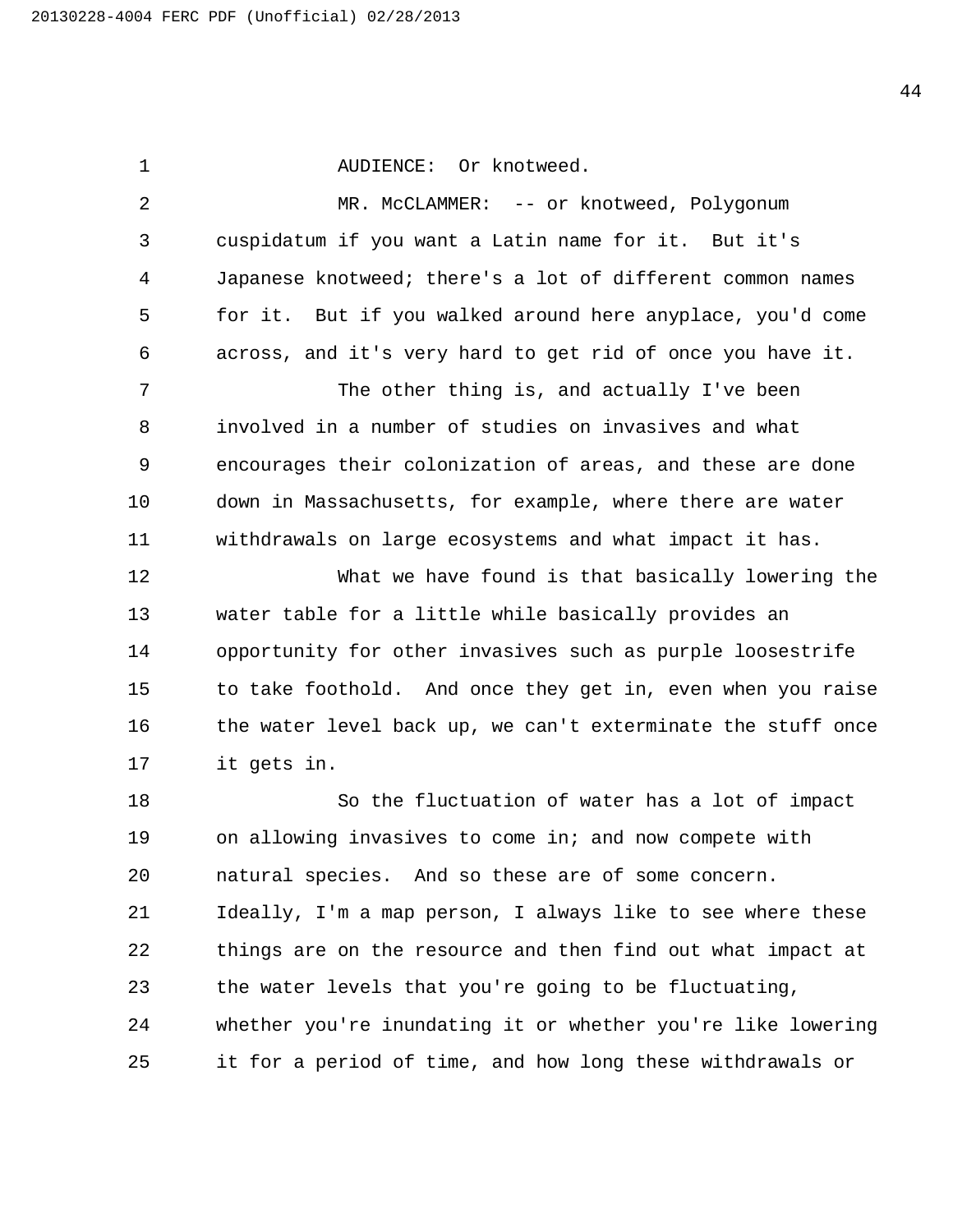AUDIENCE: Or knotweed.

MR. McCLAMMER: -- or knotweed, Polygonum cuspidatum if you want a Latin name for it. But it's Japanese knotweed; there's a lot of different common names for it. But if you walked around here anyplace, you'd come across, and it's very hard to get rid of once you have it.

The other thing is, and actually I've been involved in a number of studies on invasives and what encourages their colonization of areas, and these are done down in Massachusetts, for example, where there are water withdrawals on large ecosystems and what impact it has.

What we have found is that basically lowering the water table for a little while basically provides an opportunity for other invasives such as purple loosestrife to take foothold. And once they get in, even when you raise the water level back up, we can't exterminate the stuff once it gets in.

So the fluctuation of water has a lot of impact on allowing invasives to come in; and now compete with natural species. And so these are of some concern. Ideally, I'm a map person, I always like to see where these things are on the resource and then find out what impact at the water levels that you're going to be fluctuating, whether you're inundating it or whether you're like lowering it for a period of time, and how long these withdrawals or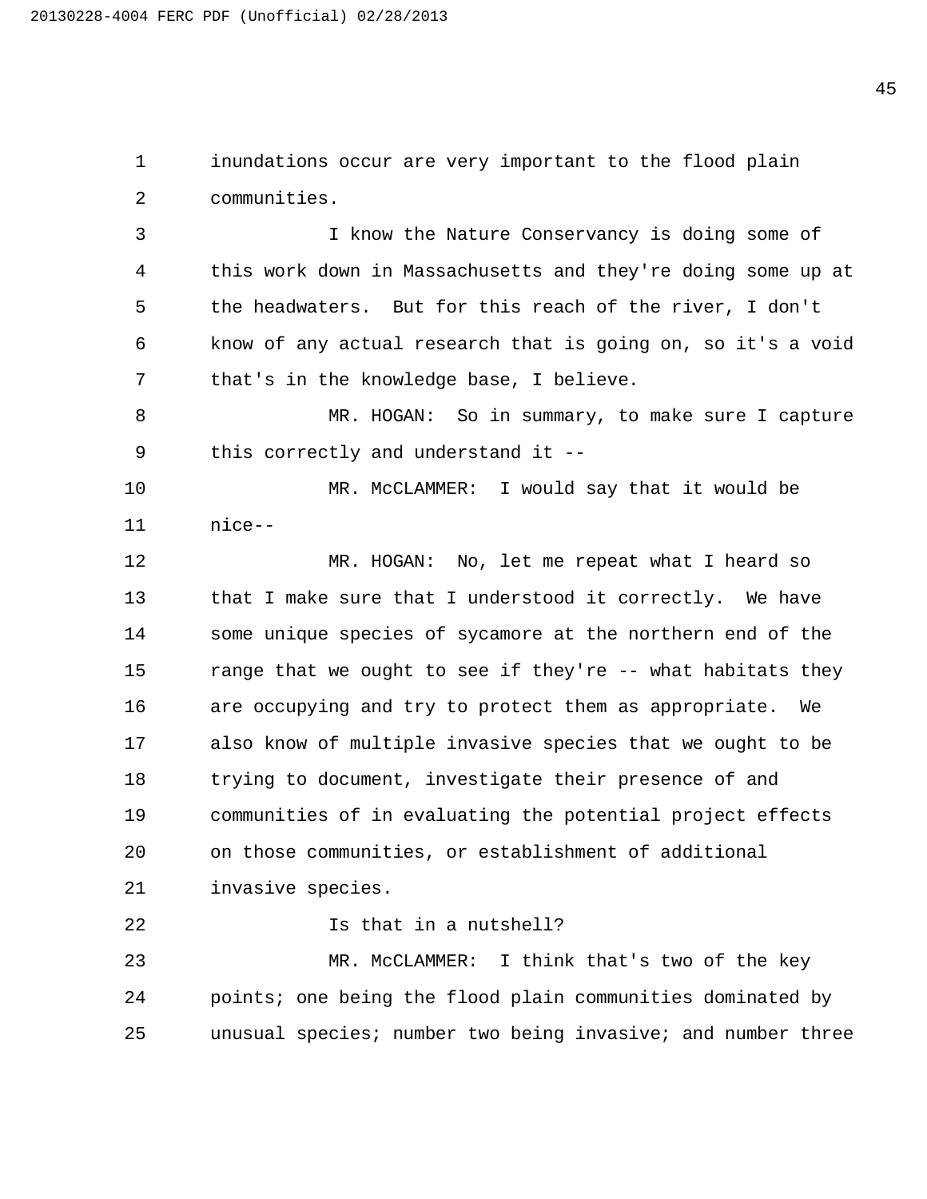inundations occur are very important to the flood plain communities.

I know the Nature Conservancy is doing some of this work down in Massachusetts and they're doing some up at the headwaters. But for this reach of the river, I don't know of any actual research that is going on, so it's a void that's in the knowledge base, I believe.

MR. HOGAN: So in summary, to make sure I capture this correctly and understand it --

MR. McCLAMMER: I would say that it would be nice--

MR. HOGAN: No, let me repeat what I heard so that I make sure that I understood it correctly. We have some unique species of sycamore at the northern end of the range that we ought to see if they're -- what habitats they are occupying and try to protect them as appropriate. We also know of multiple invasive species that we ought to be trying to document, investigate their presence of and communities of in evaluating the potential project effects on those communities, or establishment of additional invasive species.

Is that in a nutshell?

MR. McCLAMMER: I think that's two of the key points; one being the flood plain communities dominated by unusual species; number two being invasive; and number three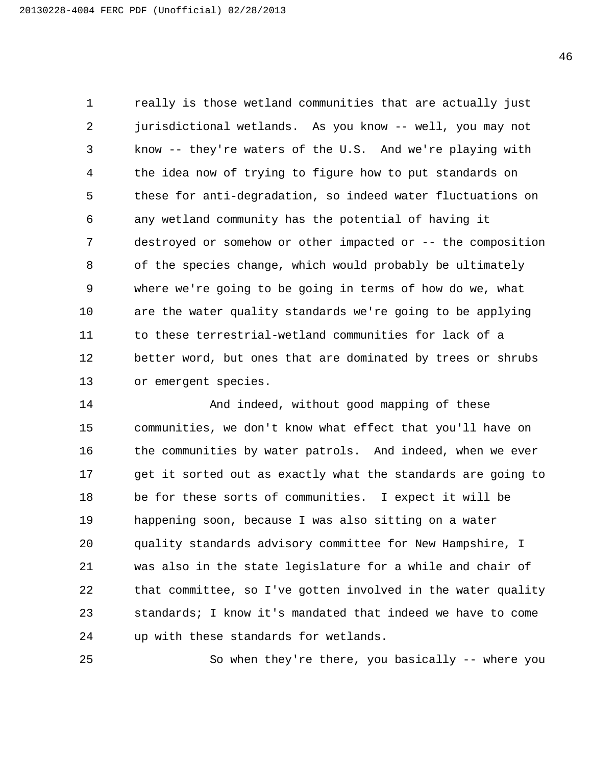really is those wetland communities that are actually just jurisdictional wetlands. As you know -- well, you may not know -- they're waters of the U.S. And we're playing with the idea now of trying to figure how to put standards on these for anti-degradation, so indeed water fluctuations on any wetland community has the potential of having it destroyed or somehow or other impacted or -- the composition of the species change, which would probably be ultimately where we're going to be going in terms of how do we, what are the water quality standards we're going to be applying to these terrestrial-wetland communities for lack of a better word, but ones that are dominated by trees or shrubs or emergent species.

And indeed, without good mapping of these communities, we don't know what effect that you'll have on the communities by water patrols. And indeed, when we ever get it sorted out as exactly what the standards are going to be for these sorts of communities. I expect it will be happening soon, because I was also sitting on a water quality standards advisory committee for New Hampshire, I was also in the state legislature for a while and chair of that committee, so I've gotten involved in the water quality standards; I know it's mandated that indeed we have to come up with these standards for wetlands.

So when they're there, you basically -- where you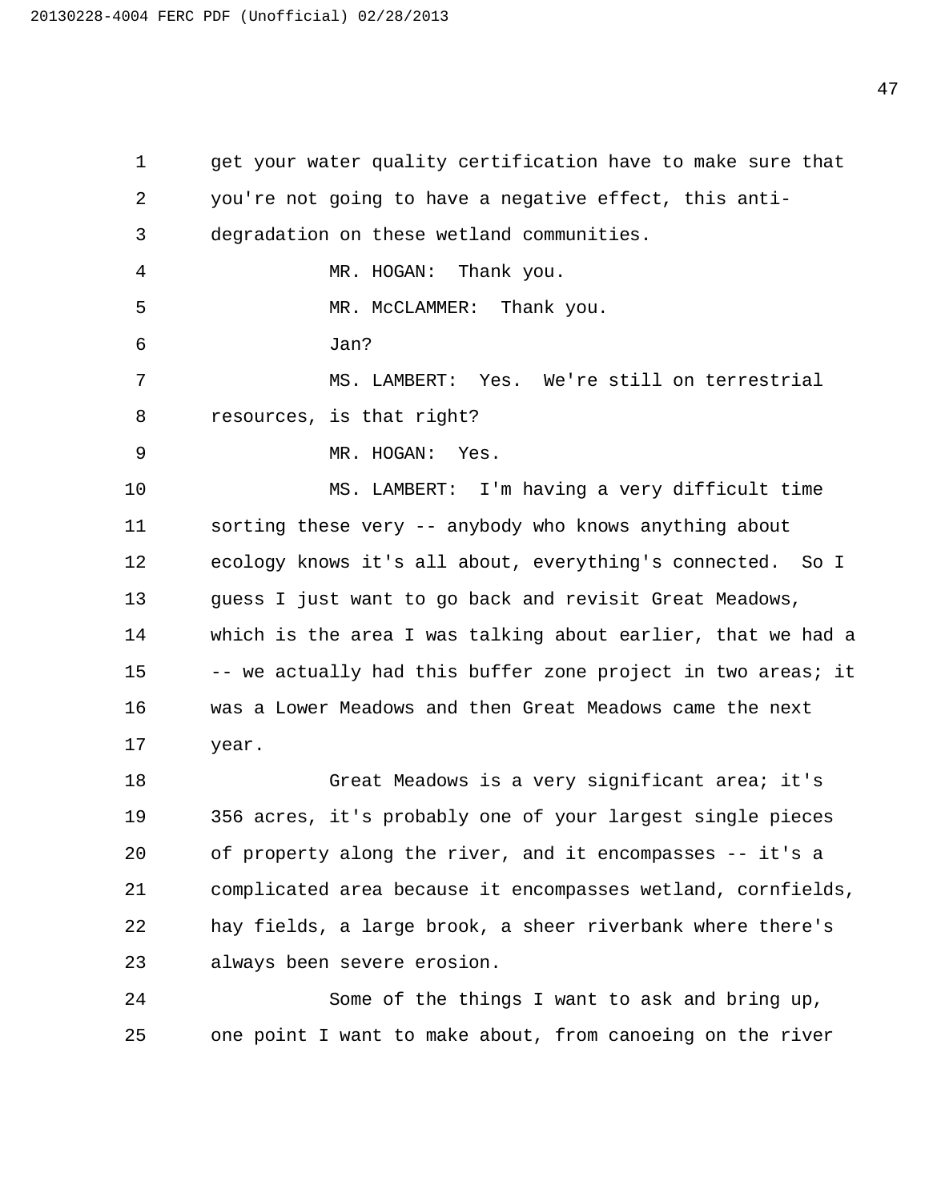get your water quality certification have to make sure that you're not going to have a negative effect, this anti-degradation on these wetland communities.

MR. HOGAN: Thank you.

MR. McCLAMMER: Thank you.

Jan?

MS. LAMBERT: Yes. We're still on terrestrial resources, is that right?

MR. HOGAN: Yes.

MS. LAMBERT: I'm having a very difficult time sorting these very -- anybody who knows anything about ecology knows it's all about, everything's connected. So I guess I just want to go back and revisit Great Meadows, which is the area I was talking about earlier, that we had a -- we actually had this buffer zone project in two areas; it was a Lower Meadows and then Great Meadows came the next year.

Great Meadows is a very significant area; it's 356 acres, it's probably one of your largest single pieces of property along the river, and it encompasses -- it's a complicated area because it encompasses wetland, cornfields, hay fields, a large brook, a sheer riverbank where there's always been severe erosion.

Some of the things I want to ask and bring up, one point I want to make about, from canoeing on the river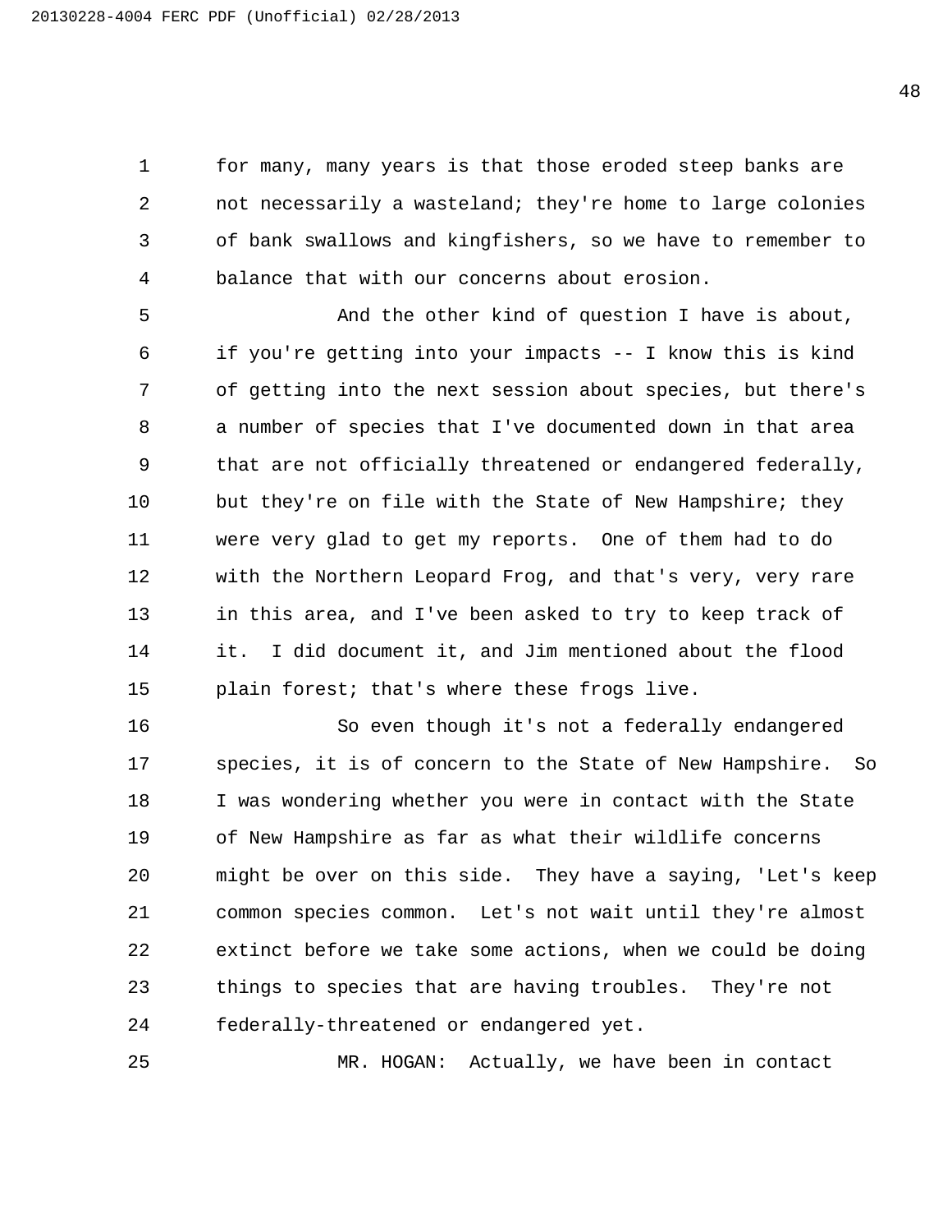for many, many years is that those eroded steep banks are not necessarily a wasteland; they're home to large colonies of bank swallows and kingfishers, so we have to remember to balance that with our concerns about erosion.

And the other kind of question I have is about, if you're getting into your impacts -- I know this is kind of getting into the next session about species, but there's a number of species that I've documented down in that area that are not officially threatened or endangered federally, but they're on file with the State of New Hampshire; they were very glad to get my reports. One of them had to do with the Northern Leopard Frog, and that's very, very rare in this area, and I've been asked to try to keep track of it. I did document it, and Jim mentioned about the flood plain forest; that's where these frogs live.

So even though it's not a federally endangered species, it is of concern to the State of New Hampshire. So I was wondering whether you were in contact with the State of New Hampshire as far as what their wildlife concerns might be over on this side. They have a saying, 'Let's keep common species common. Let's not wait until they're almost extinct before we take some actions, when we could be doing things to species that are having troubles. They're not federally-threatened or endangered yet.

MR. HOGAN: Actually, we have been in contact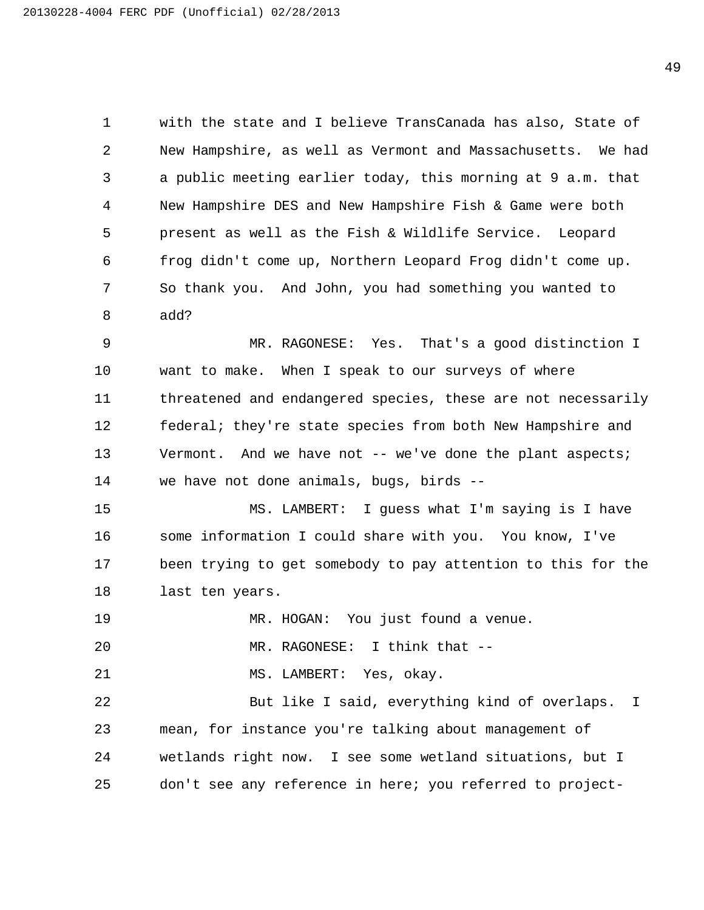with the state and I believe TransCanada has also, State of New Hampshire, as well as Vermont and Massachusetts. We had a public meeting earlier today, this morning at 9 a.m. that New Hampshire DES and New Hampshire Fish & Game were both present as well as the Fish & Wildlife Service. Leopard frog didn't come up, Northern Leopard Frog didn't come up. So thank you. And John, you had something you wanted to add?

MR. RAGONESE: Yes. That's a good distinction I want to make. When I speak to our surveys of where threatened and endangered species, these are not necessarily federal; they're state species from both New Hampshire and Vermont. And we have not -- we've done the plant aspects; we have not done animals, bugs, birds --

MS. LAMBERT: I guess what I'm saying is I have some information I could share with you. You know, I've been trying to get somebody to pay attention to this for the last ten years.

MR. HOGAN: You just found a venue.

MR. RAGONESE: I think that --

MS. LAMBERT: Yes, okay.

But like I said, everything kind of overlaps. I mean, for instance you're talking about management of wetlands right now. I see some wetland situations, but I don't see any reference in here; you referred to project-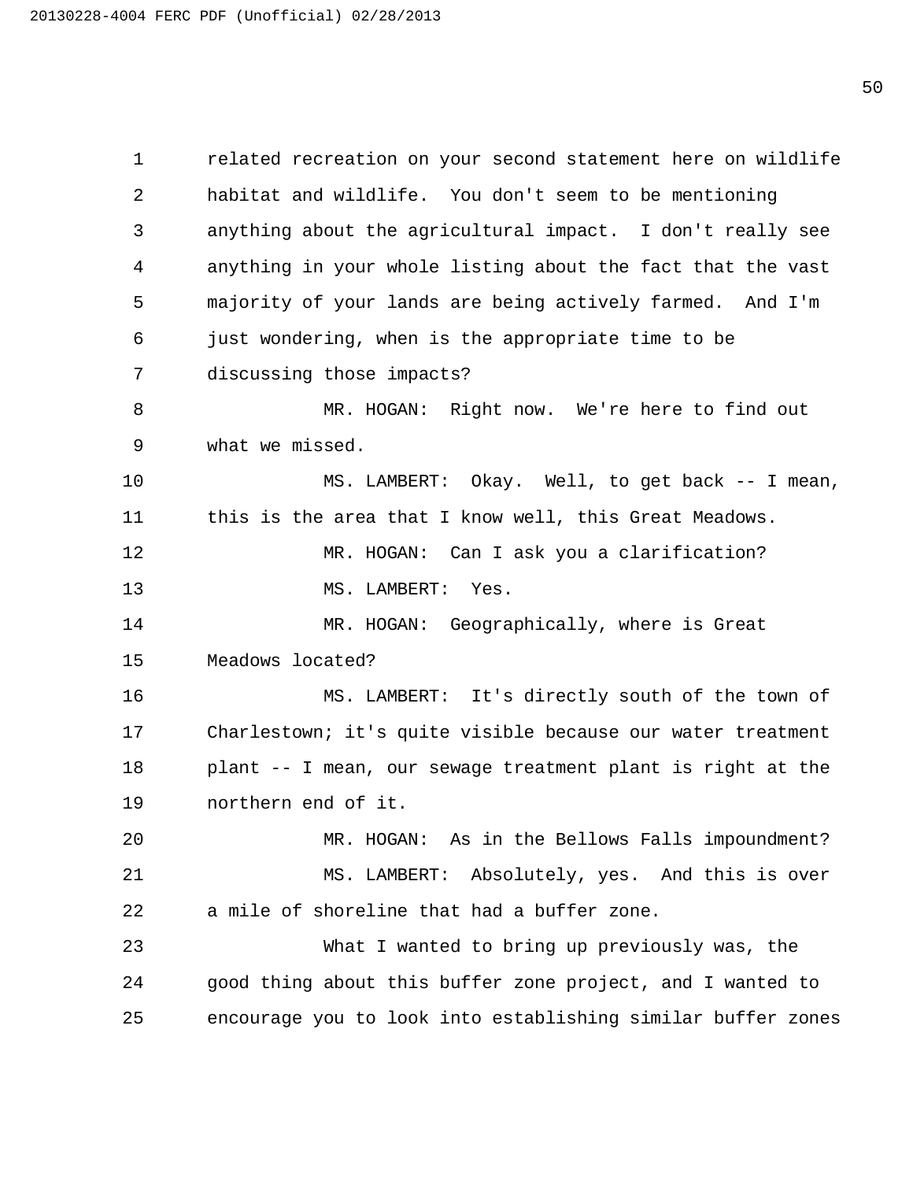related recreation on your second statement here on wildlife habitat and wildlife. You don't seem to be mentioning anything about the agricultural impact. I don't really see anything in your whole listing about the fact that the vast majority of your lands are being actively farmed. And I'm just wondering, when is the appropriate time to be discussing those impacts?

MR. HOGAN: Right now. We're here to find out what we missed.

MS. LAMBERT: Okay. Well, to get back -- I mean, this is the area that I know well, this Great Meadows.

MR. HOGAN: Can I ask you a clarification?

MS. LAMBERT: Yes.

MR. HOGAN: Geographically, where is Great Meadows located?

MS. LAMBERT: It's directly south of the town of Charlestown; it's quite visible because our water treatment plant -- I mean, our sewage treatment plant is right at the northern end of it.

MR. HOGAN: As in the Bellows Falls impoundment?

MS. LAMBERT: Absolutely, yes. And this is over a mile of shoreline that had a buffer zone.

What I wanted to bring up previously was, the good thing about this buffer zone project, and I wanted to encourage you to look into establishing similar buffer zones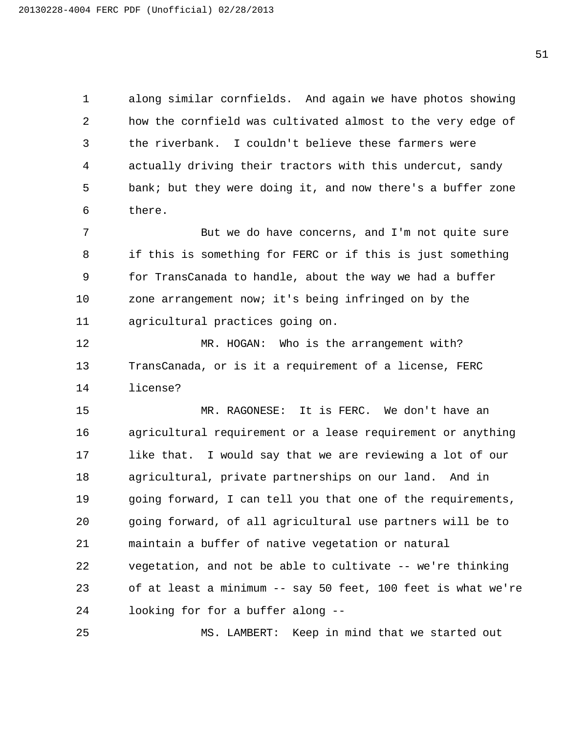along similar cornfields. And again we have photos showing how the cornfield was cultivated almost to the very edge of the riverbank. I couldn't believe these farmers were actually driving their tractors with this undercut, sandy bank; but they were doing it, and now there's a buffer zone there.

But we do have concerns, and I'm not quite sure if this is something for FERC or if this is just something for TransCanada to handle, about the way we had a buffer zone arrangement now; it's being infringed on by the agricultural practices going on.

MR. HOGAN: Who is the arrangement with? TransCanada, or is it a requirement of a license, FERC license?

MR. RAGONESE: It is FERC. We don't have an agricultural requirement or a lease requirement or anything like that. I would say that we are reviewing a lot of our agricultural, private partnerships on our land. And in going forward, I can tell you that one of the requirements, going forward, of all agricultural use partners will be to maintain a buffer of native vegetation or natural vegetation, and not be able to cultivate -- we're thinking of at least a minimum -- say 50 feet, 100 feet is what we're looking for for a buffer along --

MS. LAMBERT: Keep in mind that we started out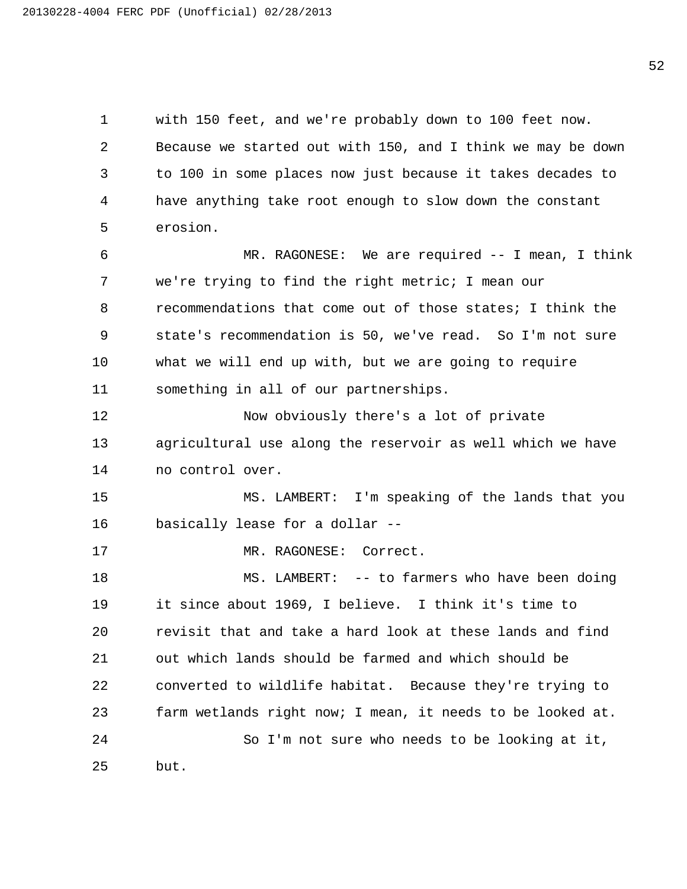with 150 feet, and we're probably down to 100 feet now. Because we started out with 150, and I think we may be down to 100 in some places now just because it takes decades to have anything take root enough to slow down the constant erosion.

MR. RAGONESE: We are required -- I mean, I think we're trying to find the right metric; I mean our recommendations that come out of those states; I think the state's recommendation is 50, we've read. So I'm not sure what we will end up with, but we are going to require something in all of our partnerships.

Now obviously there's a lot of private agricultural use along the reservoir as well which we have no control over.

MS. LAMBERT: I'm speaking of the lands that you basically lease for a dollar --

MR. RAGONESE: Correct.

MS. LAMBERT: -- to farmers who have been doing it since about 1969, I believe. I think it's time to revisit that and take a hard look at these lands and find out which lands should be farmed and which should be converted to wildlife habitat. Because they're trying to farm wetlands right now; I mean, it needs to be looked at.

So I'm not sure who needs to be looking at it, but.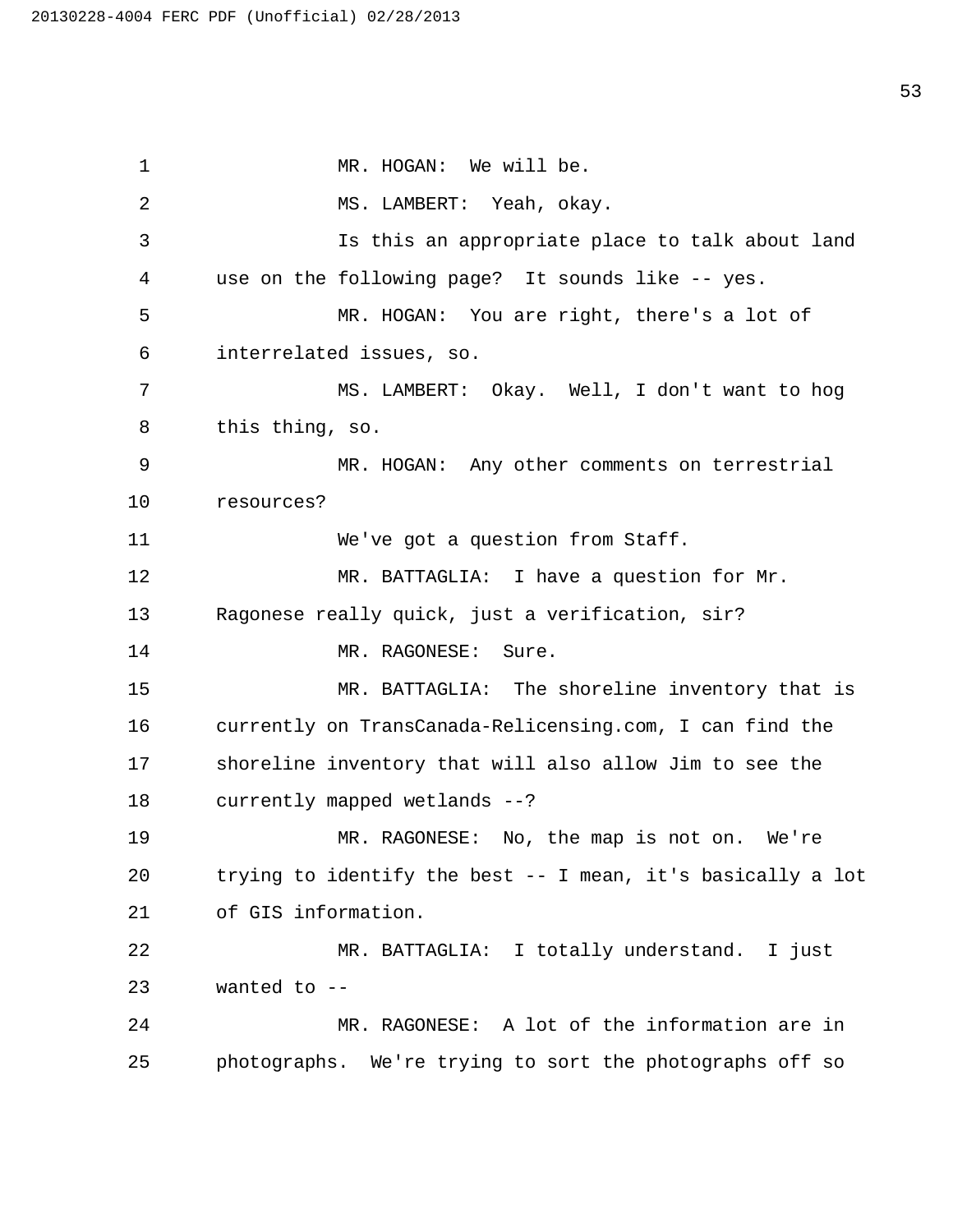MR. HOGAN: We will be.

MS. LAMBERT: Yeah, okay.

Is this an appropriate place to talk about land use on the following page? It sounds like -- yes.

MR. HOGAN: You are right, there's a lot of interrelated issues, so.

MS. LAMBERT: Okay. Well, I don't want to hog this thing, so.

MR. HOGAN: Any other comments on terrestrial resources?

We've got a question from Staff.

MR. BATTAGLIA: I have a question for Mr. Ragonese really quick, just a verification, sir?

MR. RAGONESE: Sure.

MR. BATTAGLIA: The shoreline inventory that is currently on TransCanada-Relicensing.com, I can find the shoreline inventory that will also allow Jim to see the currently mapped wetlands --?

MR. RAGONESE: No, the map is not on. We're trying to identify the best -- I mean, it's basically a lot of GIS information.

MR. BATTAGLIA: I totally understand. I just wanted to --

MR. RAGONESE: A lot of the information are in photographs. We're trying to sort the photographs off so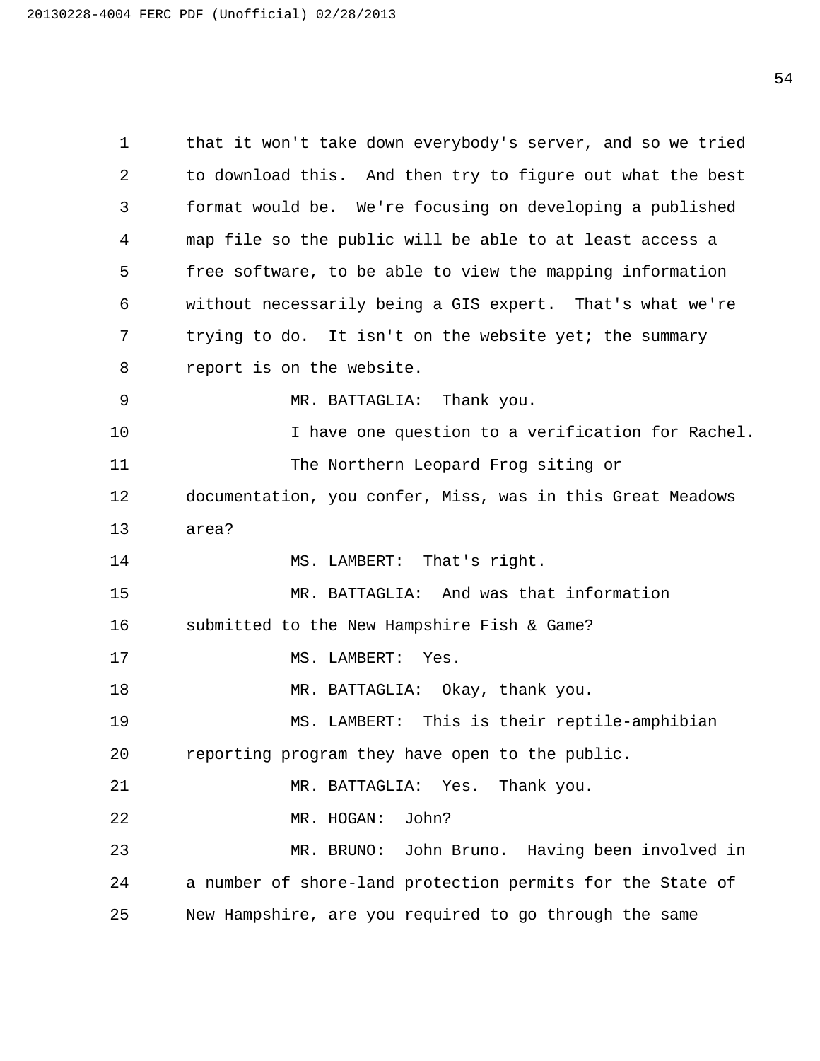that it won't take down everybody's server, and so we tried to download this. And then try to figure out what the best format would be. We're focusing on developing a published map file so the public will be able to at least access a free software, to be able to view the mapping information without necessarily being a GIS expert. That's what we're trying to do. It isn't on the website yet; the summary report is on the website.

MR. BATTAGLIA: Thank you.

I have one question to a verification for Rachel.

The Northern Leopard Frog siting or documentation, you confer, Miss, was in this Great Meadows area?

MS. LAMBERT: That's right.

MR. BATTAGLIA: And was that information submitted to the New Hampshire Fish & Game?

MS. LAMBERT: Yes.

MR. BATTAGLIA: Okay, thank you.

MS. LAMBERT: This is their reptile-amphibian reporting program they have open to the public.

MR. BATTAGLIA: Yes. Thank you.

MR. HOGAN: John?

MR. BRUNO: John Bruno. Having been involved in a number of shore-land protection permits for the State of New Hampshire, are you required to go through the same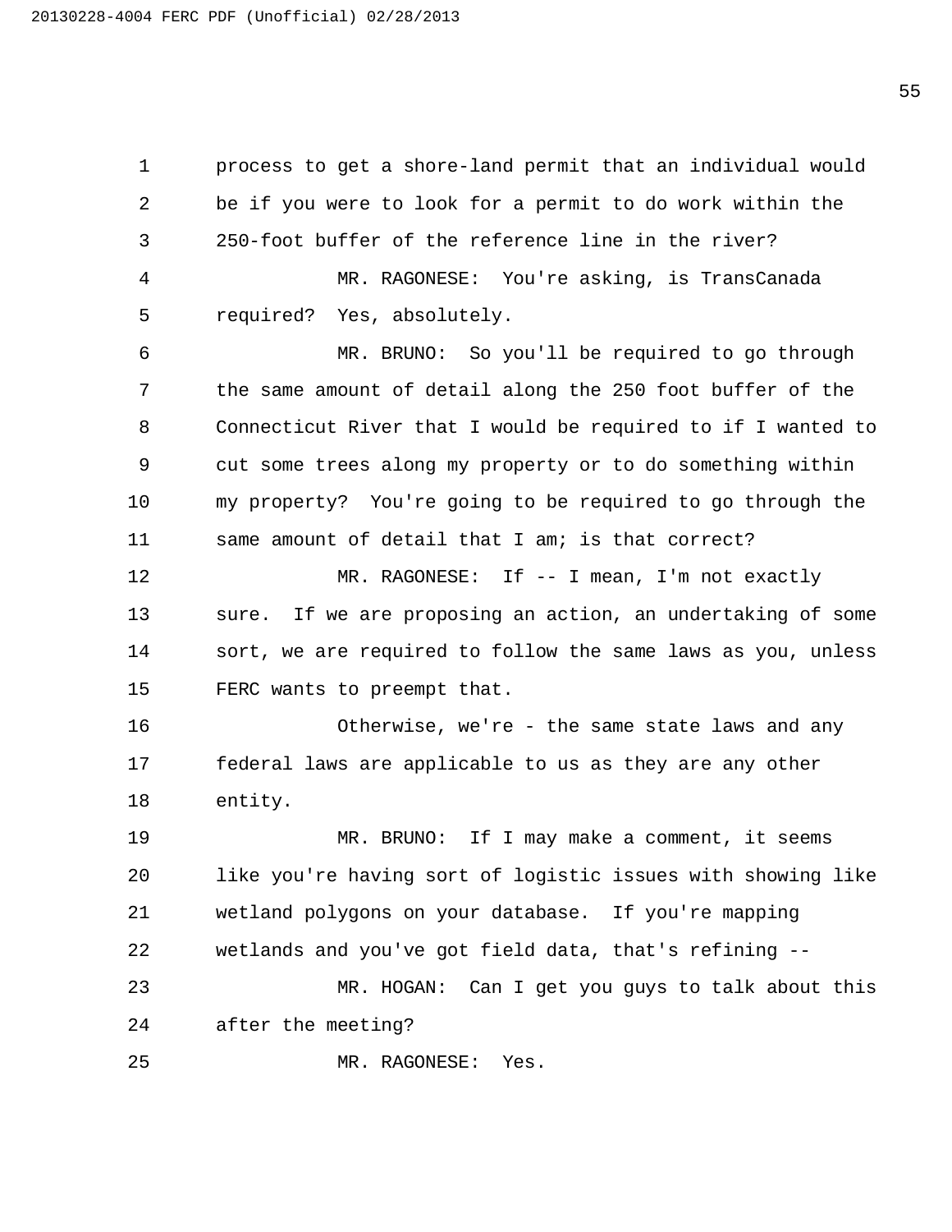process to get a shore-land permit that an individual would be if you were to look for a permit to do work within the 250-foot buffer of the reference line in the river?

MR. RAGONESE: You're asking, is TransCanada required? Yes, absolutely.

MR. BRUNO: So you'll be required to go through the same amount of detail along the 250 foot buffer of the Connecticut River that I would be required to if I wanted to cut some trees along my property or to do something within my property? You're going to be required to go through the same amount of detail that I am; is that correct?

MR. RAGONESE: If -- I mean, I'm not exactly sure. If we are proposing an action, an undertaking of some sort, we are required to follow the same laws as you, unless FERC wants to preempt that.

Otherwise, we're - the same state laws and any federal laws are applicable to us as they are any other entity.

MR. BRUNO: If I may make a comment, it seems like you're having sort of logistic issues with showing like wetland polygons on your database. If you're mapping wetlands and you've got field data, that's refining --

MR. HOGAN: Can I get you guys to talk about this after the meeting?

MR. RAGONESE: Yes.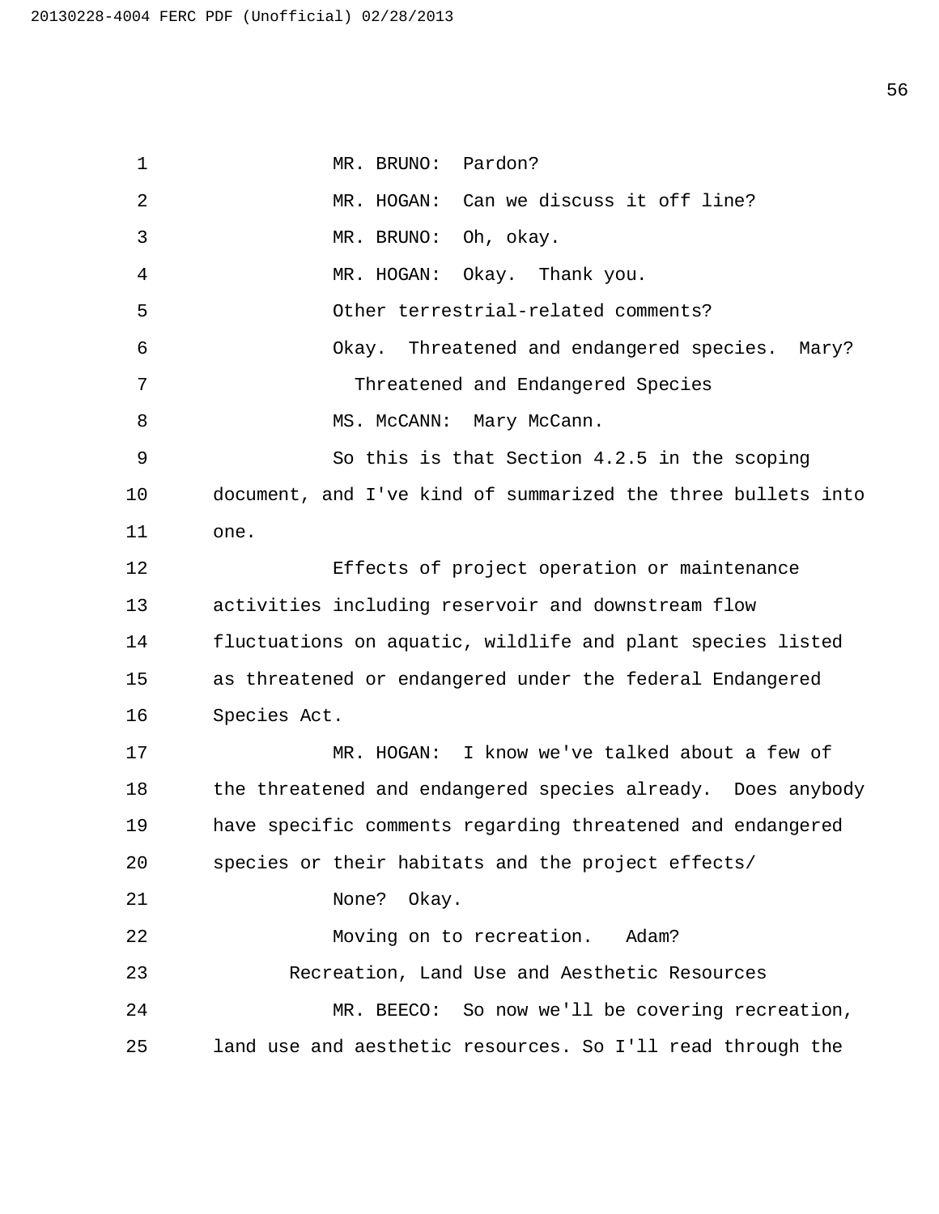MR. BRUNO: Pardon?

MR. HOGAN: Can we discuss it off line?

MR. BRUNO: Oh, okay.

MR. HOGAN: Okay. Thank you.

Other terrestrial-related comments?

Okay. Threatened and endangered species. Mary?

### Threatened and Endangered Species

MS. McCANN: Mary McCann.

So this is that Section 4.2.5 in the scoping document, and I've kind of summarized the three bullets into one.

Effects of project operation or maintenance activities including reservoir and downstream flow fluctuations on aquatic, wildlife and plant species listed as threatened or endangered under the federal Endangered Species Act.

MR. HOGAN: I know we've talked about a few of the threatened and endangered species already. Does anybody have specific comments regarding threatened and endangered species or their habitats and the project effects/

None? Okay.

Moving on to recreation. Adam?

### Recreation, Land Use and Aesthetic Resources

MR. BEECO: So now we'll be covering recreation, land use and aesthetic resources. So I'll read through the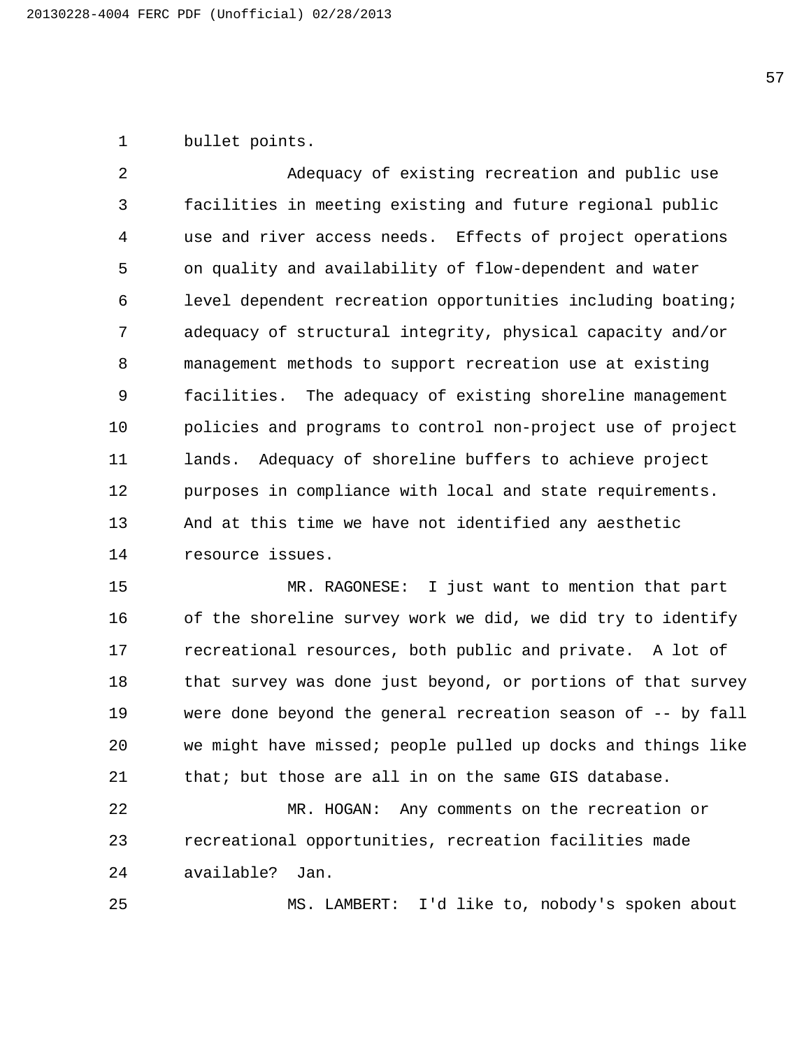bullet points.

Adequacy of existing recreation and public use facilities in meeting existing and future regional public use and river access needs. Effects of project operations on quality and availability of flow-dependent and water level dependent recreation opportunities including boating; adequacy of structural integrity, physical capacity and/or management methods to support recreation use at existing facilities. The adequacy of existing shoreline management policies and programs to control non-project use of project lands. Adequacy of shoreline buffers to achieve project purposes in compliance with local and state requirements. And at this time we have not identified any aesthetic resource issues.

MR. RAGONESE: I just want to mention that part of the shoreline survey work we did, we did try to identify recreational resources, both public and private. A lot of that survey was done just beyond, or portions of that survey were done beyond the general recreation season of -- by fall we might have missed; people pulled up docks and things like that; but those are all in on the same GIS database.

MR. HOGAN: Any comments on the recreation or recreational opportunities, recreation facilities made available? Jan.

MS. LAMBERT: I'd like to, nobody's spoken about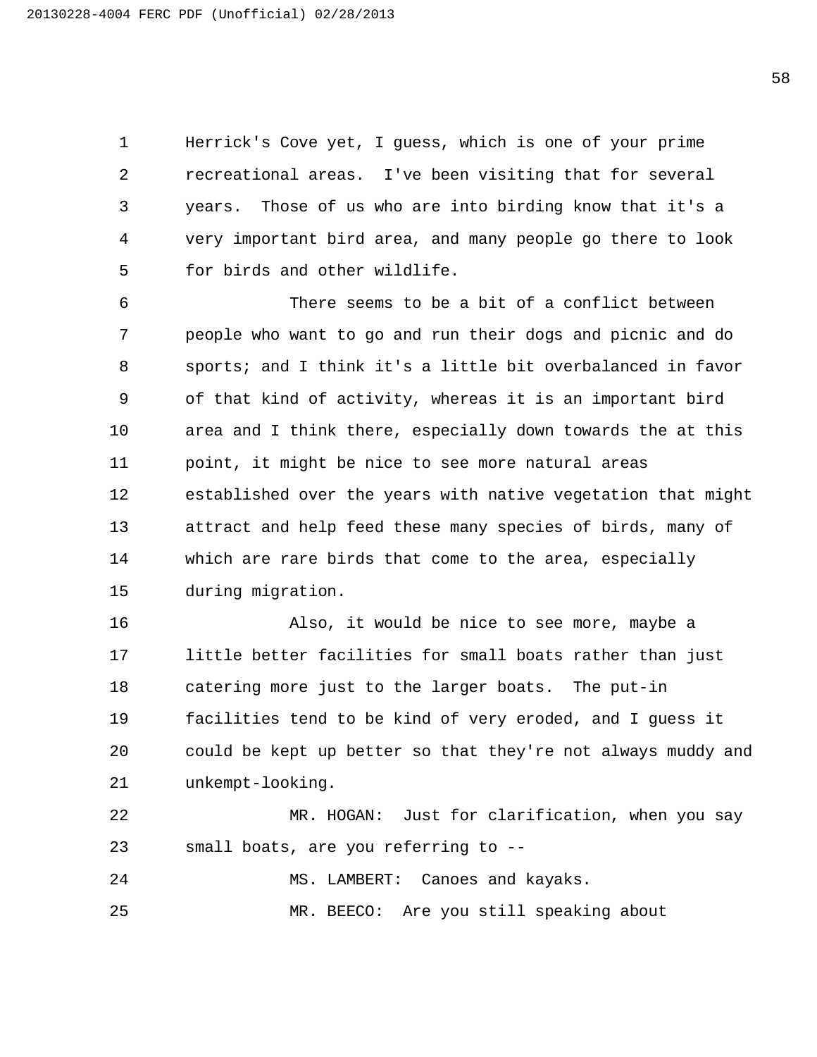Herrick's Cove yet, I guess, which is one of your prime recreational areas. I've been visiting that for several years. Those of us who are into birding know that it's a very important bird area, and many people go there to look for birds and other wildlife.

There seems to be a bit of a conflict between people who want to go and run their dogs and picnic and do sports; and I think it's a little bit overbalanced in favor of that kind of activity, whereas it is an important bird area and I think there, especially down towards the at this point, it might be nice to see more natural areas established over the years with native vegetation that might attract and help feed these many species of birds, many of which are rare birds that come to the area, especially during migration.

Also, it would be nice to see more, maybe a little better facilities for small boats rather than just catering more just to the larger boats. The put-in facilities tend to be kind of very eroded, and I guess it could be kept up better so that they're not always muddy and unkempt-looking.

MR. HOGAN: Just for clarification, when you say small boats, are you referring to --

MS. LAMBERT: Canoes and kayaks.

MR. BEECO: Are you still speaking about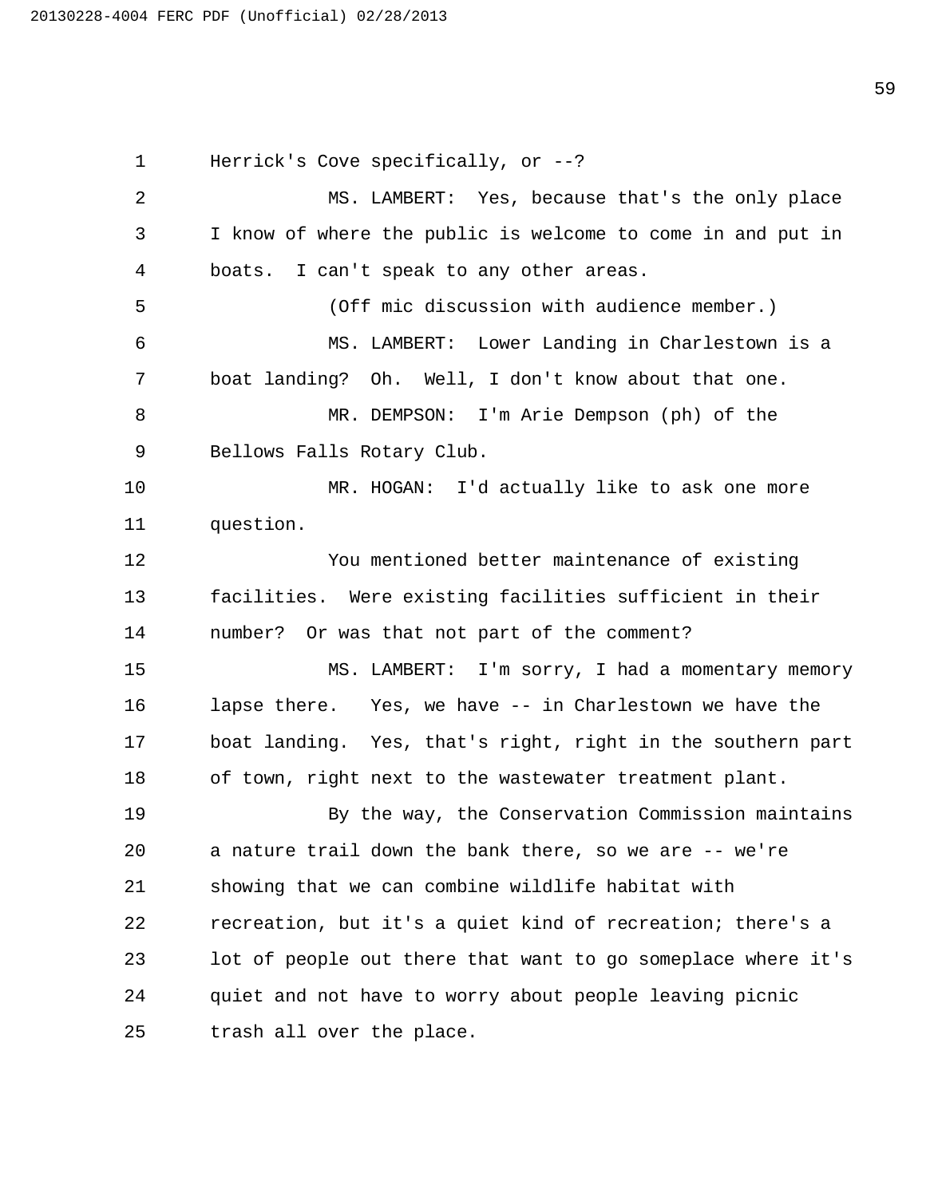Herrick's Cove specifically, or --?

MS. LAMBERT: Yes, because that's the only place I know of where the public is welcome to come in and put in boats. I can't speak to any other areas.

(Off mic discussion with audience member.)

MS. LAMBERT: Lower Landing in Charlestown is a boat landing? Oh. Well, I don't know about that one.

MR. DEMPSON: I'm Arie Dempson (ph) of the Bellows Falls Rotary Club.

MR. HOGAN: I'd actually like to ask one more question.

You mentioned better maintenance of existing facilities. Were existing facilities sufficient in their number? Or was that not part of the comment?

MS. LAMBERT: I'm sorry, I had a momentary memory lapse there. Yes, we have -- in Charlestown we have the boat landing. Yes, that's right, right in the southern part of town, right next to the wastewater treatment plant.

By the way, the Conservation Commission maintains a nature trail down the bank there, so we are -- we're showing that we can combine wildlife habitat with recreation, but it's a quiet kind of recreation; there's a lot of people out there that want to go someplace where it's quiet and not have to worry about people leaving picnic trash all over the place.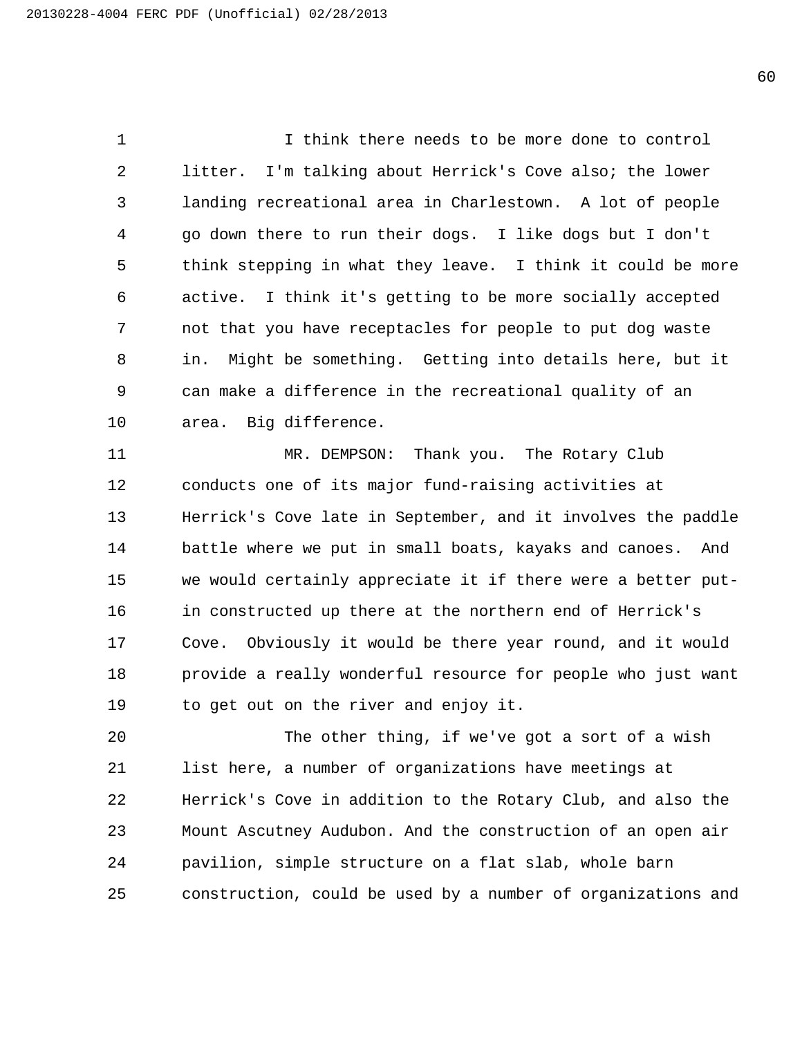I think there needs to be more done to control litter. I'm talking about Herrick's Cove also; the lower landing recreational area in Charlestown. A lot of people go down there to run their dogs. I like dogs but I don't think stepping in what they leave. I think it could be more active. I think it's getting to be more socially accepted not that you have receptacles for people to put dog waste in. Might be something. Getting into details here, but it can make a difference in the recreational quality of an area. Big difference.

MR. DEMPSON: Thank you. The Rotary Club conducts one of its major fund-raising activities at Herrick's Cove late in September, and it involves the paddle battle where we put in small boats, kayaks and canoes. And we would certainly appreciate it if there were a better put-in constructed up there at the northern end of Herrick's Cove. Obviously it would be there year round, and it would provide a really wonderful resource for people who just want to get out on the river and enjoy it.

The other thing, if we've got a sort of a wish list here, a number of organizations have meetings at Herrick's Cove in addition to the Rotary Club, and also the Mount Ascutney Audubon. And the construction of an open air pavilion, simple structure on a flat slab, whole barn construction, could be used by a number of organizations and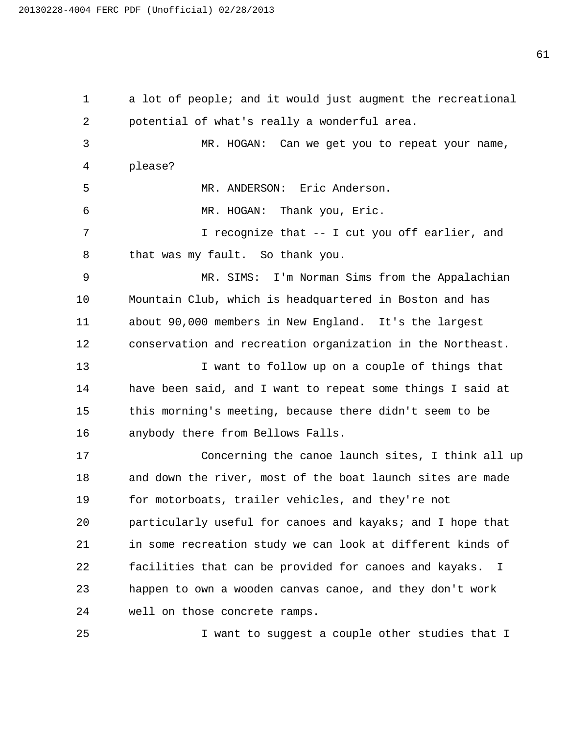a lot of people; and it would just augment the recreational potential of what's really a wonderful area.

MR. HOGAN: Can we get you to repeat your name, please?

MR. ANDERSON: Eric Anderson.

MR. HOGAN: Thank you, Eric.

I recognize that -- I cut you off earlier, and that was my fault. So thank you.

MR. SIMS: I'm Norman Sims from the Appalachian Mountain Club, which is headquartered in Boston and has about 90,000 members in New England. It's the largest conservation and recreation organization in the Northeast.

I want to follow up on a couple of things that have been said, and I want to repeat some things I said at this morning's meeting, because there didn't seem to be anybody there from Bellows Falls.

Concerning the canoe launch sites, I think all up and down the river, most of the boat launch sites are made for motorboats, trailer vehicles, and they're not particularly useful for canoes and kayaks; and I hope that in some recreation study we can look at different kinds of facilities that can be provided for canoes and kayaks. I happen to own a wooden canvas canoe, and they don't work well on those concrete ramps.

I want to suggest a couple other studies that I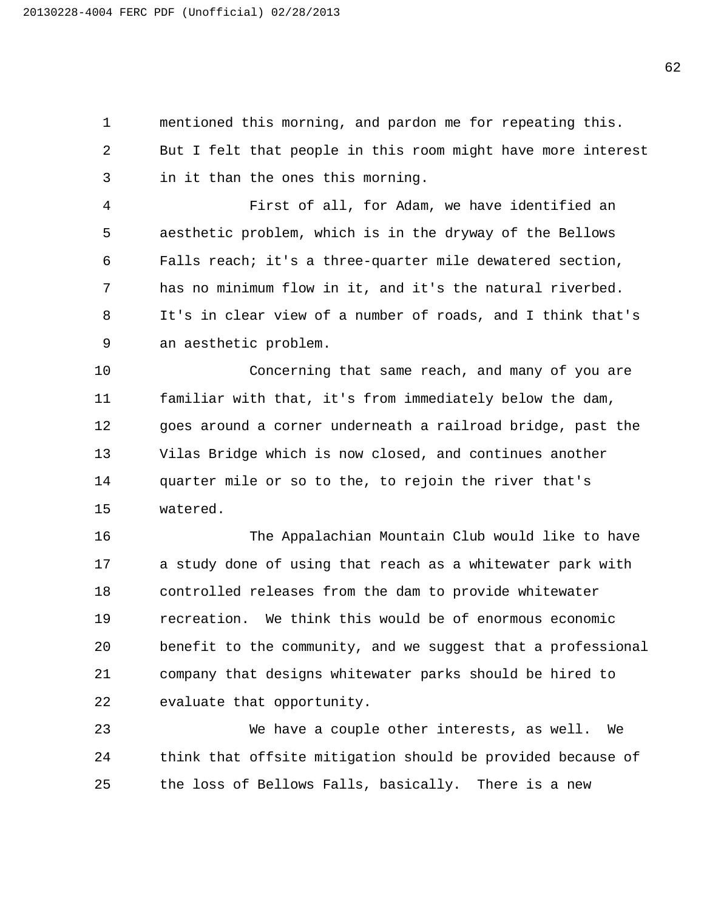mentioned this morning, and pardon me for repeating this. But I felt that people in this room might have more interest in it than the ones this morning.

First of all, for Adam, we have identified an aesthetic problem, which is in the dryway of the Bellows Falls reach; it's a three-quarter mile dewatered section, has no minimum flow in it, and it's the natural riverbed. It's in clear view of a number of roads, and I think that's an aesthetic problem.

Concerning that same reach, and many of you are familiar with that, it's from immediately below the dam, goes around a corner underneath a railroad bridge, past the Vilas Bridge which is now closed, and continues another quarter mile or so to the, to rejoin the river that's watered.

The Appalachian Mountain Club would like to have a study done of using that reach as a whitewater park with controlled releases from the dam to provide whitewater recreation. We think this would be of enormous economic benefit to the community, and we suggest that a professional company that designs whitewater parks should be hired to evaluate that opportunity.

We have a couple other interests, as well. We think that offsite mitigation should be provided because of the loss of Bellows Falls, basically. There is a new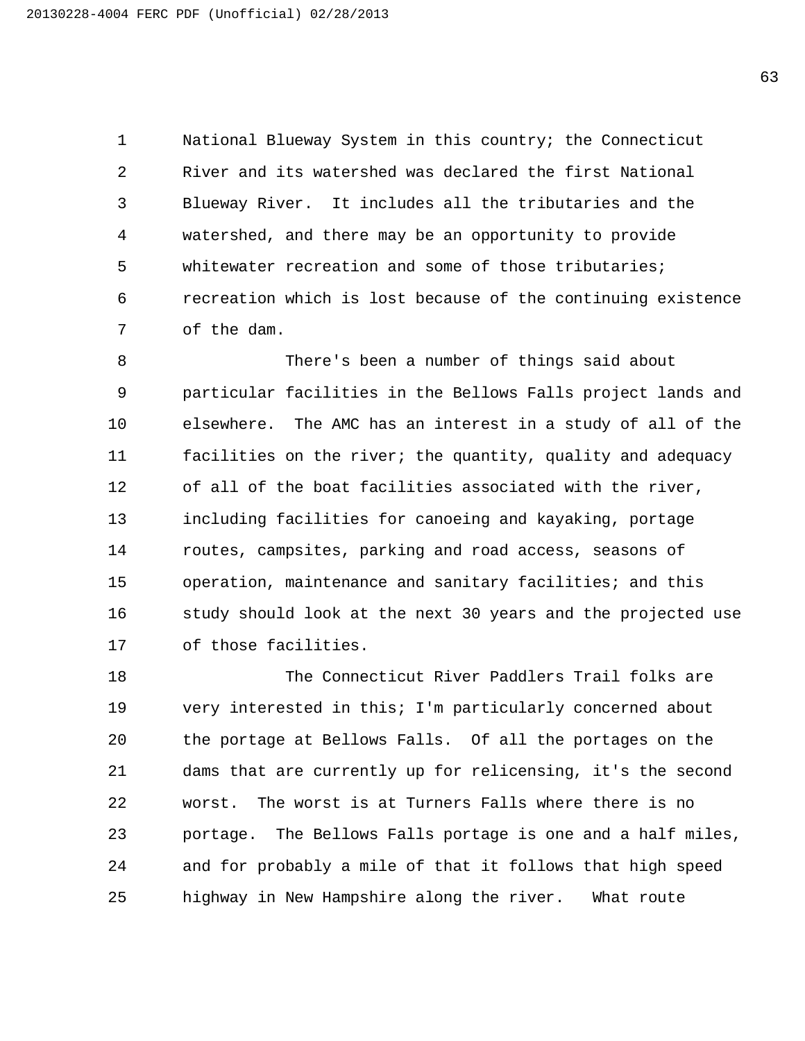National Blueway System in this country; the Connecticut River and its watershed was declared the first National Blueway River. It includes all the tributaries and the watershed, and there may be an opportunity to provide whitewater recreation and some of those tributaries; recreation which is lost because of the continuing existence of the dam.

There's been a number of things said about particular facilities in the Bellows Falls project lands and elsewhere. The AMC has an interest in a study of all of the facilities on the river; the quantity, quality and adequacy of all of the boat facilities associated with the river, including facilities for canoeing and kayaking, portage routes, campsites, parking and road access, seasons of operation, maintenance and sanitary facilities; and this study should look at the next 30 years and the projected use of those facilities.

The Connecticut River Paddlers Trail folks are very interested in this; I'm particularly concerned about the portage at Bellows Falls. Of all the portages on the dams that are currently up for relicensing, it's the second worst. The worst is at Turners Falls where there is no portage. The Bellows Falls portage is one and a half miles, and for probably a mile of that it follows that high speed highway in New Hampshire along the river. What route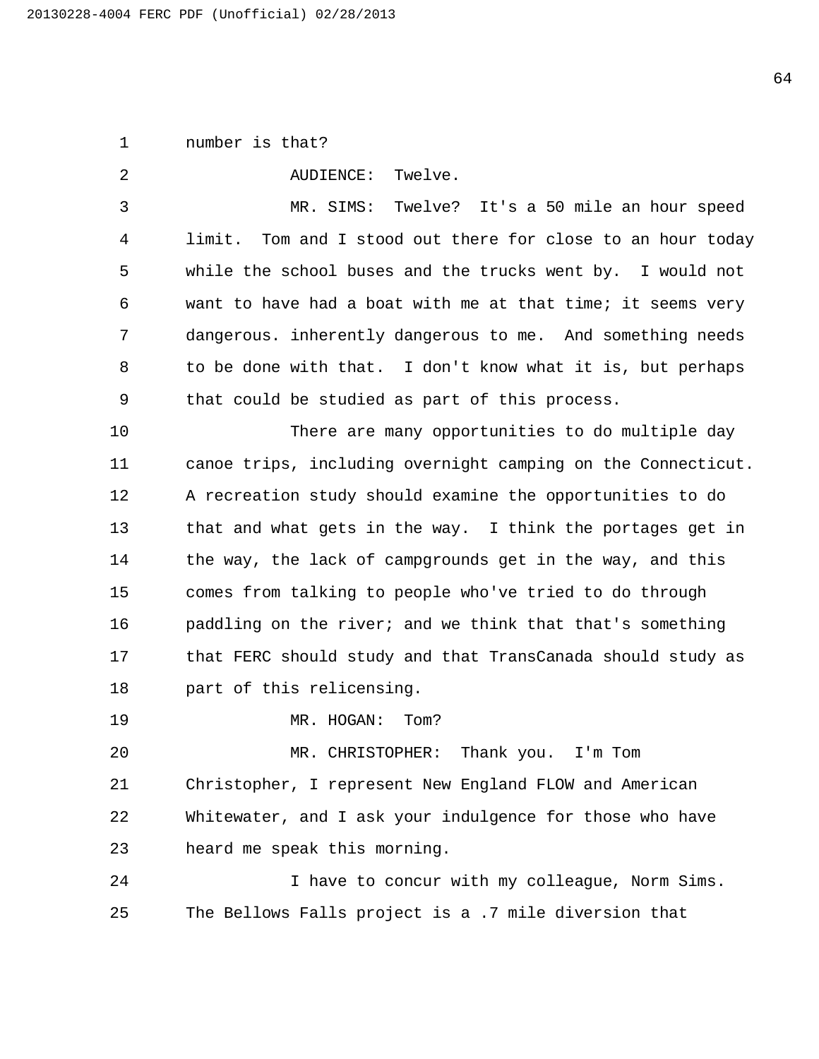number is that?

AUDIENCE: Twelve.

MR. SIMS: Twelve? It's a 50 mile an hour speed limit. Tom and I stood out there for close to an hour today while the school buses and the trucks went by. I would not want to have had a boat with me at that time; it seems very dangerous. inherently dangerous to me. And something needs to be done with that. I don't know what it is, but perhaps that could be studied as part of this process.

There are many opportunities to do multiple day canoe trips, including overnight camping on the Connecticut. A recreation study should examine the opportunities to do that and what gets in the way. I think the portages get in the way, the lack of campgrounds get in the way, and this comes from talking to people who've tried to do through paddling on the river; and we think that that's something that FERC should study and that TransCanada should study as part of this relicensing.

MR. HOGAN: Tom?

MR. CHRISTOPHER: Thank you. I'm Tom Christopher, I represent New England FLOW and American Whitewater, and I ask your indulgence for those who have heard me speak this morning.

I have to concur with my colleague, Norm Sims. The Bellows Falls project is a .7 mile diversion that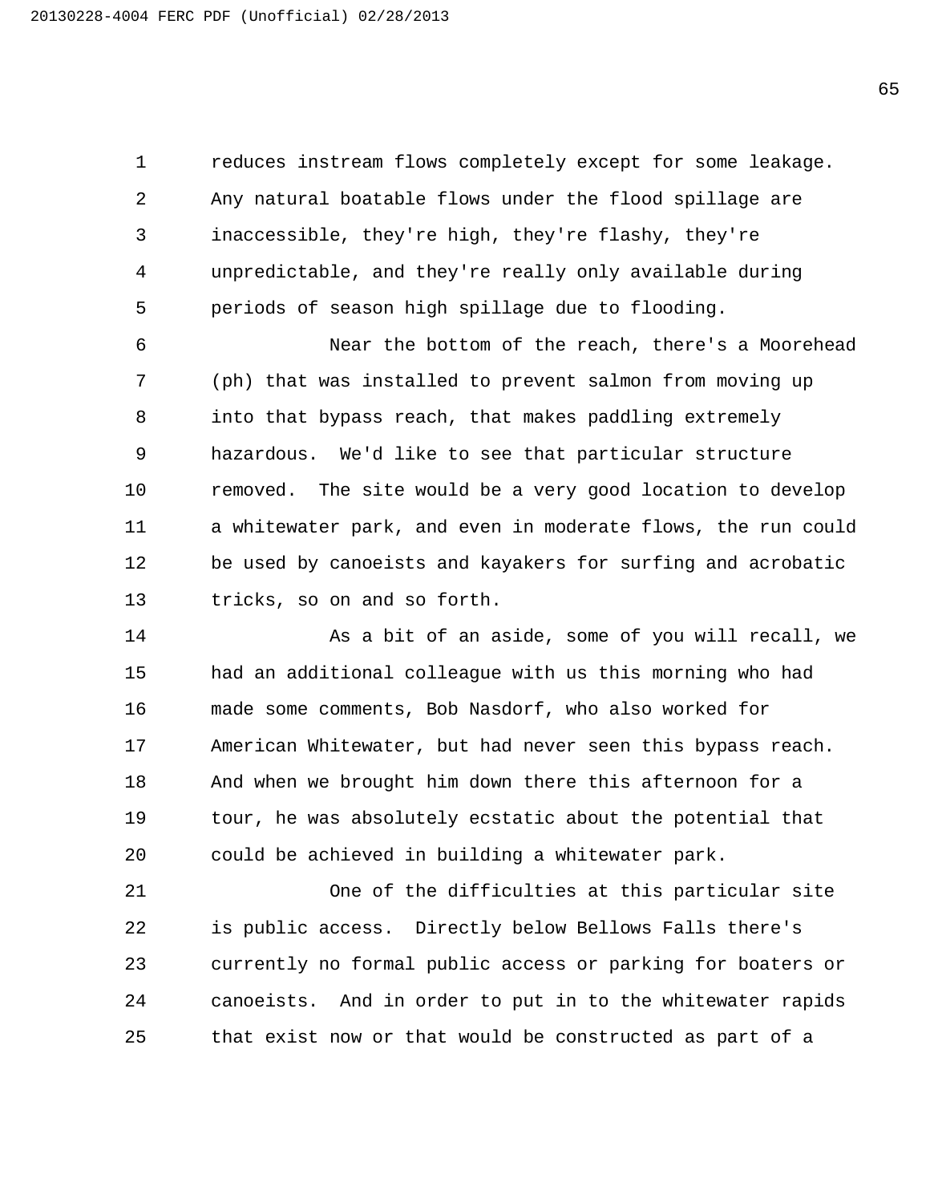reduces instream flows completely except for some leakage. Any natural boatable flows under the flood spillage are inaccessible, they're high, they're flashy, they're unpredictable, and they're really only available during periods of season high spillage due to flooding.

Near the bottom of the reach, there's a Moorehead (ph) that was installed to prevent salmon from moving up into that bypass reach, that makes paddling extremely hazardous. We'd like to see that particular structure removed. The site would be a very good location to develop a whitewater park, and even in moderate flows, the run could be used by canoeists and kayakers for surfing and acrobatic tricks, so on and so forth.

As a bit of an aside, some of you will recall, we had an additional colleague with us this morning who had made some comments, Bob Nasdorf, who also worked for American Whitewater, but had never seen this bypass reach. And when we brought him down there this afternoon for a tour, he was absolutely ecstatic about the potential that could be achieved in building a whitewater park.

One of the difficulties at this particular site is public access. Directly below Bellows Falls there's currently no formal public access or parking for boaters or canoeists. And in order to put in to the whitewater rapids that exist now or that would be constructed as part of a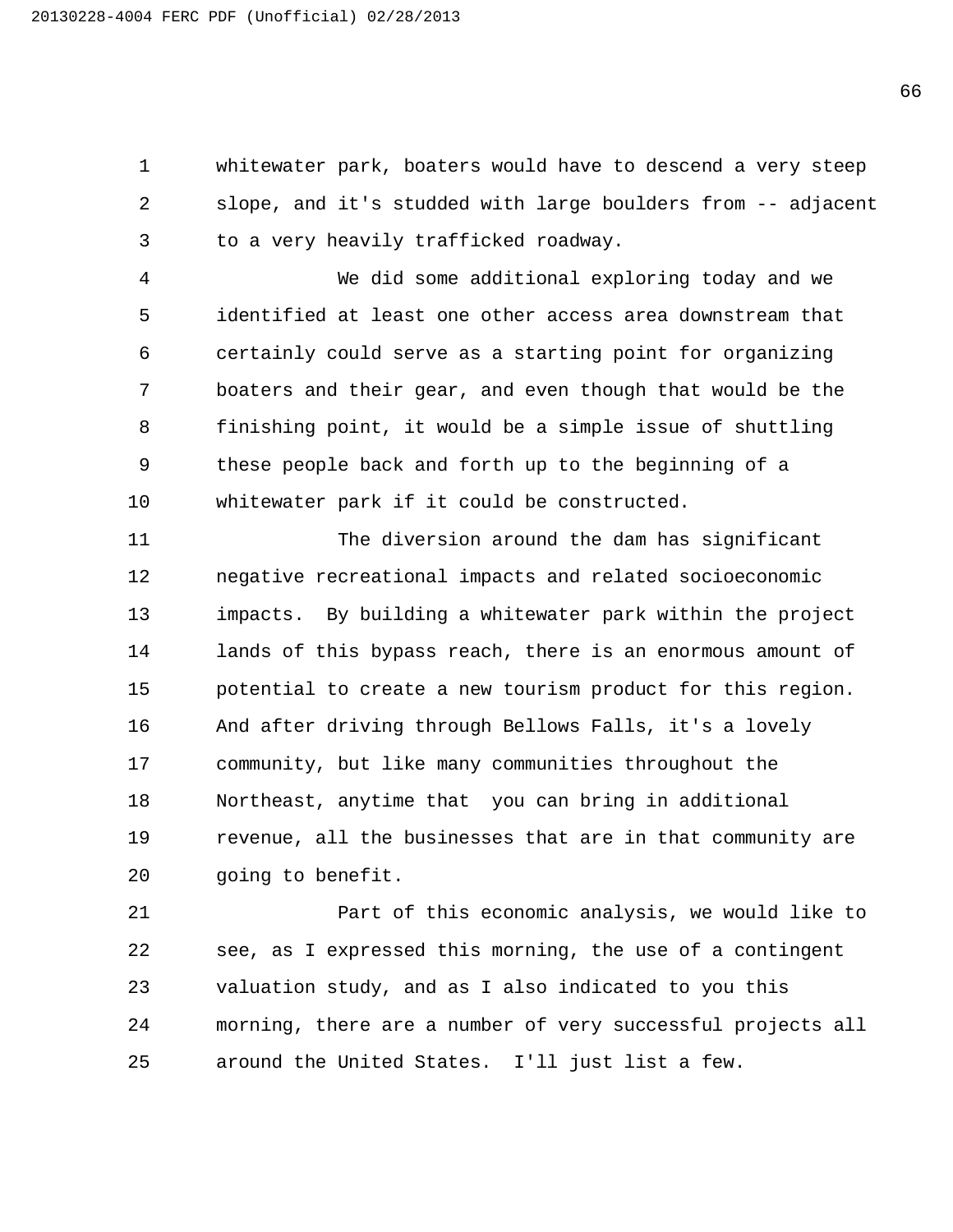whitewater park, boaters would have to descend a very steep slope, and it's studded with large boulders from -- adjacent to a very heavily trafficked roadway.

We did some additional exploring today and we identified at least one other access area downstream that certainly could serve as a starting point for organizing boaters and their gear, and even though that would be the finishing point, it would be a simple issue of shuttling these people back and forth up to the beginning of a whitewater park if it could be constructed.

The diversion around the dam has significant negative recreational impacts and related socioeconomic impacts. By building a whitewater park within the project lands of this bypass reach, there is an enormous amount of potential to create a new tourism product for this region. And after driving through Bellows Falls, it's a lovely community, but like many communities throughout the Northeast, anytime that you can bring in additional revenue, all the businesses that are in that community are going to benefit.

Part of this economic analysis, we would like to see, as I expressed this morning, the use of a contingent valuation study, and as I also indicated to you this morning, there are a number of very successful projects all around the United States. I'll just list a few.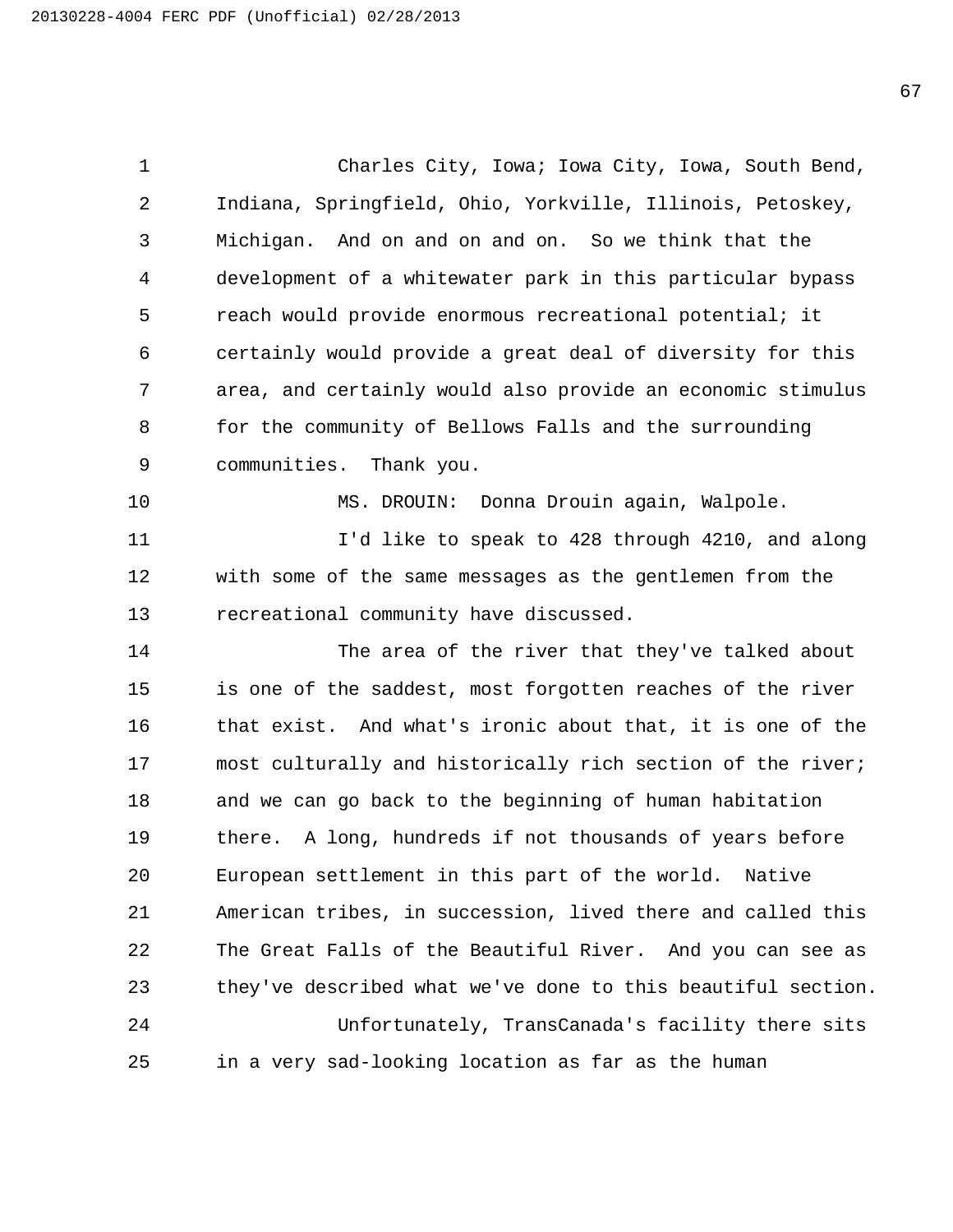Charles City, Iowa; Iowa City, Iowa, South Bend, Indiana, Springfield, Ohio, Yorkville, Illinois, Petoskey, Michigan. And on and on and on. So we think that the development of a whitewater park in this particular bypass reach would provide enormous recreational potential; it certainly would provide a great deal of diversity for this area, and certainly would also provide an economic stimulus for the community of Bellows Falls and the surrounding communities. Thank you.

MS. DROUIN: Donna Drouin again, Walpole.

I'd like to speak to 428 through 4210, and along with some of the same messages as the gentlemen from the recreational community have discussed.

The area of the river that they've talked about is one of the saddest, most forgotten reaches of the river that exist. And what's ironic about that, it is one of the most culturally and historically rich section of the river; and we can go back to the beginning of human habitation there. A long, hundreds if not thousands of years before European settlement in this part of the world. Native American tribes, in succession, lived there and called this The Great Falls of the Beautiful River. And you can see as they've described what we've done to this beautiful section.

Unfortunately, TransCanada's facility there sits in a very sad-looking location as far as the human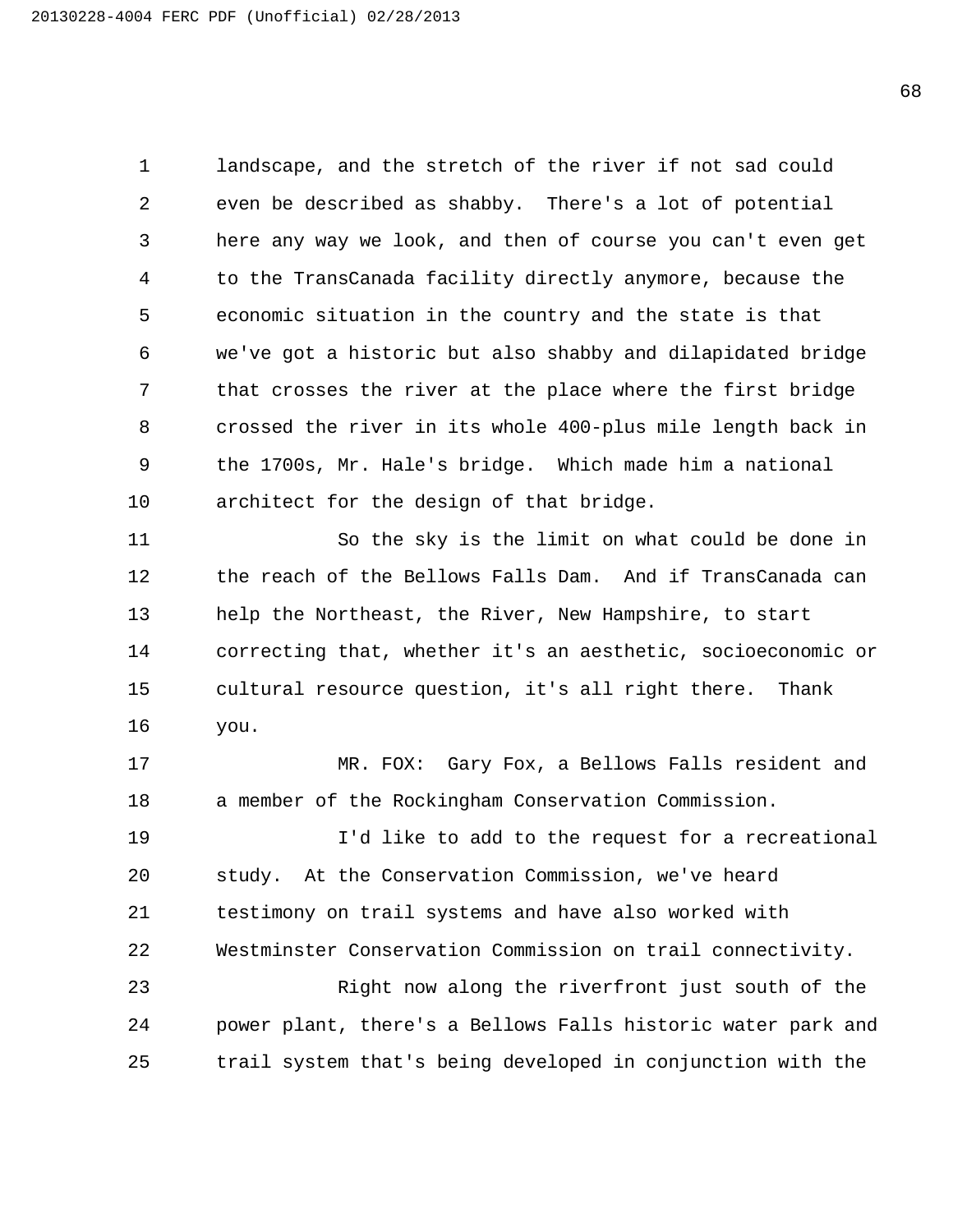landscape, and the stretch of the river if not sad could even be described as shabby. There's a lot of potential here any way we look, and then of course you can't even get to the TransCanada facility directly anymore, because the economic situation in the country and the state is that we've got a historic but also shabby and dilapidated bridge that crosses the river at the place where the first bridge crossed the river in its whole 400-plus mile length back in the 1700s, Mr. Hale's bridge. Which made him a national architect for the design of that bridge.

So the sky is the limit on what could be done in the reach of the Bellows Falls Dam. And if TransCanada can help the Northeast, the River, New Hampshire, to start correcting that, whether it's an aesthetic, socioeconomic or cultural resource question, it's all right there. Thank you.

MR. FOX: Gary Fox, a Bellows Falls resident and a member of the Rockingham Conservation Commission.

I'd like to add to the request for a recreational study. At the Conservation Commission, we've heard testimony on trail systems and have also worked with Westminster Conservation Commission on trail connectivity.

Right now along the riverfront just south of the power plant, there's a Bellows Falls historic water park and trail system that's being developed in conjunction with the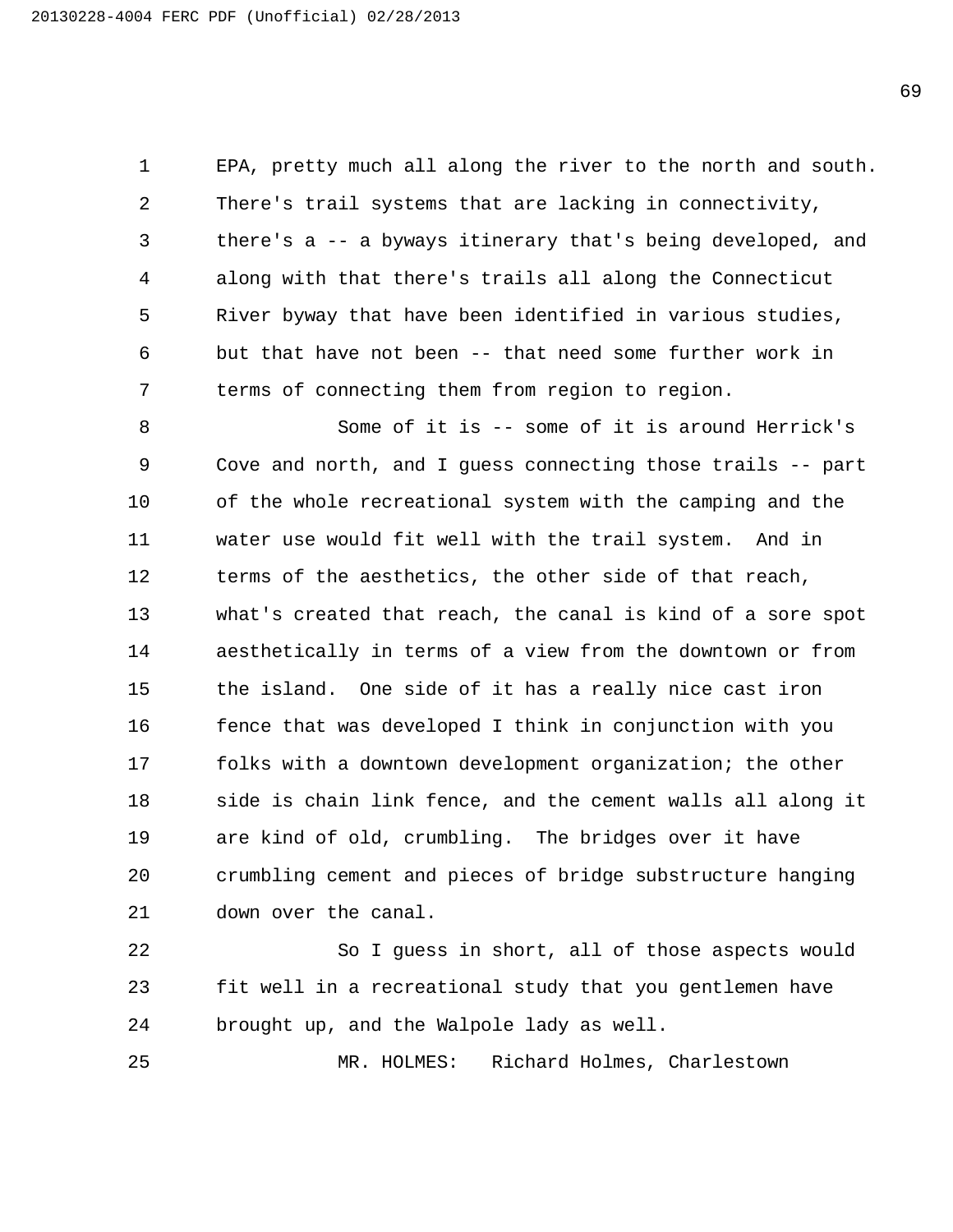EPA, pretty much all along the river to the north and south. There's trail systems that are lacking in connectivity, there's a -- a byways itinerary that's being developed, and along with that there's trails all along the Connecticut River byway that have been identified in various studies, but that have not been -- that need some further work in terms of connecting them from region to region.

Some of it is -- some of it is around Herrick's Cove and north, and I guess connecting those trails -- part of the whole recreational system with the camping and the water use would fit well with the trail system. And in terms of the aesthetics, the other side of that reach, what's created that reach, the canal is kind of a sore spot aesthetically in terms of a view from the downtown or from the island. One side of it has a really nice cast iron fence that was developed I think in conjunction with you folks with a downtown development organization; the other side is chain link fence, and the cement walls all along it are kind of old, crumbling. The bridges over it have crumbling cement and pieces of bridge substructure hanging down over the canal.

So I guess in short, all of those aspects would fit well in a recreational study that you gentlemen have brought up, and the Walpole lady as well.

MR. HOLMES: Richard Holmes, Charlestown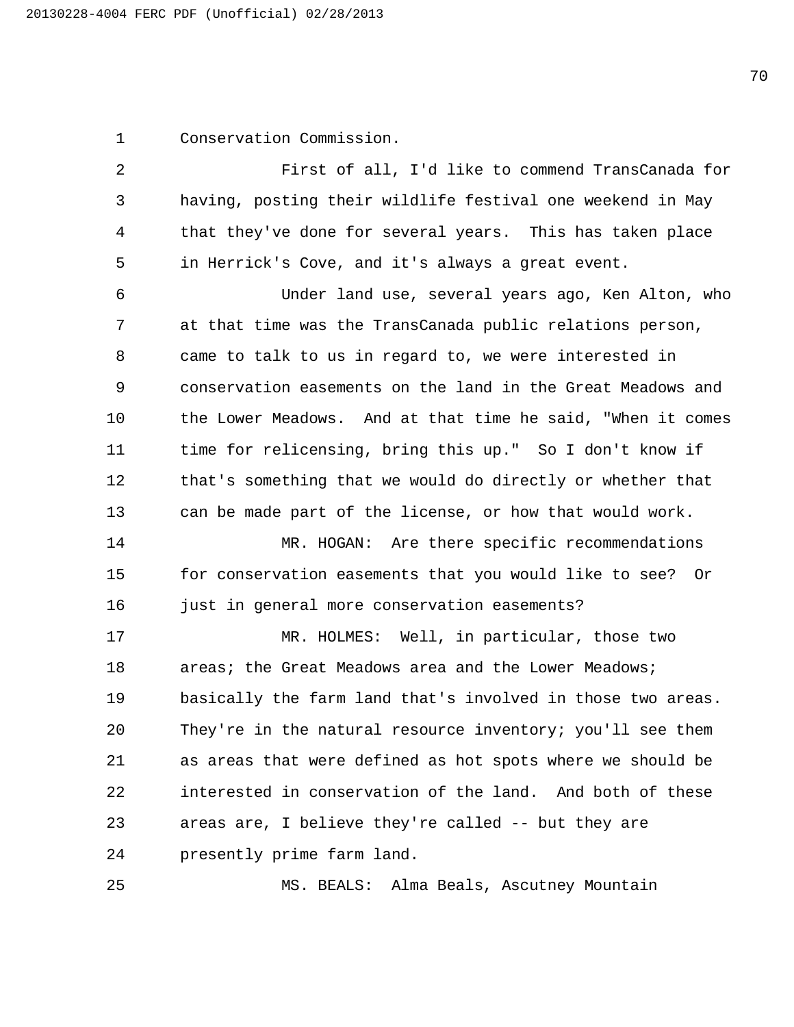Conservation Commission.

First of all, I'd like to commend TransCanada for having, posting their wildlife festival one weekend in May that they've done for several years. This has taken place in Herrick's Cove, and it's always a great event.

Under land use, several years ago, Ken Alton, who at that time was the TransCanada public relations person, came to talk to us in regard to, we were interested in conservation easements on the land in the Great Meadows and the Lower Meadows. And at that time he said, "When it comes time for relicensing, bring this up." So I don't know if that's something that we would do directly or whether that can be made part of the license, or how that would work.

MR. HOGAN: Are there specific recommendations for conservation easements that you would like to see? Or just in general more conservation easements?

MR. HOLMES: Well, in particular, those two areas; the Great Meadows area and the Lower Meadows; basically the farm land that's involved in those two areas. They're in the natural resource inventory; you'll see them as areas that were defined as hot spots where we should be interested in conservation of the land. And both of these areas are, I believe they're called -- but they are presently prime farm land.

MS. BEALS: Alma Beals, Ascutney Mountain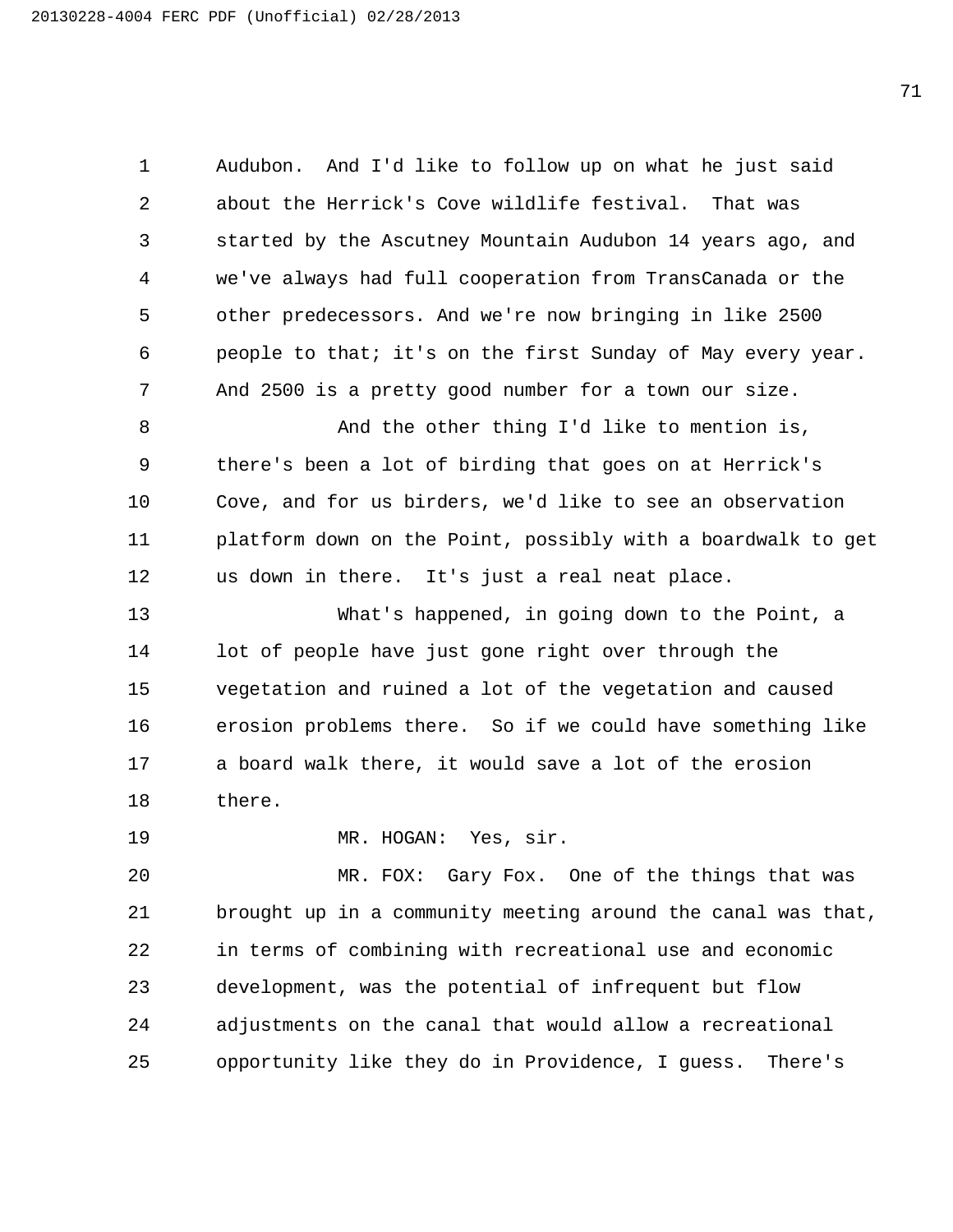Audubon. And I'd like to follow up on what he just said about the Herrick's Cove wildlife festival. That was started by the Ascutney Mountain Audubon 14 years ago, and we've always had full cooperation from TransCanada or the other predecessors. And we're now bringing in like 2500 people to that; it's on the first Sunday of May every year. And 2500 is a pretty good number for a town our size.

And the other thing I'd like to mention is, there's been a lot of birding that goes on at Herrick's Cove, and for us birders, we'd like to see an observation platform down on the Point, possibly with a boardwalk to get us down in there. It's just a real neat place.

What's happened, in going down to the Point, a lot of people have just gone right over through the vegetation and ruined a lot of the vegetation and caused erosion problems there. So if we could have something like a board walk there, it would save a lot of the erosion there.

MR. HOGAN: Yes, sir.

MR. FOX: Gary Fox. One of the things that was brought up in a community meeting around the canal was that, in terms of combining with recreational use and economic development, was the potential of infrequent but flow adjustments on the canal that would allow a recreational opportunity like they do in Providence, I guess. There's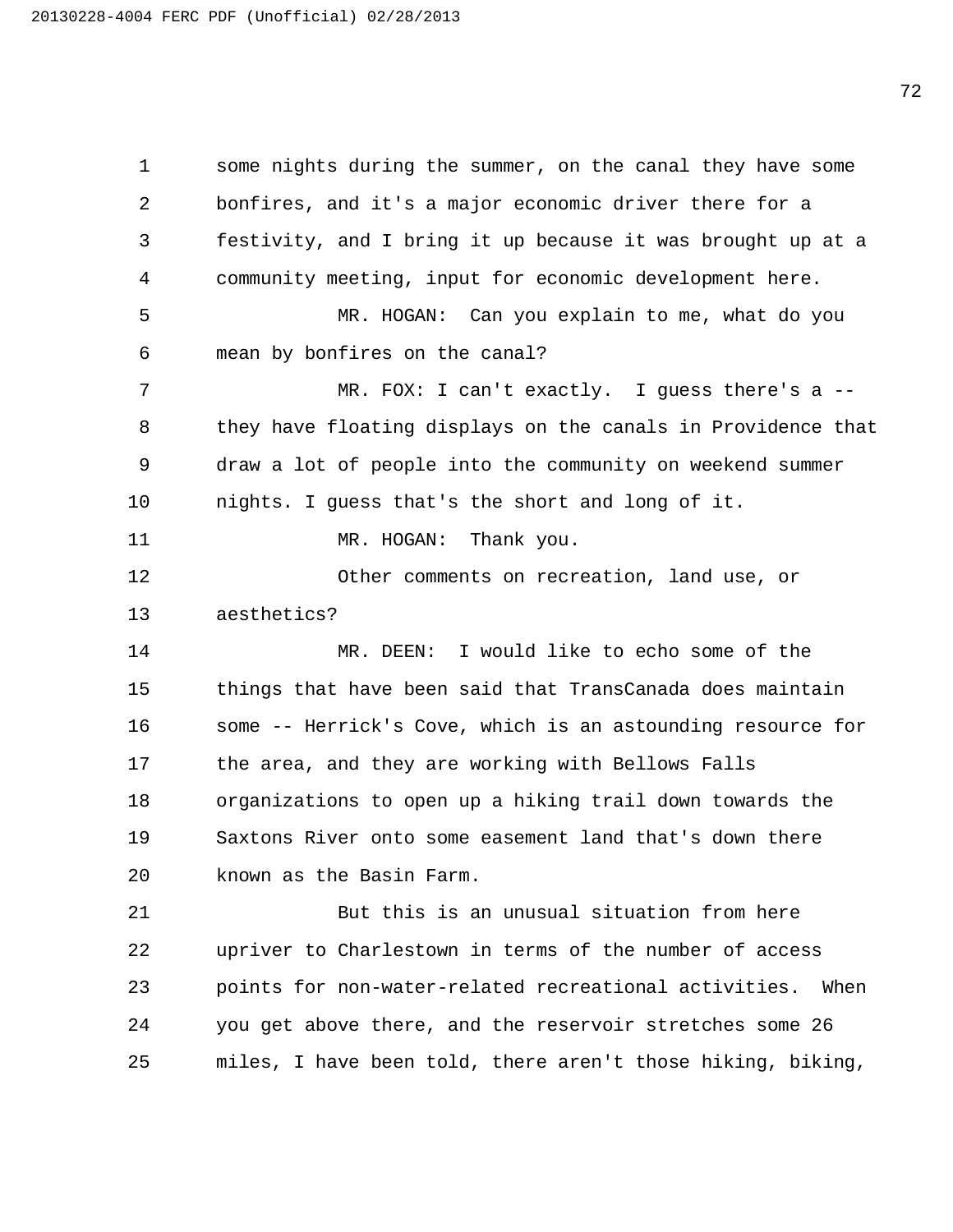some nights during the summer, on the canal they have some bonfires, and it's a major economic driver there for a festivity, and I bring it up because it was brought up at a community meeting, input for economic development here.

MR. HOGAN: Can you explain to me, what do you mean by bonfires on the canal?

MR. FOX: I can't exactly. I guess there's a -- they have floating displays on the canals in Providence that draw a lot of people into the community on weekend summer nights. I guess that's the short and long of it.

MR. HOGAN: Thank you.

Other comments on recreation, land use, or aesthetics?

MR. DEEN: I would like to echo some of the things that have been said that TransCanada does maintain some -- Herrick's Cove, which is an astounding resource for the area, and they are working with Bellows Falls organizations to open up a hiking trail down towards the Saxtons River onto some easement land that's down there known as the Basin Farm.

But this is an unusual situation from here upriver to Charlestown in terms of the number of access points for non-water-related recreational activities. When you get above there, and the reservoir stretches some 26 miles, I have been told, there aren't those hiking, biking,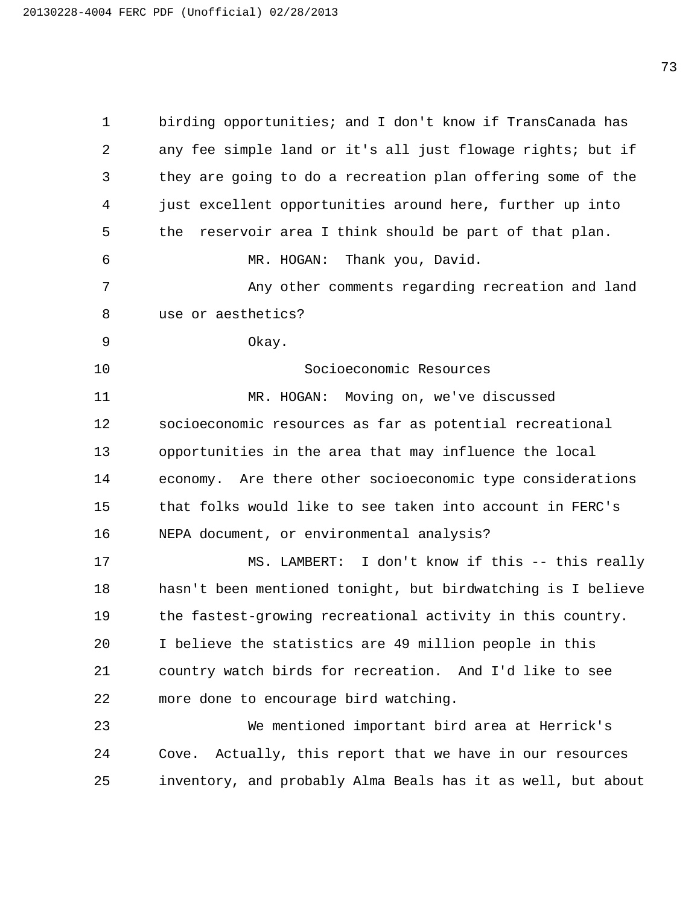birding opportunities; and I don't know if TransCanada has any fee simple land or it's all just flowage rights; but if they are going to do a recreation plan offering some of the just excellent opportunities around here, further up into the reservoir area I think should be part of that plan.

MR. HOGAN: Thank you, David.

Any other comments regarding recreation and land use or aesthetics?

Okay.

## Socioeconomic Resources

MR. HOGAN: Moving on, we've discussed socioeconomic resources as far as potential recreational opportunities in the area that may influence the local economy. Are there other socioeconomic type considerations that folks would like to see taken into account in FERC's NEPA document, or environmental analysis?

MS. LAMBERT: I don't know if this -- this really hasn't been mentioned tonight, but birdwatching is I believe the fastest-growing recreational activity in this country. I believe the statistics are 49 million people in this country watch birds for recreation. And I'd like to see more done to encourage bird watching.

We mentioned important bird area at Herrick's Cove. Actually, this report that we have in our resources inventory, and probably Alma Beals has it as well, but about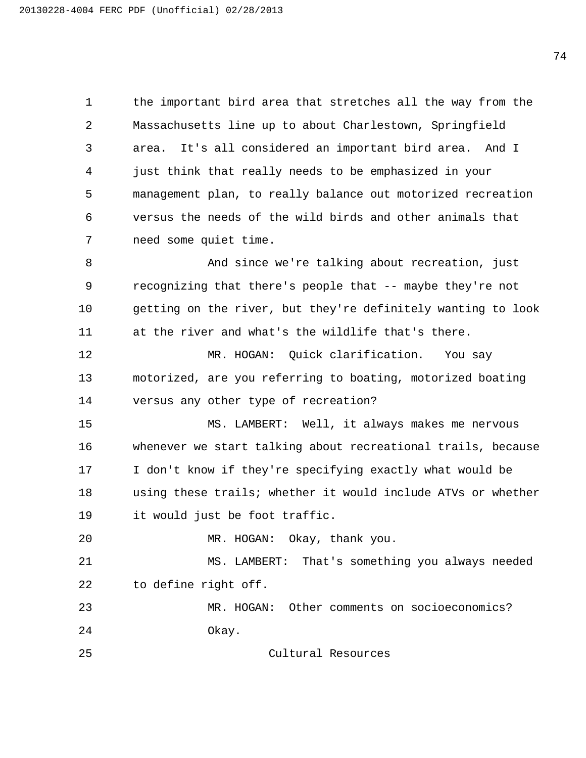the important bird area that stretches all the way from the Massachusetts line up to about Charlestown, Springfield area. It's all considered an important bird area. And I just think that really needs to be emphasized in your management plan, to really balance out motorized recreation versus the needs of the wild birds and other animals that need some quiet time.

And since we're talking about recreation, just recognizing that there's people that -- maybe they're not getting on the river, but they're definitely wanting to look at the river and what's the wildlife that's there.

MR. HOGAN: Quick clarification. You say motorized, are you referring to boating, motorized boating versus any other type of recreation?

MS. LAMBERT: Well, it always makes me nervous whenever we start talking about recreational trails, because I don't know if they're specifying exactly what would be using these trails; whether it would include ATVs or whether it would just be foot traffic.

MR. HOGAN: Okay, thank you.

MS. LAMBERT: That's something you always needed to define right off.

MR. HOGAN: Other comments on socioeconomics?

Okay.

## Cultural Resources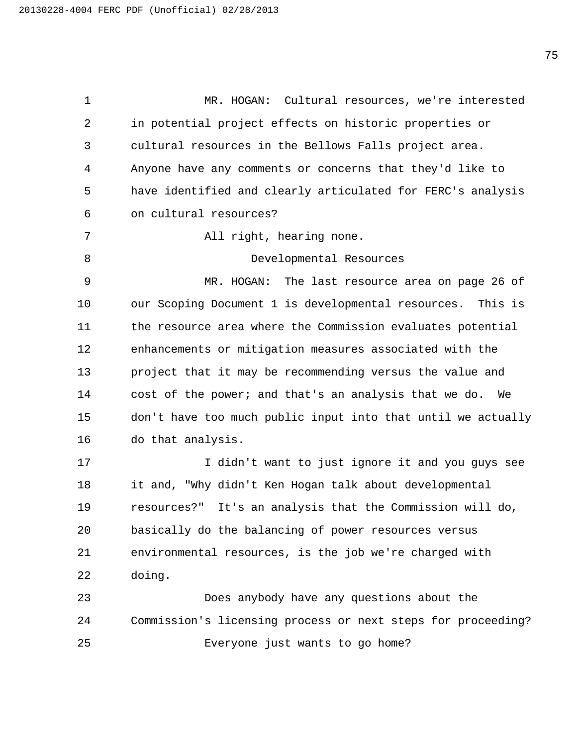MR. HOGAN: Cultural resources, we're interested in potential project effects on historic properties or cultural resources in the Bellows Falls project area. Anyone have any comments or concerns that they'd like to have identified and clearly articulated for FERC's analysis on cultural resources?

All right, hearing none.

## Developmental Resources

MR. HOGAN: The last resource area on page 26 of our Scoping Document 1 is developmental resources. This is the resource area where the Commission evaluates potential enhancements or mitigation measures associated with the project that it may be recommending versus the value and cost of the power; and that's an analysis that we do. We don't have too much public input into that until we actually do that analysis.

I didn't want to just ignore it and you guys see it and, "Why didn't Ken Hogan talk about developmental resources?" It's an analysis that the Commission will do, basically do the balancing of power resources versus environmental resources, is the job we're charged with doing.

Does anybody have any questions about the Commission's licensing process or next steps for proceeding?

Everyone just wants to go home?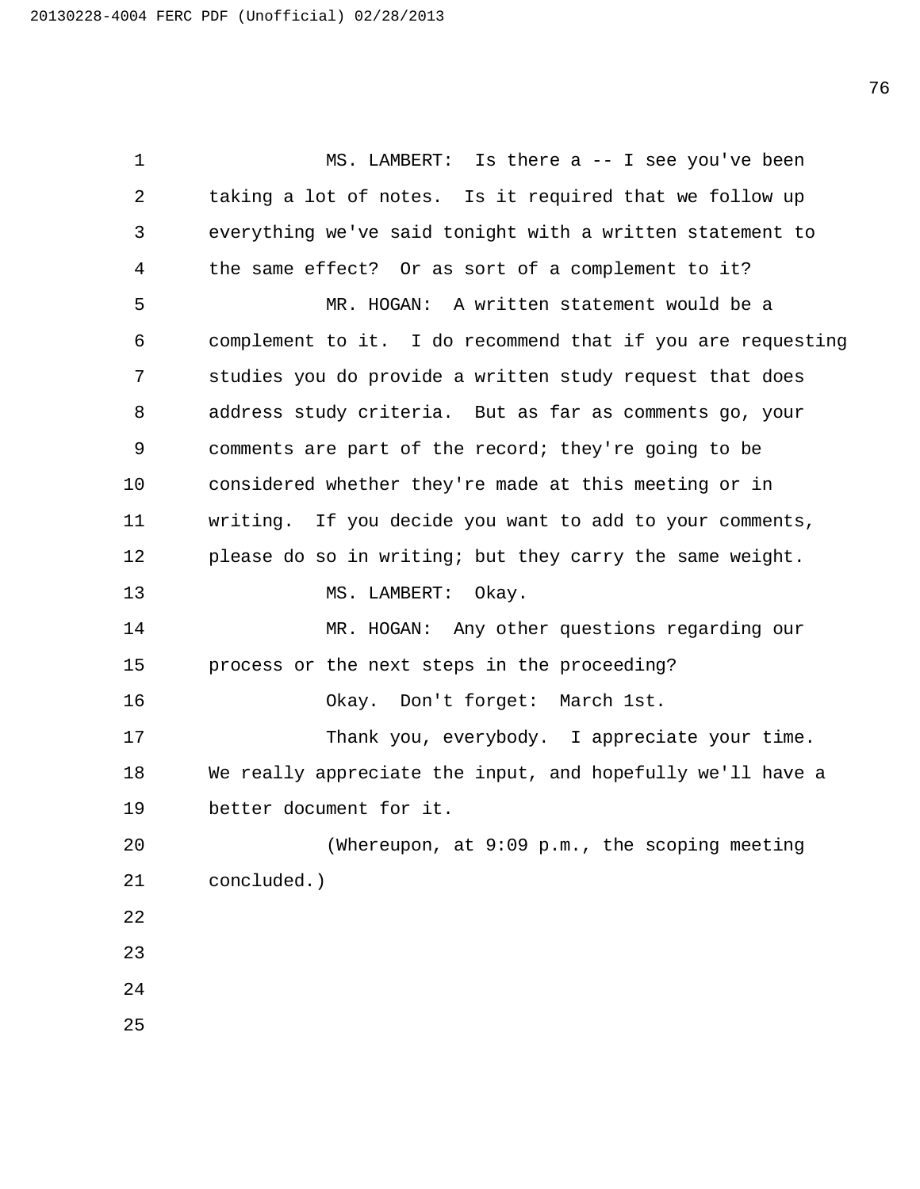MS. LAMBERT: Is there a -- I see you've been taking a lot of notes. Is it required that we follow up everything we've said tonight with a written statement to the same effect? Or as sort of a complement to it?

MR. HOGAN: A written statement would be a complement to it. I do recommend that if you are requesting studies you do provide a written study request that does address study criteria. But as far as comments go, your comments are part of the record; they're going to be considered whether they're made at this meeting or in writing. If you decide you want to add to your comments, please do so in writing; but they carry the same weight.

MS. LAMBERT: Okay.

MR. HOGAN: Any other questions regarding our process or the next steps in the proceeding?

Okay. Don't forget: March 1st.

Thank you, everybody. I appreciate your time. We really appreciate the input, and hopefully we'll have a better document for it.

(Whereupon, at 9:09 p.m., the scoping meeting concluded.)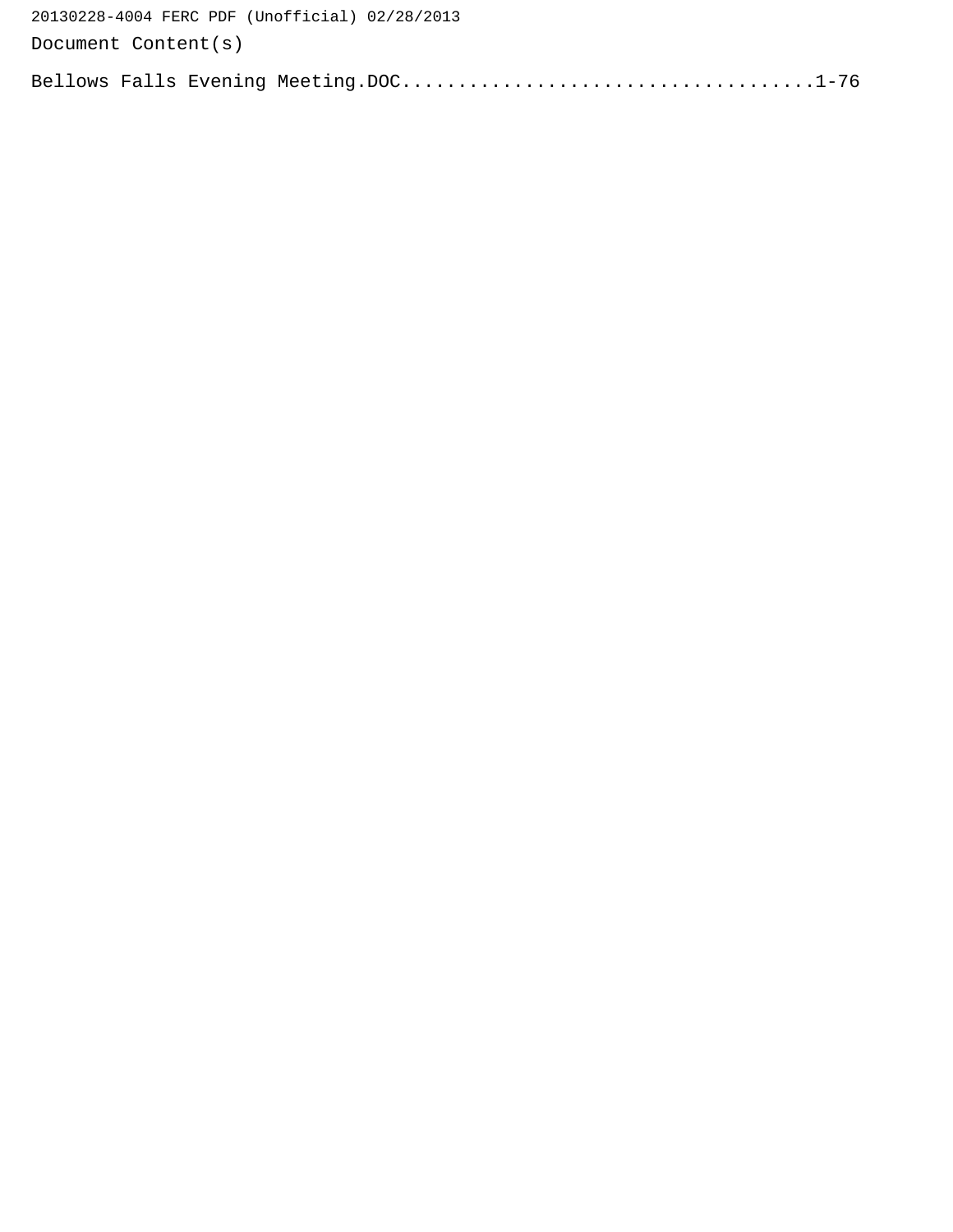20130228-4004 FERC PDF (Unofficial) 02/28/2013

Document Content(s)

Bellows Falls Evening Meeting.DOC.....................................1-76